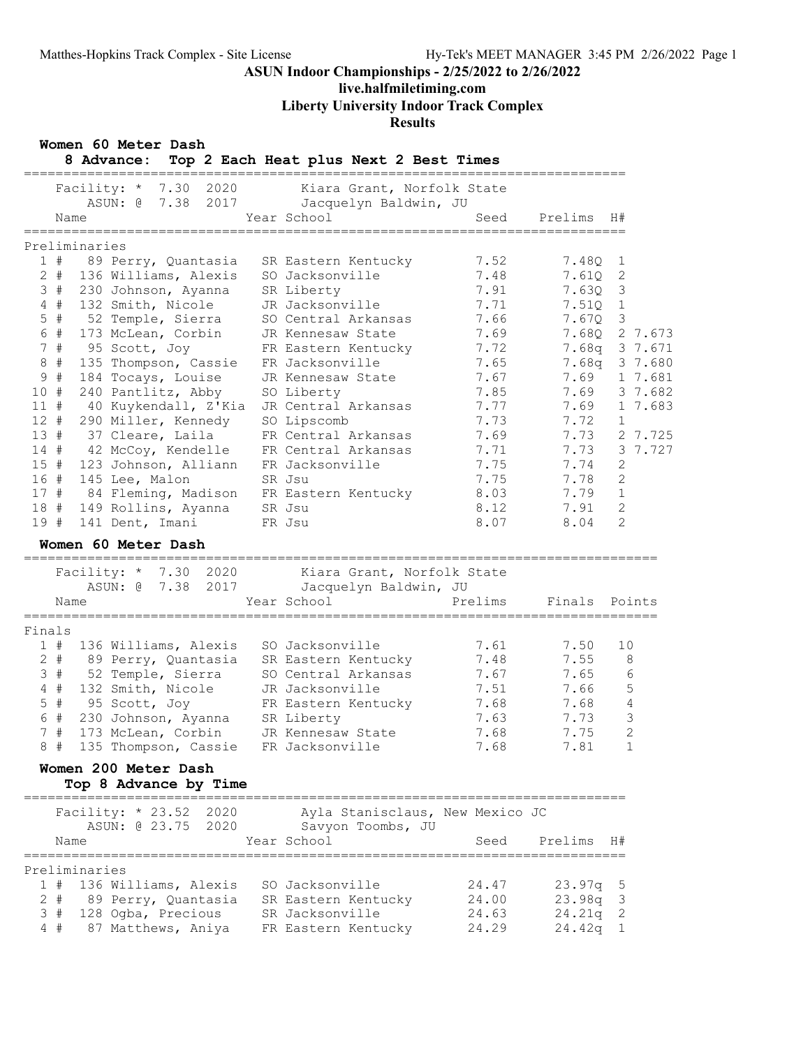ASUN Indoor Championships - 2/25/2022 to 2/26/2022

live.halfmiletiming.com

Liberty University Indoor Track Complex

Results

## Women 60 Meter Dash

### 8 Advance: Top 2 Each Heat plus Next 2 Best Times

Facility: * 7.30 2020 Kiara Grant, Norfolk State
ASUN: @ 7.38 2017 Jacquelyn Baldwin, JU

Preliminaries

| | Name | Year | School | Seed | Prelims | H# | |
|---|---|---|---|---|---|---|---|
| 1 # | 89 Perry, Quantasia | SR | Eastern Kentucky | 7.52 | 7.48Q | 1 | |
| 2 # | 136 Williams, Alexis | SO | Jacksonville | 7.48 | 7.61Q | 2 | |
| 3 # | 230 Johnson, Ayanna | SR | Liberty | 7.91 | 7.63Q | 3 | |
| 4 # | 132 Smith, Nicole | JR | Jacksonville | 7.71 | 7.51Q | 1 | |
| 5 # | 52 Temple, Sierra | SO | Central Arkansas | 7.66 | 7.67Q | 3 | |
| 6 # | 173 McLean, Corbin | JR | Kennesaw State | 7.69 | 7.68Q | 2 | 7.673 |
| 7 # | 95 Scott, Joy | FR | Eastern Kentucky | 7.72 | 7.68q | 3 | 7.671 |
| 8 # | 135 Thompson, Cassie | FR | Jacksonville | 7.65 | 7.68q | 3 | 7.680 |
| 9 # | 184 Tocays, Louise | JR | Kennesaw State | 7.67 | 7.69 | 1 | 7.681 |
| 10 # | 240 Pantlitz, Abby | SO | Liberty | 7.85 | 7.69 | 3 | 7.682 |
| 11 # | 40 Kuykendall, Z'Kia | JR | Central Arkansas | 7.77 | 7.69 | 1 | 7.683 |
| 12 # | 290 Miller, Kennedy | SO | Lipscomb | 7.73 | 7.72 | 1 | |
| 13 # | 37 Cleare, Laila | FR | Central Arkansas | 7.69 | 7.73 | 2 | 7.725 |
| 14 # | 42 McCoy, Kendelle | FR | Central Arkansas | 7.71 | 7.73 | 3 | 7.727 |
| 15 # | 123 Johnson, Alliann | FR | Jacksonville | 7.75 | 7.74 | 2 | |
| 16 # | 145 Lee, Malon | SR | Jsu | 7.75 | 7.78 | 2 | |
| 17 # | 84 Fleming, Madison | FR | Eastern Kentucky | 8.03 | 7.79 | 1 | |
| 18 # | 149 Rollins, Ayanna | SR | Jsu | 8.12 | 7.91 | 2 | |
| 19 # | 141 Dent, Imani | FR | Jsu | 8.07 | 8.04 | 2 | |

## Women 60 Meter Dash

Facility: * 7.30 2020 Kiara Grant, Norfolk State
ASUN: @ 7.38 2017 Jacquelyn Baldwin, JU

Finals

| | Name | Year | School | Prelims | Finals | Points |
|---|---|---|---|---|---|---|
| 1 # | 136 Williams, Alexis | SO | Jacksonville | 7.61 | 7.50 | 10 |
| 2 # | 89 Perry, Quantasia | SR | Eastern Kentucky | 7.48 | 7.55 | 8 |
| 3 # | 52 Temple, Sierra | SO | Central Arkansas | 7.67 | 7.65 | 6 |
| 4 # | 132 Smith, Nicole | JR | Jacksonville | 7.51 | 7.66 | 5 |
| 5 # | 95 Scott, Joy | FR | Eastern Kentucky | 7.68 | 7.68 | 4 |
| 6 # | 230 Johnson, Ayanna | SR | Liberty | 7.63 | 7.73 | 3 |
| 7 # | 173 McLean, Corbin | JR | Kennesaw State | 7.68 | 7.75 | 2 |
| 8 # | 135 Thompson, Cassie | FR | Jacksonville | 7.68 | 7.81 | 1 |

## Women 200 Meter Dash

### Top 8 Advance by Time

Facility: * 23.52 2020 Ayla Stanisclaus, New Mexico JC
ASUN: @ 23.75 2020 Savyon Toombs, JU

Preliminaries

| | Name | Year | School | Seed | Prelims | H# |
|---|---|---|---|---|---|---|
| 1 # | 136 Williams, Alexis | SO | Jacksonville | 24.47 | 23.97q | 5 |
| 2 # | 89 Perry, Quantasia | SR | Eastern Kentucky | 24.00 | 23.98q | 3 |
| 3 # | 128 Ogba, Precious | SR | Jacksonville | 24.63 | 24.21q | 2 |
| 4 # | 87 Matthews, Aniya | FR | Eastern Kentucky | 24.29 | 24.42q | 1 |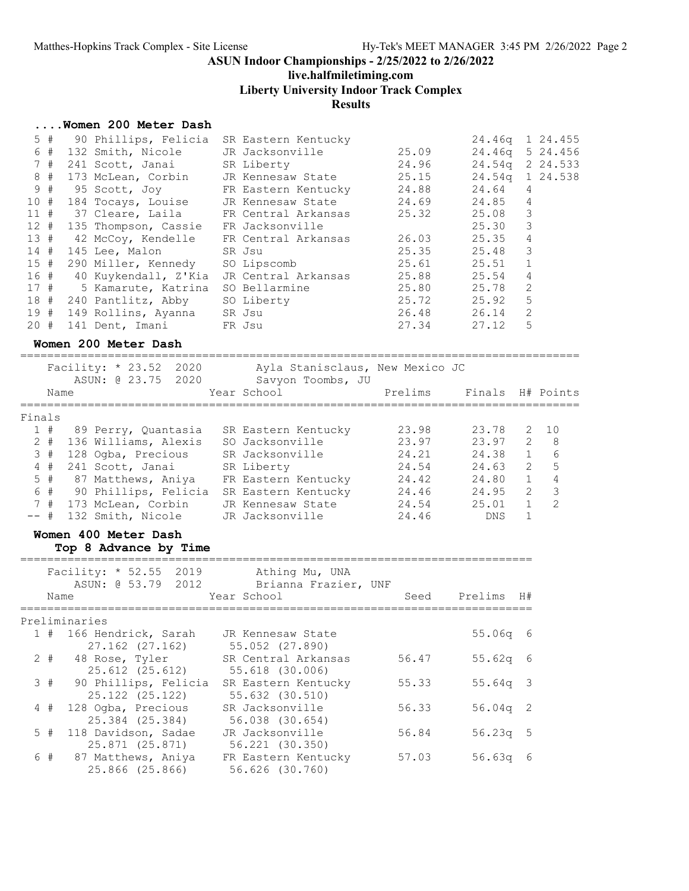# ASUN Indoor Championships - 2/25/2022 to 2/26/2022

## live.halfmiletiming.com

## Liberty University Indoor Track Complex

## Results

### ....Women 200 Meter Dash

| Place | Name | Year | School | Seed | Prelims | H# | |
|---|---|---|---|---|---|---|---|
| 5 # | 90 Phillips, Felicia | SR | Eastern Kentucky | | 24.46q | 1 | 24.455 |
| 6 # | 132 Smith, Nicole | JR | Jacksonville | 25.09 | 24.46q | 5 | 24.456 |
| 7 # | 241 Scott, Janai | SR | Liberty | 24.96 | 24.54q | 2 | 24.533 |
| 8 # | 173 McLean, Corbin | JR | Kennesaw State | 25.15 | 24.54q | 1 | 24.538 |
| 9 # | 95 Scott, Joy | FR | Eastern Kentucky | 24.88 | 24.64 | 4 | |
| 10 # | 184 Tocays, Louise | JR | Kennesaw State | 24.69 | 24.85 | 4 | |
| 11 # | 37 Cleare, Laila | FR | Central Arkansas | 25.32 | 25.08 | 3 | |
| 12 # | 135 Thompson, Cassie | FR | Jacksonville | | 25.30 | 3 | |
| 13 # | 42 McCoy, Kendelle | FR | Central Arkansas | 26.03 | 25.35 | 4 | |
| 14 # | 145 Lee, Malon | SR | Jsu | 25.35 | 25.48 | 3 | |
| 15 # | 290 Miller, Kennedy | SO | Lipscomb | 25.61 | 25.51 | 1 | |
| 16 # | 40 Kuykendall, Z'Kia | JR | Central Arkansas | 25.88 | 25.54 | 4 | |
| 17 # | 5 Kamarute, Katrina | SO | Bellarmine | 25.80 | 25.78 | 2 | |
| 18 # | 240 Pantlitz, Abby | SO | Liberty | 25.72 | 25.92 | 5 | |
| 19 # | 149 Rollins, Ayanna | SR | Jsu | 26.48 | 26.14 | 2 | |
| 20 # | 141 Dent, Imani | FR | Jsu | 27.34 | 27.12 | 5 | |

### Women 200 Meter Dash

Facility: * 23.52 2020 Ayla Stanisclaus, New Mexico JC
ASUN: @ 23.75 2020 Savyon Toombs, JU

**Finals**

| Place | Name | Year | School | Prelims | Finals | H# | Points |
|---|---|---|---|---|---|---|---|
| 1 # | 89 Perry, Quantasia | SR | Eastern Kentucky | 23.98 | 23.78 | 2 | 10 |
| 2 # | 136 Williams, Alexis | SO | Jacksonville | 23.97 | 23.97 | 2 | 8 |
| 3 # | 128 Ogba, Precious | SR | Jacksonville | 24.21 | 24.38 | 1 | 6 |
| 4 # | 241 Scott, Janai | SR | Liberty | 24.54 | 24.63 | 2 | 5 |
| 5 # | 87 Matthews, Aniya | FR | Eastern Kentucky | 24.42 | 24.80 | 1 | 4 |
| 6 # | 90 Phillips, Felicia | SR | Eastern Kentucky | 24.46 | 24.95 | 2 | 3 |
| 7 # | 173 McLean, Corbin | JR | Kennesaw State | 24.54 | 25.01 | 1 | 2 |
| -- # | 132 Smith, Nicole | JR | Jacksonville | 24.46 | DNS | 1 | |

### Women 400 Meter Dash

**Top 8 Advance by Time**

Facility: * 52.55 2019 Athing Mu, UNA
ASUN: @ 53.79 2012 Brianna Frazier, UNF

**Preliminaries**

| Place | Name | Year | School | Seed | Prelims | H# |
|---|---|---|---|---|---|---|
| 1 # | 166 Hendrick, Sarah | JR | Kennesaw State | | 55.06q | 6 |
| | 27.162 (27.162) | | 55.052 (27.890) | | | |
| 2 # | 48 Rose, Tyler | SR | Central Arkansas | 56.47 | 55.62q | 6 |
| | 25.612 (25.612) | | 55.618 (30.006) | | | |
| 3 # | 90 Phillips, Felicia | SR | Eastern Kentucky | 55.33 | 55.64q | 3 |
| | 25.122 (25.122) | | 55.632 (30.510) | | | |
| 4 # | 128 Ogba, Precious | SR | Jacksonville | 56.33 | 56.04q | 2 |
| | 25.384 (25.384) | | 56.038 (30.654) | | | |
| 5 # | 118 Davidson, Sadae | JR | Jacksonville | 56.84 | 56.23q | 5 |
| | 25.871 (25.871) | | 56.221 (30.350) | | | |
| 6 # | 87 Matthews, Aniya | FR | Eastern Kentucky | 57.03 | 56.63q | 6 |
| | 25.866 (25.866) | | 56.626 (30.760) | | | |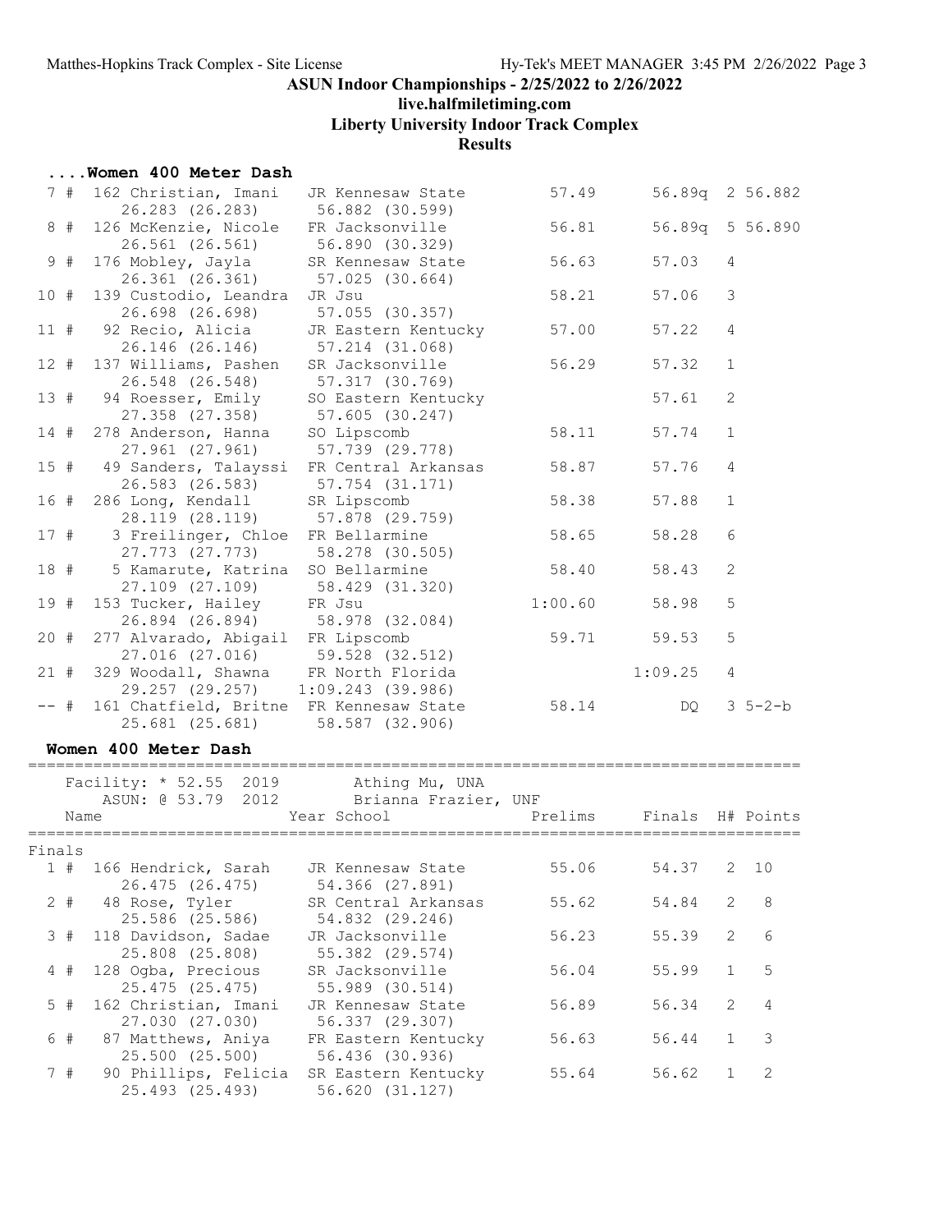ASUN Indoor Championships - 2/25/2022 to 2/26/2022

live.halfmiletiming.com

Liberty University Indoor Track Complex

Results

### ....Women 400 Meter Dash

| Place | Name | Year School | Prelims | Finals | H# | Points |
|---|---|---|---|---|---|---|
| 7 # | 162 Christian, Imani | JR Kennesaw State | 57.49 | 56.89q | 2 | 56.882 |
| | 26.283 (26.283) | 56.882 (30.599) | | | | |
| 8 # | 126 McKenzie, Nicole | FR Jacksonville | 56.81 | 56.89q | 5 | 56.890 |
| | 26.561 (26.561) | 56.890 (30.329) | | | | |
| 9 # | 176 Mobley, Jayla | SR Kennesaw State | 56.63 | 57.03 | 4 | |
| | 26.361 (26.361) | 57.025 (30.664) | | | | |
| 10 # | 139 Custodio, Leandra | JR Jsu | 58.21 | 57.06 | 3 | |
| | 26.698 (26.698) | 57.055 (30.357) | | | | |
| 11 # | 92 Recio, Alicia | JR Eastern Kentucky | 57.00 | 57.22 | 4 | |
| | 26.146 (26.146) | 57.214 (31.068) | | | | |
| 12 # | 137 Williams, Pashen | SR Jacksonville | 56.29 | 57.32 | 1 | |
| | 26.548 (26.548) | 57.317 (30.769) | | | | |
| 13 # | 94 Roesser, Emily | SO Eastern Kentucky | | 57.61 | 2 | |
| | 27.358 (27.358) | 57.605 (30.247) | | | | |
| 14 # | 278 Anderson, Hanna | SO Lipscomb | 58.11 | 57.74 | 1 | |
| | 27.961 (27.961) | 57.739 (29.778) | | | | |
| 15 # | 49 Sanders, Talayssi | FR Central Arkansas | 58.87 | 57.76 | 4 | |
| | 26.583 (26.583) | 57.754 (31.171) | | | | |
| 16 # | 286 Long, Kendall | SR Lipscomb | 58.38 | 57.88 | 1 | |
| | 28.119 (28.119) | 57.878 (29.759) | | | | |
| 17 # | 3 Freilinger, Chloe | FR Bellarmine | 58.65 | 58.28 | 6 | |
| | 27.773 (27.773) | 58.278 (30.505) | | | | |
| 18 # | 5 Kamarute, Katrina | SO Bellarmine | 58.40 | 58.43 | 2 | |
| | 27.109 (27.109) | 58.429 (31.320) | | | | |
| 19 # | 153 Tucker, Hailey | FR Jsu | 1:00.60 | 58.98 | 5 | |
| | 26.894 (26.894) | 58.978 (32.084) | | | | |
| 20 # | 277 Alvarado, Abigail | FR Lipscomb | 59.71 | 59.53 | 5 | |
| | 27.016 (27.016) | 59.528 (32.512) | | | | |
| 21 # | 329 Woodall, Shawna | FR North Florida | | 1:09.25 | 4 | |
| | 29.257 (29.257) | 1:09.243 (39.986) | | | | |
| -- # | 161 Chatfield, Britne | FR Kennesaw State | 58.14 | DQ | 3 | 5-2-b |
| | 25.681 (25.681) | 58.587 (32.906) | | | | |

### Women 400 Meter Dash

Facility: * 52.55 2019 Athing Mu, UNA
ASUN: @ 53.79 2012 Brianna Frazier, UNF

| Place | Name | Year School | Prelims | Finals | H# | Points |
|---|---|---|---|---|---|---|
| **Finals** | | | | | | |
| 1 # | 166 Hendrick, Sarah | JR Kennesaw State | 55.06 | 54.37 | 2 | 10 |
| | 26.475 (26.475) | 54.366 (27.891) | | | | |
| 2 # | 48 Rose, Tyler | SR Central Arkansas | 55.62 | 54.84 | 2 | 8 |
| | 25.586 (25.586) | 54.832 (29.246) | | | | |
| 3 # | 118 Davidson, Sadae | JR Jacksonville | 56.23 | 55.39 | 2 | 6 |
| | 25.808 (25.808) | 55.382 (29.574) | | | | |
| 4 # | 128 Ogba, Precious | SR Jacksonville | 56.04 | 55.99 | 1 | 5 |
| | 25.475 (25.475) | 55.989 (30.514) | | | | |
| 5 # | 162 Christian, Imani | JR Kennesaw State | 56.89 | 56.34 | 2 | 4 |
| | 27.030 (27.030) | 56.337 (29.307) | | | | |
| 6 # | 87 Matthews, Aniya | FR Eastern Kentucky | 56.63 | 56.44 | 1 | 3 |
| | 25.500 (25.500) | 56.436 (30.936) | | | | |
| 7 # | 90 Phillips, Felicia | SR Eastern Kentucky | 55.64 | 56.62 | 1 | 2 |
| | 25.493 (25.493) | 56.620 (31.127) | | | | |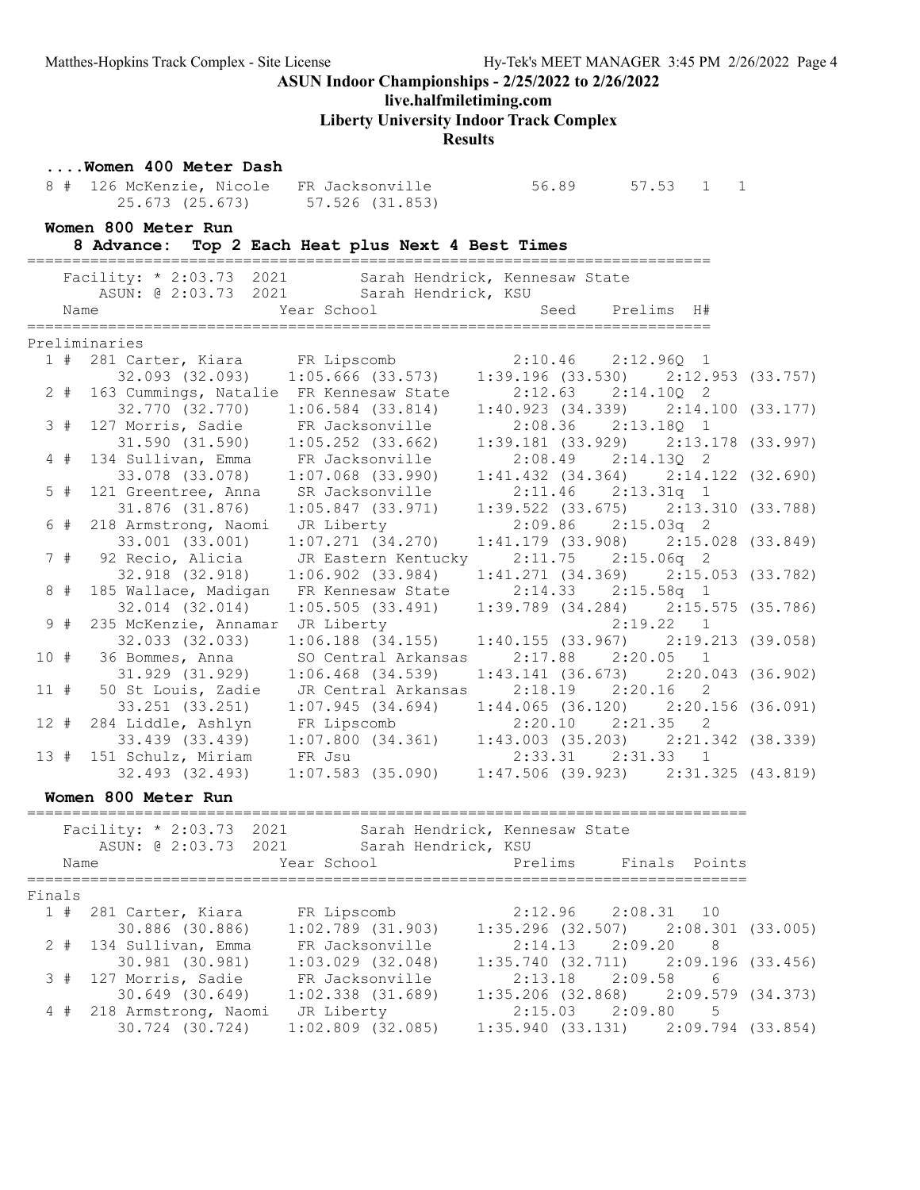## ASUN Indoor Championships - 2/25/2022 to 2/26/2022

**live.halfmiletiming.com**

**Liberty University Indoor Track Complex**

**Results**

### ....Women 400 Meter Dash

| Place | Name | Year | School | Seed | Prelims | H# | |
|---|---|---|---|---|---|---|---|
| 8 # | 126 McKenzie, Nicole | FR | Jacksonville | 56.89 | 57.53 | 1 | 1 |

Splits: 25.673 (25.673) 57.526 (31.853)

### Women 800 Meter Run

**8 Advance: Top 2 Each Heat plus Next 4 Best Times**

Facility: * 2:03.73 2021 Sarah Hendrick, Kennesaw State
ASUN: @ 2:03.73 2021 Sarah Hendrick, KSU

Preliminaries

| Place | Name | Year | School | Seed | Prelims | H# | Splits |
|---|---|---|---|---|---|---|---|
| 1 # | 281 Carter, Kiara | FR | Lipscomb | 2:10.46 | 2:12.96Q | 1 | 32.093 (32.093) 1:05.666 (33.573) 1:39.196 (33.530) 2:12.953 (33.757) |
| 2 # | 163 Cummings, Natalie | FR | Kennesaw State | 2:12.63 | 2:14.10Q | 2 | 32.770 (32.770) 1:06.584 (33.814) 1:40.923 (34.339) 2:14.100 (33.177) |
| 3 # | 127 Morris, Sadie | FR | Jacksonville | 2:08.36 | 2:13.18Q | 1 | 31.590 (31.590) 1:05.252 (33.662) 1:39.181 (33.929) 2:13.178 (33.997) |
| 4 # | 134 Sullivan, Emma | FR | Jacksonville | 2:08.49 | 2:14.13Q | 2 | 33.078 (33.078) 1:07.068 (33.990) 1:41.432 (34.364) 2:14.122 (32.690) |
| 5 # | 121 Greentree, Anna | SR | Jacksonville | 2:11.46 | 2:13.31q | 1 | 31.876 (31.876) 1:05.847 (33.971) 1:39.522 (33.675) 2:13.310 (33.788) |
| 6 # | 218 Armstrong, Naomi | JR | Liberty | 2:09.86 | 2:15.03q | 2 | 33.001 (33.001) 1:07.271 (34.270) 1:41.179 (33.908) 2:15.028 (33.849) |
| 7 # | 92 Recio, Alicia | JR | Eastern Kentucky | 2:11.75 | 2:15.06q | 2 | 32.918 (32.918) 1:06.902 (33.984) 1:41.271 (34.369) 2:15.053 (33.782) |
| 8 # | 185 Wallace, Madigan | FR | Kennesaw State | 2:14.33 | 2:15.58q | 1 | 32.014 (32.014) 1:05.505 (33.491) 1:39.789 (34.284) 2:15.575 (35.786) |
| 9 # | 235 McKenzie, Annamar | JR | Liberty | | 2:19.22 | 1 | 32.033 (32.033) 1:06.188 (34.155) 1:40.155 (33.967) 2:19.213 (39.058) |
| 10 # | 36 Bommes, Anna | SO | Central Arkansas | 2:17.88 | 2:20.05 | 1 | 31.929 (31.929) 1:06.468 (34.539) 1:43.141 (36.673) 2:20.043 (36.902) |
| 11 # | 50 St Louis, Zadie | JR | Central Arkansas | 2:18.19 | 2:20.16 | 2 | 33.251 (33.251) 1:07.945 (34.694) 1:44.065 (36.120) 2:20.156 (36.091) |
| 12 # | 284 Liddle, Ashlyn | FR | Lipscomb | 2:20.10 | 2:21.35 | 2 | 33.439 (33.439) 1:07.800 (34.361) 1:43.003 (35.203) 2:21.342 (38.339) |
| 13 # | 151 Schulz, Miriam | FR | Jsu | 2:33.31 | 2:31.33 | 1 | 32.493 (32.493) 1:07.583 (35.090) 1:47.506 (39.923) 2:31.325 (43.819) |

### Women 800 Meter Run

Facility: * 2:03.73 2021 Sarah Hendrick, Kennesaw State
ASUN: @ 2:03.73 2021 Sarah Hendrick, KSU

Finals

| Place | Name | Year | School | Prelims | Finals | Points | Splits |
|---|---|---|---|---|---|---|---|
| 1 # | 281 Carter, Kiara | FR | Lipscomb | 2:12.96 | 2:08.31 | 10 | 30.886 (30.886) 1:02.789 (31.903) 1:35.296 (32.507) 2:08.301 (33.005) |
| 2 # | 134 Sullivan, Emma | FR | Jacksonville | 2:14.13 | 2:09.20 | 8 | 30.981 (30.981) 1:03.029 (32.048) 1:35.740 (32.711) 2:09.196 (33.456) |
| 3 # | 127 Morris, Sadie | FR | Jacksonville | 2:13.18 | 2:09.58 | 6 | 30.649 (30.649) 1:02.338 (31.689) 1:35.206 (32.868) 2:09.579 (34.373) |
| 4 # | 218 Armstrong, Naomi | JR | Liberty | 2:15.03 | 2:09.80 | 5 | 30.724 (30.724) 1:02.809 (32.085) 1:35.940 (33.131) 2:09.794 (33.854) |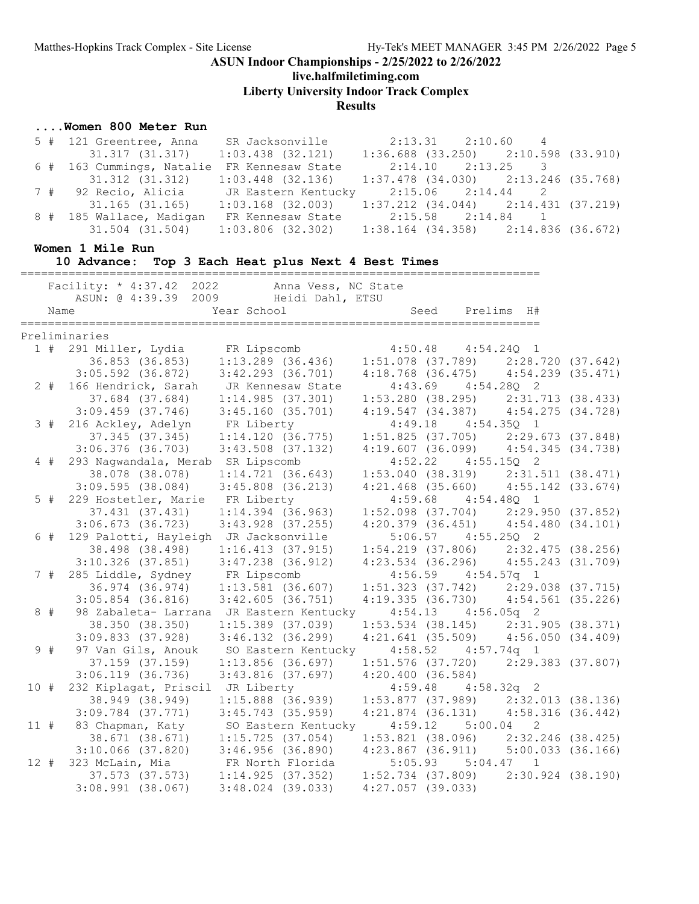## ASUN Indoor Championships - 2/25/2022 to 2/26/2022

**live.halfmiletiming.com**

**Liberty University Indoor Track Complex**

**Results**

### ....Women 800 Meter Run

```
  5 #  121 Greentree, Anna     SR Jacksonville          2:13.31    2:10.60    4 
         31.317 (31.317)    1:03.438 (32.121)    1:36.688 (33.250)    2:10.598 (33.910)
  6 #  163 Cummings, Natalie  FR Kennesaw State        2:14.10    2:13.25    3 
         31.312 (31.312)    1:03.448 (32.136)    1:37.478 (34.030)    2:13.246 (35.768)
  7 #   92 Recio, Alicia      JR Eastern Kentucky      2:15.06    2:14.44    2 
         31.165 (31.165)    1:03.168 (32.003)    1:37.212 (34.044)    2:14.431 (37.219)
  8 #  185 Wallace, Madigan   FR Kennesaw State        2:15.58    2:14.84    1 
         31.504 (31.504)    1:03.806 (32.302)    1:38.164 (34.358)    2:14.836 (36.672)
```

### Women 1 Mile Run

**10 Advance: Top 3 Each Heat plus Next 4 Best Times**

```
=================================================================================
    Facility: * 4:37.42  2022          Anna Vess, NC State                       
        ASUN: @ 4:39.39  2009          Heidi Dahl, ETSU                          
    Name                    Year School                  Seed     Prelims  H#    
=================================================================================
Preliminaries
  1 #  291 Miller, Lydia      FR Lipscomb              4:50.48    4:54.24Q  1 
         36.853 (36.853)    1:13.289 (36.436)    1:51.078 (37.789)    2:28.720 (37.642)
       3:05.592 (36.872)    3:42.293 (36.701)    4:18.768 (36.475)    4:54.239 (35.471)
  2 #  166 Hendrick, Sarah    JR Kennesaw State        4:43.69    4:54.28Q  2 
         37.684 (37.684)    1:14.985 (37.301)    1:53.280 (38.295)    2:31.713 (38.433)
       3:09.459 (37.746)    3:45.160 (35.701)    4:19.547 (34.387)    4:54.275 (34.728)
  3 #  216 Ackley, Adelyn     FR Liberty               4:49.18    4:54.35Q  1 
         37.345 (37.345)    1:14.120 (36.775)    1:51.825 (37.705)    2:29.673 (37.848)
       3:06.376 (36.703)    3:43.508 (37.132)    4:19.607 (36.099)    4:54.345 (34.738)
  4 #  293 Nagwandala, Merab  SR Lipscomb              4:52.22    4:55.15Q  2 
         38.078 (38.078)    1:14.721 (36.643)    1:53.040 (38.319)    2:31.511 (38.471)
       3:09.595 (38.084)    3:45.808 (36.213)    4:21.468 (35.660)    4:55.142 (33.674)
  5 #  229 Hostetler, Marie   FR Liberty               4:59.68    4:54.48Q  1 
         37.431 (37.431)    1:14.394 (36.963)    1:52.098 (37.704)    2:29.950 (37.852)
       3:06.673 (36.723)    3:43.928 (37.255)    4:20.379 (36.451)    4:54.480 (34.101)
  6 #  129 Palotti, Hayleigh  JR Jacksonville          5:06.57    4:55.25Q  2 
         38.498 (38.498)    1:16.413 (37.915)    1:54.219 (37.806)    2:32.475 (38.256)
       3:10.326 (37.851)    3:47.238 (36.912)    4:23.534 (36.296)    4:55.243 (31.709)
  7 #  285 Liddle, Sydney     FR Lipscomb              4:56.59    4:54.57q  1 
         36.974 (36.974)    1:13.581 (36.607)    1:51.323 (37.742)    2:29.038 (37.715)
       3:05.854 (36.816)    3:42.605 (36.751)    4:19.335 (36.730)    4:54.561 (35.226)
  8 #   98 Zabaleta- Larrana  JR Eastern Kentucky      4:54.13    4:56.05q  2 
         38.350 (38.350)    1:15.389 (37.039)    1:53.534 (38.145)    2:31.905 (38.371)
       3:09.833 (37.928)    3:46.132 (36.299)    4:21.641 (35.509)    4:56.050 (34.409)
  9 #   97 Van Gils, Anouk    SO Eastern Kentucky      4:58.52    4:57.74q  1 
         37.159 (37.159)    1:13.856 (36.697)    1:51.576 (37.720)    2:29.383 (37.807)
       3:06.119 (36.736)    3:43.816 (37.697)    4:20.400 (36.584)
 10 #  232 Kiplagat, Priscil  JR Liberty               4:59.48    4:58.32q  2 
         38.949 (38.949)    1:15.888 (36.939)    1:53.877 (37.989)    2:32.013 (38.136)
       3:09.784 (37.771)    3:45.743 (35.959)    4:21.874 (36.131)    4:58.316 (36.442)
 11 #   83 Chapman, Katy      SO Eastern Kentucky      4:59.12    5:00.04   2 
         38.671 (38.671)    1:15.725 (37.054)    1:53.821 (38.096)    2:32.246 (38.425)
       3:10.066 (37.820)    3:46.956 (36.890)    4:23.867 (36.911)    5:00.033 (36.166)
 12 #  323 McLain, Mia        FR North Florida         5:05.93    5:04.47   1 
         37.573 (37.573)    1:14.925 (37.352)    1:52.734 (37.809)    2:30.924 (38.190)
       3:08.991 (38.067)    3:48.024 (39.033)    4:27.057 (39.033)
```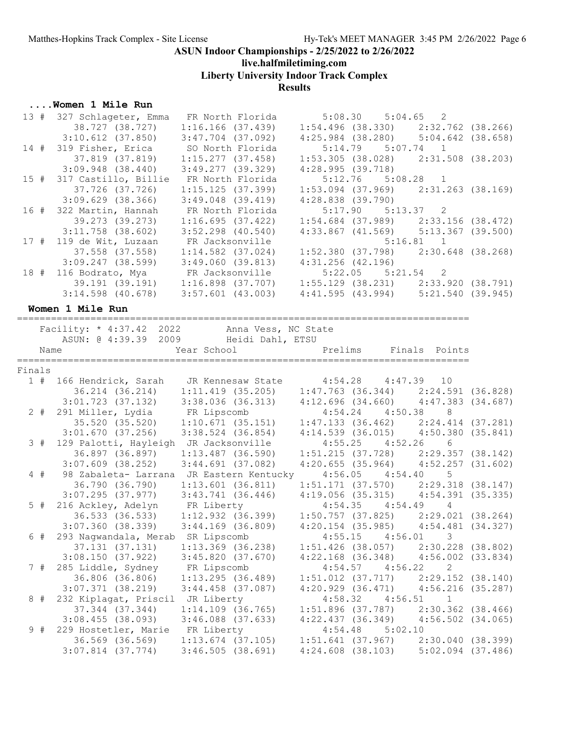## ASUN Indoor Championships - 2/25/2022 to 2/26/2022

**live.halfmiletiming.com**

**Liberty University Indoor Track Complex**

**Results**

### ....Women 1 Mile Run

```
 13 #  327 Schlageter, Emma   FR North Florida       5:08.30    5:04.65   2
        38.727 (38.727)    1:16.166 (37.439)    1:54.496 (38.330)    2:32.762 (38.266)
      3:10.612 (37.850)    3:47.704 (37.092)    4:25.984 (38.280)    5:04.642 (38.658)
 14 #  319 Fisher, Erica      SO North Florida       5:14.79    5:07.74   1
        37.819 (37.819)    1:15.277 (37.458)    1:53.305 (38.028)    2:31.508 (38.203)
      3:09.948 (38.440)    3:49.277 (39.329)    4:28.995 (39.718)
 15 #  317 Castillo, Billie   FR North Florida       5:12.76    5:08.28   1
        37.726 (37.726)    1:15.125 (37.399)    1:53.094 (37.969)    2:31.263 (38.169)
      3:09.629 (38.366)    3:49.048 (39.419)    4:28.838 (39.790)
 16 #  322 Martin, Hannah     FR North Florida       5:17.90    5:13.37   2
        39.273 (39.273)    1:16.695 (37.422)    1:54.684 (37.989)    2:33.156 (38.472)
      3:11.758 (38.602)    3:52.298 (40.540)    4:33.867 (41.569)    5:13.367 (39.500)
 17 #  119 de Wit, Luzaan     FR Jacksonville                   5:16.81   1
        37.558 (37.558)    1:14.582 (37.024)    1:52.380 (37.798)    2:30.648 (38.268)
      3:09.247 (38.599)    3:49.060 (39.813)    4:31.256 (42.196)
 18 #  116 Bodrato, Mya       FR Jacksonville        5:22.05    5:21.54   2
        39.191 (39.191)    1:16.898 (37.707)    1:55.129 (38.231)    2:33.920 (38.791)
      3:14.598 (40.678)    3:57.601 (43.003)    4:41.595 (43.994)    5:21.540 (39.945)
```

### Women 1 Mile Run

```
================================================================================
    Facility: * 4:37.42  2022        Anna Vess, NC State
        ASUN: @ 4:39.39  2009        Heidi Dahl, ETSU
    Name                    Year School               Prelims     Finals  Points
================================================================================
Finals
  1 #  166 Hendrick, Sarah    JR Kennesaw State      4:54.28    4:47.39  10
        36.214 (36.214)    1:11.419 (35.205)    1:47.763 (36.344)    2:24.591 (36.828)
      3:01.723 (37.132)    3:38.036 (36.313)    4:12.696 (34.660)    4:47.383 (34.687)
  2 #  291 Miller, Lydia      FR Lipscomb            4:54.24    4:50.38   8
        35.520 (35.520)    1:10.671 (35.151)    1:47.133 (36.462)    2:24.414 (37.281)
      3:01.670 (37.256)    3:38.524 (36.854)    4:14.539 (36.015)    4:50.380 (35.841)
  3 #  129 Palotti, Hayleigh  JR Jacksonville        4:55.25    4:52.26   6
        36.897 (36.897)    1:13.487 (36.590)    1:51.215 (37.728)    2:29.357 (38.142)
      3:07.609 (38.252)    3:44.691 (37.082)    4:20.655 (35.964)    4:52.257 (31.602)
  4 #   98 Zabaleta- Larrana  JR Eastern Kentucky    4:56.05    4:54.40   5
        36.790 (36.790)    1:13.601 (36.811)    1:51.171 (37.570)    2:29.318 (38.147)
      3:07.295 (37.977)    3:43.741 (36.446)    4:19.056 (35.315)    4:54.391 (35.335)
  5 #  216 Ackley, Adelyn     FR Liberty             4:54.35    4:54.49   4
        36.533 (36.533)    1:12.932 (36.399)    1:50.757 (37.825)    2:29.021 (38.264)
      3:07.360 (38.339)    3:44.169 (36.809)    4:20.154 (35.985)    4:54.481 (34.327)
  6 #  293 Nagwandala, Merab  SR Lipscomb            4:55.15    4:56.01   3
        37.131 (37.131)    1:13.369 (36.238)    1:51.426 (38.057)    2:30.228 (38.802)
      3:08.150 (37.922)    3:45.820 (37.670)    4:22.168 (36.348)    4:56.002 (33.834)
  7 #  285 Liddle, Sydney     FR Lipscomb            4:54.57    4:56.22   2
        36.806 (36.806)    1:13.295 (36.489)    1:51.012 (37.717)    2:29.152 (38.140)
      3:07.371 (38.219)    3:44.458 (37.087)    4:20.929 (36.471)    4:56.216 (35.287)
  8 #  232 Kiplagat, Priscil  JR Liberty             4:58.32    4:56.51   1
        37.344 (37.344)    1:14.109 (36.765)    1:51.896 (37.787)    2:30.362 (38.466)
      3:08.455 (38.093)    3:46.088 (37.633)    4:22.437 (36.349)    4:56.502 (34.065)
  9 #  229 Hostetler, Marie   FR Liberty             4:54.48    5:02.10
        36.569 (36.569)    1:13.674 (37.105)    1:51.641 (37.967)    2:30.040 (38.399)
      3:07.814 (37.774)    3:46.505 (38.691)    4:24.608 (38.103)    5:02.094 (37.486)
```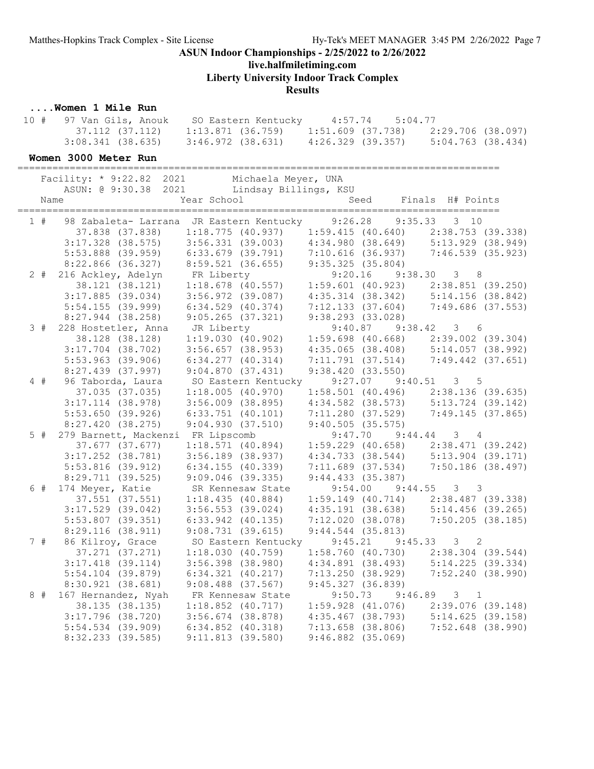# ASUN Indoor Championships - 2/25/2022 to 2/26/2022

## live.halfmiletiming.com

## Liberty University Indoor Track Complex

## Results

### ....Women 1 Mile Run

```
 10 #   97 Van Gils, Anouk     SO Eastern Kentucky     4:57.74    5:04.77
          37.112 (37.112)    1:13.871 (36.759)    1:51.609 (37.738)    2:29.706 (38.097)
        3:08.341 (38.635)    3:46.972 (38.631)    4:26.329 (39.357)    5:04.763 (38.434)
```

### Women 3000 Meter Run

```
==================================================================================
    Facility: * 9:22.82  2021        Michaela Meyer, UNA
       ASUN: @ 9:30.38  2021        Lindsay Billings, KSU
    Name                   Year School                Seed     Finals  H# Points
==================================================================================
  1 #   98 Zabaleta- Larrana  JR Eastern Kentucky     9:26.28    9:35.33   3  10
          37.838 (37.838)    1:18.775 (40.937)    1:59.415 (40.640)    2:38.753 (39.338)
        3:17.328 (38.575)    3:56.331 (39.003)    4:34.980 (38.649)    5:13.929 (38.949)
        5:53.888 (39.959)    6:33.679 (39.791)    7:10.616 (36.937)    7:46.539 (35.923)
        8:22.866 (36.327)    8:59.521 (36.655)    9:35.325 (35.804)
  2 #  216 Ackley, Adelyn     FR Liberty              9:20.16    9:38.30   3   8
          38.121 (38.121)    1:18.678 (40.557)    1:59.601 (40.923)    2:38.851 (39.250)
        3:17.885 (39.034)    3:56.972 (39.087)    4:35.314 (38.342)    5:14.156 (38.842)
        5:54.155 (39.999)    6:34.529 (40.374)    7:12.133 (37.604)    7:49.686 (37.553)
        8:27.944 (38.258)    9:05.265 (37.321)    9:38.293 (33.028)
  3 #  228 Hostetler, Anna    JR Liberty              9:40.87    9:38.42   3   6
          38.128 (38.128)    1:19.030 (40.902)    1:59.698 (40.668)    2:39.002 (39.304)
        3:17.704 (38.702)    3:56.657 (38.953)    4:35.065 (38.408)    5:14.057 (38.992)
        5:53.963 (39.906)    6:34.277 (40.314)    7:11.791 (37.514)    7:49.442 (37.651)
        8:27.439 (37.997)    9:04.870 (37.431)    9:38.420 (33.550)
  4 #   96 Taborda, Laura     SO Eastern Kentucky     9:27.07    9:40.51   3   5
          37.035 (37.035)    1:18.005 (40.970)    1:58.501 (40.496)    2:38.136 (39.635)
        3:17.114 (38.978)    3:56.009 (38.895)    4:34.582 (38.573)    5:13.724 (39.142)
        5:53.650 (39.926)    6:33.751 (40.101)    7:11.280 (37.529)    7:49.145 (37.865)
        8:27.420 (38.275)    9:04.930 (37.510)    9:40.505 (35.575)
  5 #  279 Barnett, Mackenzi  FR Lipscomb             9:47.70    9:44.44   3   4
          37.677 (37.677)    1:18.571 (40.894)    1:59.229 (40.658)    2:38.471 (39.242)
        3:17.252 (38.781)    3:56.189 (38.937)    4:34.733 (38.544)    5:13.904 (39.171)
        5:53.816 (39.912)    6:34.155 (40.339)    7:11.689 (37.534)    7:50.186 (38.497)
        8:29.711 (39.525)    9:09.046 (39.335)    9:44.433 (35.387)
  6 #  174 Meyer, Katie       SR Kennesaw State       9:54.00    9:44.55   3   3
          37.551 (37.551)    1:18.435 (40.884)    1:59.149 (40.714)    2:38.487 (39.338)
        3:17.529 (39.042)    3:56.553 (39.024)    4:35.191 (38.638)    5:14.456 (39.265)
        5:53.807 (39.351)    6:33.942 (40.135)    7:12.020 (38.078)    7:50.205 (38.185)
        8:29.116 (38.911)    9:08.731 (39.615)    9:44.544 (35.813)
  7 #   86 Kilroy, Grace      SO Eastern Kentucky     9:45.21    9:45.33   3   2
          37.271 (37.271)    1:18.030 (40.759)    1:58.760 (40.730)    2:38.304 (39.544)
        3:17.418 (39.114)    3:56.398 (38.980)    4:34.891 (38.493)    5:14.225 (39.334)
        5:54.104 (39.879)    6:34.321 (40.217)    7:13.250 (38.929)    7:52.240 (38.990)
        8:30.921 (38.681)    9:08.488 (37.567)    9:45.327 (36.839)
  8 #  167 Hernandez, Nyah    FR Kennesaw State       9:50.73    9:46.89   3   1
          38.135 (38.135)    1:18.852 (40.717)    1:59.928 (41.076)    2:39.076 (39.148)
        3:17.796 (38.720)    3:56.674 (38.878)    4:35.467 (38.793)    5:14.625 (39.158)
        5:54.534 (39.909)    6:34.852 (40.318)    7:13.658 (38.806)    7:52.648 (38.990)
        8:32.233 (39.585)    9:11.813 (39.580)    9:46.882 (35.069)
```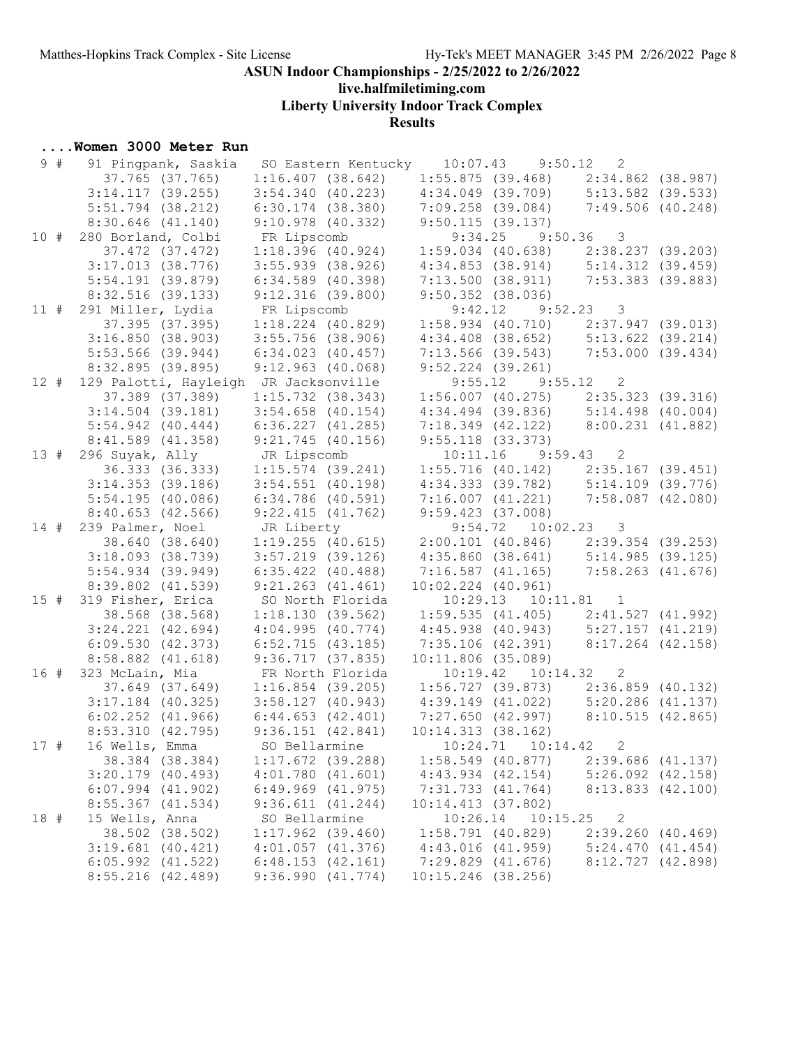# ASUN Indoor Championships - 2/25/2022 to 2/26/2022

**live.halfmiletiming.com**

**Liberty University Indoor Track Complex**

**Results**

## ....Women 3000 Meter Run

```
  9 #   91 Pingpank, Saskia   SO Eastern Kentucky    10:07.43    9:50.12   2
          37.765 (37.765)     1:16.407 (38.642)     1:55.875 (39.468)     2:34.862 (38.987)
        3:14.117 (39.255)     3:54.340 (40.223)     4:34.049 (39.709)     5:13.582 (39.533)
        5:51.794 (38.212)     6:30.174 (38.380)     7:09.258 (39.084)     7:49.506 (40.248)
        8:30.646 (41.140)     9:10.978 (40.332)     9:50.115 (39.137)
 10 #  280 Borland, Colbi     FR Lipscomb             9:34.25    9:50.36   3
          37.472 (37.472)     1:18.396 (40.924)     1:59.034 (40.638)     2:38.237 (39.203)
        3:17.013 (38.776)     3:55.939 (38.926)     4:34.853 (38.914)     5:14.312 (39.459)
        5:54.191 (39.879)     6:34.589 (40.398)     7:13.500 (38.911)     7:53.383 (39.883)
        8:32.516 (39.133)     9:12.316 (39.800)     9:50.352 (38.036)
 11 #  291 Miller, Lydia      FR Lipscomb             9:42.12    9:52.23   3
          37.395 (37.395)     1:18.224 (40.829)     1:58.934 (40.710)     2:37.947 (39.013)
        3:16.850 (38.903)     3:55.756 (38.906)     4:34.408 (38.652)     5:13.622 (39.214)
        5:53.566 (39.944)     6:34.023 (40.457)     7:13.566 (39.543)     7:53.000 (39.434)
        8:32.895 (39.895)     9:12.963 (40.068)     9:52.224 (39.261)
 12 #  129 Palotti, Hayleigh  JR Jacksonville         9:55.12    9:55.12   2
          37.389 (37.389)     1:15.732 (38.343)     1:56.007 (40.275)     2:35.323 (39.316)
        3:14.504 (39.181)     3:54.658 (40.154)     4:34.494 (39.836)     5:14.498 (40.004)
        5:54.942 (40.444)     6:36.227 (41.285)     7:18.349 (42.122)     8:00.231 (41.882)
        8:41.589 (41.358)     9:21.745 (40.156)     9:55.118 (33.373)
 13 #  296 Suyak, Ally        JR Lipscomb            10:11.16    9:59.43   2
          36.333 (36.333)     1:15.574 (39.241)     1:55.716 (40.142)     2:35.167 (39.451)
        3:14.353 (39.186)     3:54.551 (40.198)     4:34.333 (39.782)     5:14.109 (39.776)
        5:54.195 (40.086)     6:34.786 (40.591)     7:16.007 (41.221)     7:58.087 (42.080)
        8:40.653 (42.566)     9:22.415 (41.762)     9:59.423 (37.008)
 14 #  239 Palmer, Noel       JR Liberty              9:54.72   10:02.23   3
          38.640 (38.640)     1:19.255 (40.615)     2:00.101 (40.846)     2:39.354 (39.253)
        3:18.093 (38.739)     3:57.219 (39.126)     4:35.860 (38.641)     5:14.985 (39.125)
        5:54.934 (39.949)     6:35.422 (40.488)     7:16.587 (41.165)     7:58.263 (41.676)
        8:39.802 (41.539)     9:21.263 (41.461)    10:02.224 (40.961)
 15 #  319 Fisher, Erica      SO North Florida       10:29.13   10:11.81   1
          38.568 (38.568)     1:18.130 (39.562)     1:59.535 (41.405)     2:41.527 (41.992)
        3:24.221 (42.694)     4:04.995 (40.774)     4:45.938 (40.943)     5:27.157 (41.219)
        6:09.530 (42.373)     6:52.715 (43.185)     7:35.106 (42.391)     8:17.264 (42.158)
        8:58.882 (41.618)     9:36.717 (37.835)    10:11.806 (35.089)
 16 #  323 McLain, Mia        FR North Florida       10:19.42   10:14.32   2
          37.649 (37.649)     1:16.854 (39.205)     1:56.727 (39.873)     2:36.859 (40.132)
        3:17.184 (40.325)     3:58.127 (40.943)     4:39.149 (41.022)     5:20.286 (41.137)
        6:02.252 (41.966)     6:44.653 (42.401)     7:27.650 (42.997)     8:10.515 (42.865)
        8:53.310 (42.795)     9:36.151 (42.841)    10:14.313 (38.162)
 17 #   16 Wells, Emma        SO Bellarmine          10:24.71   10:14.42   2
          38.384 (38.384)     1:17.672 (39.288)     1:58.549 (40.877)     2:39.686 (41.137)
        3:20.179 (40.493)     4:01.780 (41.601)     4:43.934 (42.154)     5:26.092 (42.158)
        6:07.994 (41.902)     6:49.969 (41.975)     7:31.733 (41.764)     8:13.833 (42.100)
        8:55.367 (41.534)     9:36.611 (41.244)    10:14.413 (37.802)
 18 #   15 Wells, Anna        SO Bellarmine          10:26.14   10:15.25   2
          38.502 (38.502)     1:17.962 (39.460)     1:58.791 (40.829)     2:39.260 (40.469)
        3:19.681 (40.421)     4:01.057 (41.376)     4:43.016 (41.959)     5:24.470 (41.454)
        6:05.992 (41.522)     6:48.153 (42.161)     7:29.829 (41.676)     8:12.727 (42.898)
        8:55.216 (42.489)     9:36.990 (41.774)    10:15.246 (38.256)
```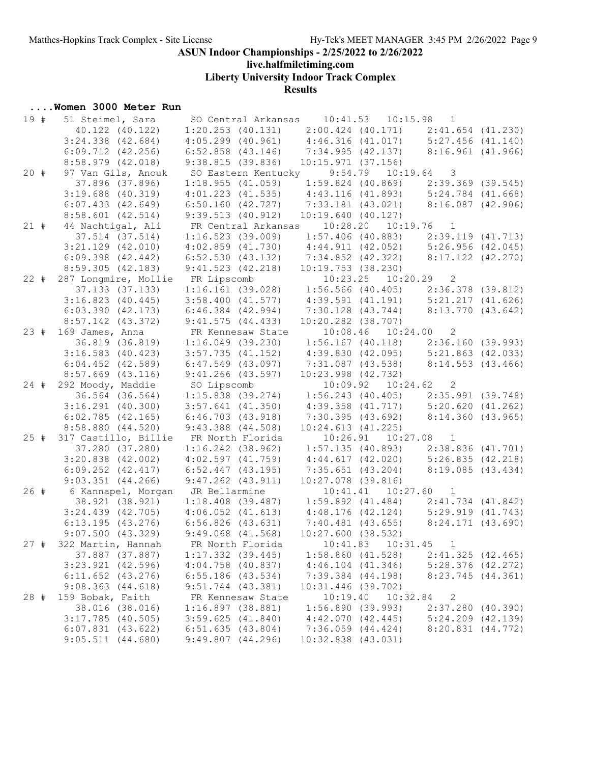## ASUN Indoor Championships - 2/25/2022 to 2/26/2022

**live.halfmiletiming.com**

**Liberty University Indoor Track Complex**

**Results**

### ....Women 3000 Meter Run

```
19 #   51 Steimel, Sara       SO Central Arkansas    10:41.53   10:15.98   1
         40.122 (40.122)    1:20.253 (40.131)    2:00.424 (40.171)    2:41.654 (41.230)
       3:24.338 (42.684)    4:05.299 (40.961)    4:46.316 (41.017)    5:27.456 (41.140)
       6:09.712 (42.256)    6:52.858 (43.146)    7:34.995 (42.137)    8:16.961 (41.966)
       8:58.979 (42.018)    9:38.815 (39.836)   10:15.971 (37.156)
20 #   97 Van Gils, Anouk     SO Eastern Kentucky     9:54.79   10:19.64   3
         37.896 (37.896)    1:18.955 (41.059)    1:59.824 (40.869)    2:39.369 (39.545)
       3:19.688 (40.319)    4:01.223 (41.535)    4:43.116 (41.893)    5:24.784 (41.668)
       6:07.433 (42.649)    6:50.160 (42.727)    7:33.181 (43.021)    8:16.087 (42.906)
       8:58.601 (42.514)    9:39.513 (40.912)   10:19.640 (40.127)
21 #   44 Nachtigal, Ali      FR Central Arkansas    10:28.20   10:19.76   1
         37.514 (37.514)    1:16.523 (39.009)    1:57.406 (40.883)    2:39.119 (41.713)
       3:21.129 (42.010)    4:02.859 (41.730)    4:44.911 (42.052)    5:26.956 (42.045)
       6:09.398 (42.442)    6:52.530 (43.132)    7:34.852 (42.322)    8:17.122 (42.270)
       8:59.305 (42.183)    9:41.523 (42.218)   10:19.753 (38.230)
22 #  287 Longmire, Mollie   FR Lipscomb            10:23.25   10:20.29   2
         37.133 (37.133)    1:16.161 (39.028)    1:56.566 (40.405)    2:36.378 (39.812)
       3:16.823 (40.445)    3:58.400 (41.577)    4:39.591 (41.191)    5:21.217 (41.626)
       6:03.390 (42.173)    6:46.384 (42.994)    7:30.128 (43.744)    8:13.770 (43.642)
       8:57.142 (43.372)    9:41.575 (44.433)   10:20.282 (38.707)
23 #  169 James, Anna        FR Kennesaw State      10:08.46   10:24.00   2
         36.819 (36.819)    1:16.049 (39.230)    1:56.167 (40.118)    2:36.160 (39.993)
       3:16.583 (40.423)    3:57.735 (41.152)    4:39.830 (42.095)    5:21.863 (42.033)
       6:04.452 (42.589)    6:47.549 (43.097)    7:31.087 (43.538)    8:14.553 (43.466)
       8:57.669 (43.116)    9:41.266 (43.597)   10:23.998 (42.732)
24 #  292 Moody, Maddie      SO Lipscomb            10:09.92   10:24.62   2
         36.564 (36.564)    1:15.838 (39.274)    1:56.243 (40.405)    2:35.991 (39.748)
       3:16.291 (40.300)    3:57.641 (41.350)    4:39.358 (41.717)    5:20.620 (41.262)
       6:02.785 (42.165)    6:46.703 (43.918)    7:30.395 (43.692)    8:14.360 (43.965)
       8:58.880 (44.520)    9:43.388 (44.508)   10:24.613 (41.225)
25 #  317 Castillo, Billie   FR North Florida       10:26.91   10:27.08   1
         37.280 (37.280)    1:16.242 (38.962)    1:57.135 (40.893)    2:38.836 (41.701)
       3:20.838 (42.002)    4:02.597 (41.759)    4:44.617 (42.020)    5:26.835 (42.218)
       6:09.252 (42.417)    6:52.447 (43.195)    7:35.651 (43.204)    8:19.085 (43.434)
       9:03.351 (44.266)    9:47.262 (43.911)   10:27.078 (39.816)
26 #    6 Kannapel, Morgan   JR Bellarmine          10:41.41   10:27.60   1
         38.921 (38.921)    1:18.408 (39.487)    1:59.892 (41.484)    2:41.734 (41.842)
       3:24.439 (42.705)    4:06.052 (41.613)    4:48.176 (42.124)    5:29.919 (41.743)
       6:13.195 (43.276)    6:56.826 (43.631)    7:40.481 (43.655)    8:24.171 (43.690)
       9:07.500 (43.329)    9:49.068 (41.568)   10:27.600 (38.532)
27 #  322 Martin, Hannah     FR North Florida       10:41.83   10:31.45   1
         37.887 (37.887)    1:17.332 (39.445)    1:58.860 (41.528)    2:41.325 (42.465)
       3:23.921 (42.596)    4:04.758 (40.837)    4:46.104 (41.346)    5:28.376 (42.272)
       6:11.652 (43.276)    6:55.186 (43.534)    7:39.384 (44.198)    8:23.745 (44.361)
       9:08.363 (44.618)    9:51.744 (43.381)   10:31.446 (39.702)
28 #  159 Bobak, Faith       FR Kennesaw State      10:19.40   10:32.84   2
         38.016 (38.016)    1:16.897 (38.881)    1:56.890 (39.993)    2:37.280 (40.390)
       3:17.785 (40.505)    3:59.625 (41.840)    4:42.070 (42.445)    5:24.209 (42.139)
       6:07.831 (43.622)    6:51.635 (43.804)    7:36.059 (44.424)    8:20.831 (44.772)
       9:05.511 (44.680)    9:49.807 (44.296)   10:32.838 (43.031)
```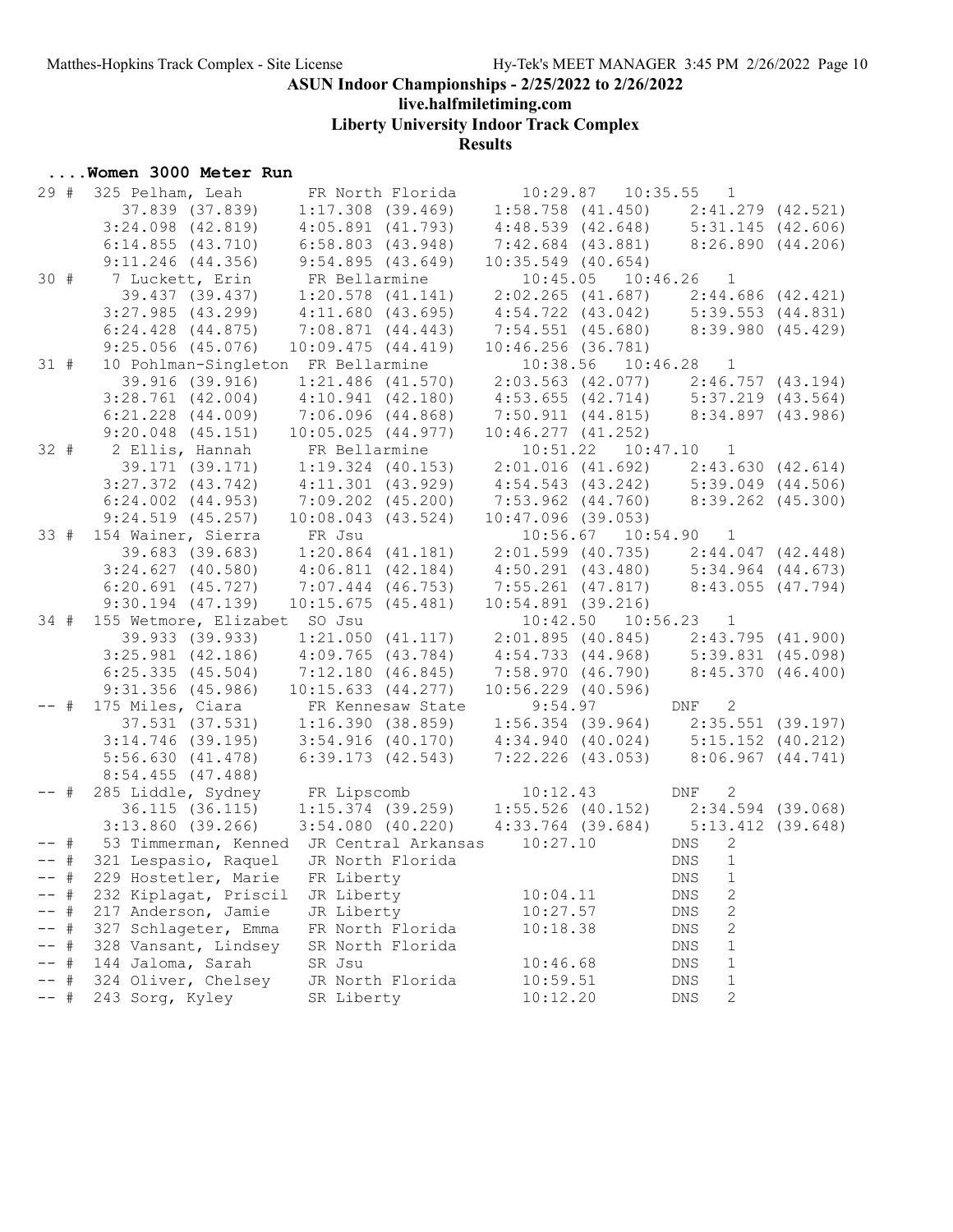# ASUN Indoor Championships - 2/25/2022 to 2/26/2022

**live.halfmiletiming.com**

**Liberty University Indoor Track Complex**

**Results**

## ....Women 3000 Meter Run

```
 29 #  325 Pelham, Leah        FR North Florida       10:29.87   10:35.55   1
         37.839 (37.839)     1:17.308 (39.469)     1:58.758 (41.450)     2:41.279 (42.521)
       3:24.098 (42.819)     4:05.891 (41.793)     4:48.539 (42.648)     5:31.145 (42.606)
       6:14.855 (43.710)     6:58.803 (43.948)     7:42.684 (43.881)     8:26.890 (44.206)
       9:11.246 (44.356)     9:54.895 (43.649)    10:35.549 (40.654)
 30 #    7 Luckett, Erin       FR Bellarmine          10:45.05   10:46.26   1
         39.437 (39.437)     1:20.578 (41.141)     2:02.265 (41.687)     2:44.686 (42.421)
       3:27.985 (43.299)     4:11.680 (43.695)     4:54.722 (43.042)     5:39.553 (44.831)
       6:24.428 (44.875)     7:08.871 (44.443)     7:54.551 (45.680)     8:39.980 (45.429)
       9:25.056 (45.076)    10:09.475 (44.419)    10:46.256 (36.781)
 31 #   10 Pohlman-Singleton  FR Bellarmine           10:38.56   10:46.28   1
         39.916 (39.916)     1:21.486 (41.570)     2:03.563 (42.077)     2:46.757 (43.194)
       3:28.761 (42.004)     4:10.941 (42.180)     4:53.655 (42.714)     5:37.219 (43.564)
       6:21.228 (44.009)     7:06.096 (44.868)     7:50.911 (44.815)     8:34.897 (43.986)
       9:20.048 (45.151)    10:05.025 (44.977)    10:46.277 (41.252)
 32 #    2 Ellis, Hannah       FR Bellarmine          10:51.22   10:47.10   1
         39.171 (39.171)     1:19.324 (40.153)     2:01.016 (41.692)     2:43.630 (42.614)
       3:27.372 (43.742)     4:11.301 (43.929)     4:54.543 (43.242)     5:39.049 (44.506)
       6:24.002 (44.953)     7:09.202 (45.200)     7:53.962 (44.760)     8:39.262 (45.300)
       9:24.519 (45.257)    10:08.043 (43.524)    10:47.096 (39.053)
 33 #  154 Wainer, Sierra      FR Jsu                 10:56.67   10:54.90   1
         39.683 (39.683)     1:20.864 (41.181)     2:01.599 (40.735)     2:44.047 (42.448)
       3:24.627 (40.580)     4:06.811 (42.184)     4:50.291 (43.480)     5:34.964 (44.673)
       6:20.691 (45.727)     7:07.444 (46.753)     7:55.261 (47.817)     8:43.055 (47.794)
       9:30.194 (47.139)    10:15.675 (45.481)    10:54.891 (39.216)
 34 #  155 Wetmore, Elizabet   SO Jsu                 10:42.50   10:56.23   1
         39.933 (39.933)     1:21.050 (41.117)     2:01.895 (40.845)     2:43.795 (41.900)
       3:25.981 (42.186)     4:09.765 (43.784)     4:54.733 (44.968)     5:39.831 (45.098)
       6:25.335 (45.504)     7:12.180 (46.845)     7:58.970 (46.790)     8:45.370 (46.400)
       9:31.356 (45.986)    10:15.633 (44.277)    10:56.229 (40.596)
 -- #  175 Miles, Ciara        FR Kennesaw State       9:54.97        DNF   2
         37.531 (37.531)     1:16.390 (38.859)     1:56.354 (39.964)     2:35.551 (39.197)
       3:14.746 (39.195)     3:54.916 (40.170)     4:34.940 (40.024)     5:15.152 (40.212)
       5:56.630 (41.478)     6:39.173 (42.543)     7:22.226 (43.053)     8:06.967 (44.741)
       8:54.455 (47.488)
 -- #  285 Liddle, Sydney      FR Lipscomb            10:12.43        DNF   2
         36.115 (36.115)     1:15.374 (39.259)     1:55.526 (40.152)     2:34.594 (39.068)
       3:13.860 (39.266)     3:54.080 (40.220)     4:33.764 (39.684)     5:13.412 (39.648)
 -- #   53 Timmerman, Kenned   JR Central Arkansas    10:27.10        DNS   2
 -- #  321 Lespasio, Raquel    JR North Florida                       DNS   1
 -- #  229 Hostetler, Marie    FR Liberty                             DNS   1
 -- #  232 Kiplagat, Priscil   JR Liberty             10:04.11        DNS   2
 -- #  217 Anderson, Jamie     JR Liberty             10:27.57        DNS   2
 -- #  327 Schlageter, Emma    FR North Florida       10:18.38        DNS   2
 -- #  328 Vansant, Lindsey    SR North Florida                       DNS   1
 -- #  144 Jaloma, Sarah       SR Jsu                 10:46.68        DNS   1
 -- #  324 Oliver, Chelsey     JR North Florida       10:59.51        DNS   1
 -- #  243 Sorg, Kyley         SR Liberty             10:12.20        DNS   2
```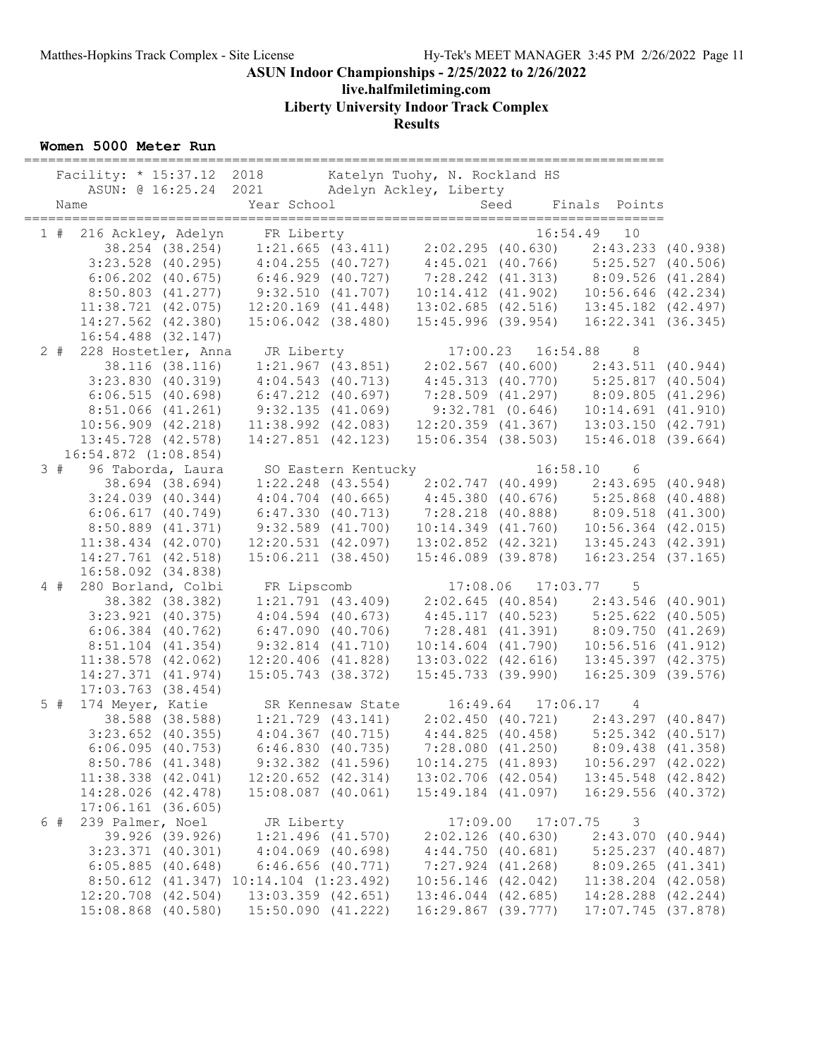# ASUN Indoor Championships - 2/25/2022 to 2/26/2022

**live.halfmiletiming.com**

**Liberty University Indoor Track Complex**

**Results**

### Women 5000 Meter Run

```
=================================================================================
    Facility: * 15:37.12  2018        Katelyn Tuohy, N. Rockland HS
        ASUN: @ 16:25.24  2021        Adelyn Ackley, Liberty
    Name                    Year School                  Seed     Finals  Points
=================================================================================
  1 #  216 Ackley, Adelyn     FR Liberty                            16:54.49   10
         38.254 (38.254)     1:21.665 (43.411)     2:02.295 (40.630)     2:43.233 (40.938)
       3:23.528 (40.295)     4:04.255 (40.727)     4:45.021 (40.766)     5:25.527 (40.506)
       6:06.202 (40.675)     6:46.929 (40.727)     7:28.242 (41.313)     8:09.526 (41.284)
       8:50.803 (41.277)     9:32.510 (41.707)    10:14.412 (41.902)    10:56.646 (42.234)
      11:38.721 (42.075)    12:20.169 (41.448)    13:02.685 (42.516)    13:45.182 (42.497)
      14:27.562 (42.380)    15:06.042 (38.480)    15:45.996 (39.954)    16:22.341 (36.345)
      16:54.488 (32.147)
  2 #  228 Hostetler, Anna    JR Liberty                 17:00.23   16:54.88    8
         38.116 (38.116)     1:21.967 (43.851)     2:02.567 (40.600)     2:43.511 (40.944)
       3:23.830 (40.319)     4:04.543 (40.713)     4:45.313 (40.770)     5:25.817 (40.504)
       6:06.515 (40.698)     6:47.212 (40.697)     7:28.509 (41.297)     8:09.805 (41.296)
       8:51.066 (41.261)     9:32.135 (41.069)     9:32.781 (0.646)     10:14.691 (41.910)
      10:56.909 (42.218)    11:38.992 (42.083)    12:20.359 (41.367)    13:03.150 (42.791)
      13:45.728 (42.578)    14:27.851 (42.123)    15:06.354 (38.503)    15:46.018 (39.664)
      16:54.872 (1:08.854)
  3 #   96 Taborda, Laura     SO Eastern Kentucky                   16:58.10    6
         38.694 (38.694)     1:22.248 (43.554)     2:02.747 (40.499)     2:43.695 (40.948)
       3:24.039 (40.344)     4:04.704 (40.665)     4:45.380 (40.676)     5:25.868 (40.488)
       6:06.617 (40.749)     6:47.330 (40.713)     7:28.218 (40.888)     8:09.518 (41.300)
       8:50.889 (41.371)     9:32.589 (41.700)    10:14.349 (41.760)    10:56.364 (42.015)
      11:38.434 (42.070)    12:20.531 (42.097)    13:02.852 (42.321)    13:45.243 (42.391)
      14:27.761 (42.518)    15:06.211 (38.450)    15:46.089 (39.878)    16:23.254 (37.165)
      16:58.092 (34.838)
  4 #  280 Borland, Colbi     FR Lipscomb                17:08.06   17:03.77    5
         38.382 (38.382)     1:21.791 (43.409)     2:02.645 (40.854)     2:43.546 (40.901)
       3:23.921 (40.375)     4:04.594 (40.673)     4:45.117 (40.523)     5:25.622 (40.505)
       6:06.384 (40.762)     6:47.090 (40.706)     7:28.481 (41.391)     8:09.750 (41.269)
       8:51.104 (41.354)     9:32.814 (41.710)    10:14.604 (41.790)    10:56.516 (41.912)
      11:38.578 (42.062)    12:20.406 (41.828)    13:03.022 (42.616)    13:45.397 (42.375)
      14:27.371 (41.974)    15:05.743 (38.372)    15:45.733 (39.990)    16:25.309 (39.576)
      17:03.763 (38.454)
  5 #  174 Meyer, Katie       SR Kennesaw State          16:49.64   17:06.17    4
         38.588 (38.588)     1:21.729 (43.141)     2:02.450 (40.721)     2:43.297 (40.847)
       3:23.652 (40.355)     4:04.367 (40.715)     4:44.825 (40.458)     5:25.342 (40.517)
       6:06.095 (40.753)     6:46.830 (40.735)     7:28.080 (41.250)     8:09.438 (41.358)
       8:50.786 (41.348)     9:32.382 (41.596)    10:14.275 (41.893)    10:56.297 (42.022)
      11:38.338 (42.041)    12:20.652 (42.314)    13:02.706 (42.054)    13:45.548 (42.842)
      14:28.026 (42.478)    15:08.087 (40.061)    15:49.184 (41.097)    16:29.556 (40.372)
      17:06.161 (36.605)
  6 #  239 Palmer, Noel       JR Liberty                 17:09.00   17:07.75    3
         39.926 (39.926)     1:21.496 (41.570)     2:02.126 (40.630)     2:43.070 (40.944)
       3:23.371 (40.301)     4:04.069 (40.698)     4:44.750 (40.681)     5:25.237 (40.487)
       6:05.885 (40.648)     6:46.656 (40.771)     7:27.924 (41.268)     8:09.265 (41.341)
       8:50.612 (41.347)    10:14.104 (1:23.492)  10:56.146 (42.042)    11:38.204 (42.058)
      12:20.708 (42.504)    13:03.359 (42.651)    13:46.044 (42.685)    14:28.288 (42.244)
      15:08.868 (40.580)    15:50.090 (41.222)    16:29.867 (39.777)    17:07.745 (37.878)
```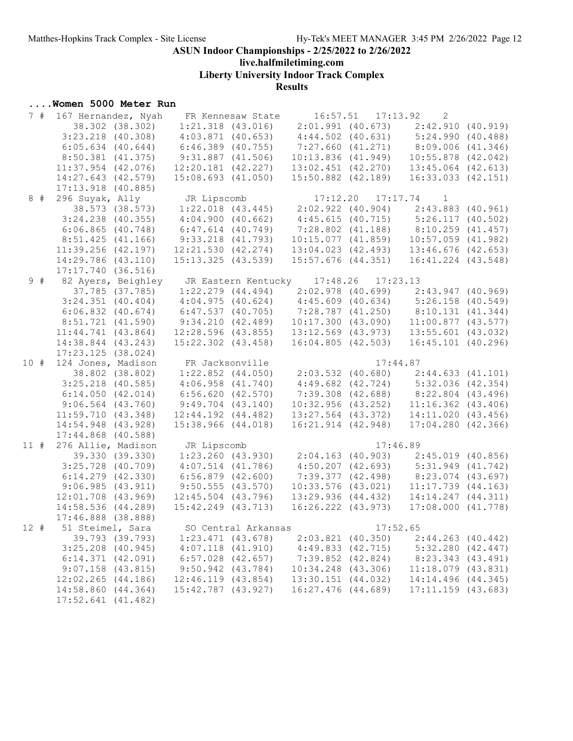## ASUN Indoor Championships - 2/25/2022 to 2/26/2022

**live.halfmiletiming.com**

**Liberty University Indoor Track Complex**

**Results**

### ....Women 5000 Meter Run

```
  7 #  167 Hernandez, Nyah    FR Kennesaw State      16:57.51   17:13.92    2  
          38.302 (38.302)    1:21.318 (43.016)    2:01.991 (40.673)    2:42.910 (40.919)
        3:23.218 (40.308)    4:03.871 (40.653)    4:44.502 (40.631)    5:24.990 (40.488)
        6:05.634 (40.644)    6:46.389 (40.755)    7:27.660 (41.271)    8:09.006 (41.346)
        8:50.381 (41.375)    9:31.887 (41.506)   10:13.836 (41.949)   10:55.878 (42.042)
       11:37.954 (42.076)   12:20.181 (42.227)   13:02.451 (42.270)   13:45.064 (42.613)
       14:27.643 (42.579)   15:08.693 (41.050)   15:50.882 (42.189)   16:33.033 (42.151)
       17:13.918 (40.885)
  8 #  296 Suyak, Ally        JR Lipscomb            17:12.20   17:17.74    1  
          38.573 (38.573)    1:22.018 (43.445)    2:02.922 (40.904)    2:43.883 (40.961)
        3:24.238 (40.355)    4:04.900 (40.662)    4:45.615 (40.715)    5:26.117 (40.502)
        6:06.865 (40.748)    6:47.614 (40.749)    7:28.802 (41.188)    8:10.259 (41.457)
        8:51.425 (41.166)    9:33.218 (41.793)   10:15.077 (41.859)   10:57.059 (41.982)
       11:39.256 (42.197)   12:21.530 (42.274)   13:04.023 (42.493)   13:46.676 (42.653)
       14:29.786 (43.110)   15:13.325 (43.539)   15:57.676 (44.351)   16:41.224 (43.548)
       17:17.740 (36.516)
  9 #   82 Ayers, Beighley    JR Eastern Kentucky    17:48.26   17:23.13 
          37.785 (37.785)    1:22.279 (44.494)    2:02.978 (40.699)    2:43.947 (40.969)
        3:24.351 (40.404)    4:04.975 (40.624)    4:45.609 (40.634)    5:26.158 (40.549)
        6:06.832 (40.674)    6:47.537 (40.705)    7:28.787 (41.250)    8:10.131 (41.344)
        8:51.721 (41.590)    9:34.210 (42.489)   10:17.300 (43.090)   11:00.877 (43.577)
       11:44.741 (43.864)   12:28.596 (43.855)   13:12.569 (43.973)   13:55.601 (43.032)
       14:38.844 (43.243)   15:22.302 (43.458)   16:04.805 (42.503)   16:45.101 (40.296)
       17:23.125 (38.024)
 10 #  124 Jones, Madison     FR Jacksonville                   17:44.87 
          38.802 (38.802)    1:22.852 (44.050)    2:03.532 (40.680)    2:44.633 (41.101)
        3:25.218 (40.585)    4:06.958 (41.740)    4:49.682 (42.724)    5:32.036 (42.354)
        6:14.050 (42.014)    6:56.620 (42.570)    7:39.308 (42.688)    8:22.804 (43.496)
        9:06.564 (43.760)    9:49.704 (43.140)   10:32.956 (43.252)   11:16.362 (43.406)
       11:59.710 (43.348)   12:44.192 (44.482)   13:27.564 (43.372)   14:11.020 (43.456)
       14:54.948 (43.928)   15:38.966 (44.018)   16:21.914 (42.948)   17:04.280 (42.366)
       17:44.868 (40.588)
 11 #  276 Allie, Madison     JR Lipscomb                       17:46.89 
          39.330 (39.330)    1:23.260 (43.930)    2:04.163 (40.903)    2:45.019 (40.856)
        3:25.728 (40.709)    4:07.514 (41.786)    4:50.207 (42.693)    5:31.949 (41.742)
        6:14.279 (42.330)    6:56.879 (42.600)    7:39.377 (42.498)    8:23.074 (43.697)
        9:06.985 (43.911)    9:50.555 (43.570)   10:33.576 (43.021)   11:17.739 (44.163)
       12:01.708 (43.969)   12:45.504 (43.796)   13:29.936 (44.432)   14:14.247 (44.311)
       14:58.536 (44.289)   15:42.249 (43.713)   16:26.222 (43.973)   17:08.000 (41.778)
       17:46.888 (38.888)
 12 #   51 Steimel, Sara      SO Central Arkansas               17:52.65 
          39.793 (39.793)    1:23.471 (43.678)    2:03.821 (40.350)    2:44.263 (40.442)
        3:25.208 (40.945)    4:07.118 (41.910)    4:49.833 (42.715)    5:32.280 (42.447)
        6:14.371 (42.091)    6:57.028 (42.657)    7:39.852 (42.824)    8:23.343 (43.491)
        9:07.158 (43.815)    9:50.942 (43.784)   10:34.248 (43.306)   11:18.079 (43.831)
       12:02.265 (44.186)   12:46.119 (43.854)   13:30.151 (44.032)   14:14.496 (44.345)
       14:58.860 (44.364)   15:42.787 (43.927)   16:27.476 (44.689)   17:11.159 (43.683)
       17:52.641 (41.482)
```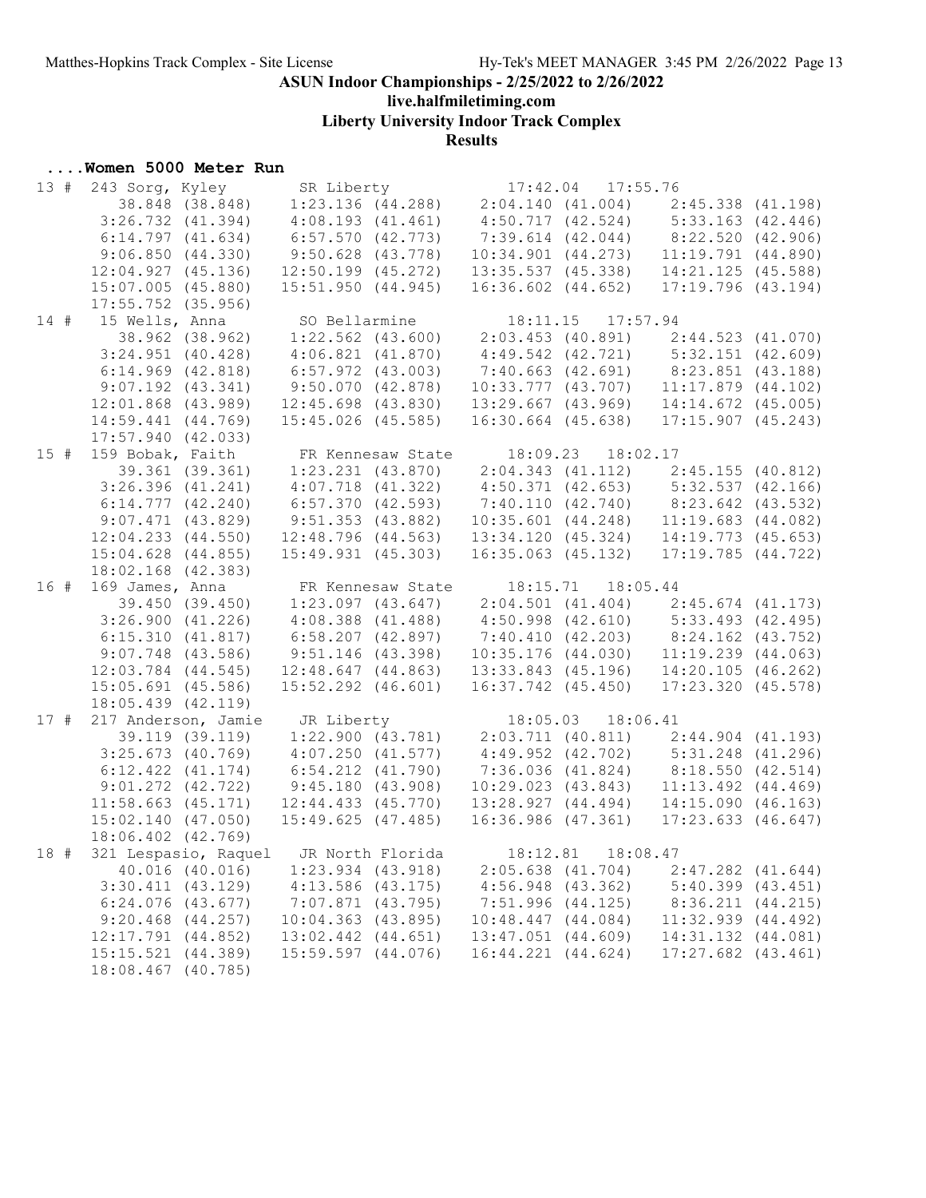# ASUN Indoor Championships - 2/25/2022 to 2/26/2022

**live.halfmiletiming.com**

**Liberty University Indoor Track Complex**

**Results**

## ....Women 5000 Meter Run

```
 13 #  243 Sorg, Kyley        SR Liberty              17:42.04   17:55.76
          38.848 (38.848)    1:23.136 (44.288)    2:04.140 (41.004)    2:45.338 (41.198)
        3:26.732 (41.394)    4:08.193 (41.461)    4:50.717 (42.524)    5:33.163 (42.446)
        6:14.797 (41.634)    6:57.570 (42.773)    7:39.614 (42.044)    8:22.520 (42.906)
        9:06.850 (44.330)    9:50.628 (43.778)   10:34.901 (44.273)   11:19.791 (44.890)
       12:04.927 (45.136)   12:50.199 (45.272)   13:35.537 (45.338)   14:21.125 (45.588)
       15:07.005 (45.880)   15:51.950 (44.945)   16:36.602 (44.652)   17:19.796 (43.194)
       17:55.752 (35.956)
 14 #   15 Wells, Anna        SO Bellarmine           18:11.15   17:57.94
          38.962 (38.962)    1:22.562 (43.600)    2:03.453 (40.891)    2:44.523 (41.070)
        3:24.951 (40.428)    4:06.821 (41.870)    4:49.542 (42.721)    5:32.151 (42.609)
        6:14.969 (42.818)    6:57.972 (43.003)    7:40.663 (42.691)    8:23.851 (43.188)
        9:07.192 (43.341)    9:50.070 (42.878)   10:33.777 (43.707)   11:17.879 (44.102)
       12:01.868 (43.989)   12:45.698 (43.830)   13:29.667 (43.969)   14:14.672 (45.005)
       14:59.441 (44.769)   15:45.026 (45.585)   16:30.664 (45.638)   17:15.907 (45.243)
       17:57.940 (42.033)
 15 #  159 Bobak, Faith       FR Kennesaw State       18:09.23   18:02.17
          39.361 (39.361)    1:23.231 (43.870)    2:04.343 (41.112)    2:45.155 (40.812)
        3:26.396 (41.241)    4:07.718 (41.322)    4:50.371 (42.653)    5:32.537 (42.166)
        6:14.777 (42.240)    6:57.370 (42.593)    7:40.110 (42.740)    8:23.642 (43.532)
        9:07.471 (43.829)    9:51.353 (43.882)   10:35.601 (44.248)   11:19.683 (44.082)
       12:04.233 (44.550)   12:48.796 (44.563)   13:34.120 (45.324)   14:19.773 (45.653)
       15:04.628 (44.855)   15:49.931 (45.303)   16:35.063 (45.132)   17:19.785 (44.722)
       18:02.168 (42.383)
 16 #  169 James, Anna        FR Kennesaw State       18:15.71   18:05.44
          39.450 (39.450)    1:23.097 (43.647)    2:04.501 (41.404)    2:45.674 (41.173)
        3:26.900 (41.226)    4:08.388 (41.488)    4:50.998 (42.610)    5:33.493 (42.495)
        6:15.310 (41.817)    6:58.207 (42.897)    7:40.410 (42.203)    8:24.162 (43.752)
        9:07.748 (43.586)    9:51.146 (43.398)   10:35.176 (44.030)   11:19.239 (44.063)
       12:03.784 (44.545)   12:48.647 (44.863)   13:33.843 (45.196)   14:20.105 (46.262)
       15:05.691 (45.586)   15:52.292 (46.601)   16:37.742 (45.450)   17:23.320 (45.578)
       18:05.439 (42.119)
 17 #  217 Anderson, Jamie    JR Liberty              18:05.03   18:06.41
          39.119 (39.119)    1:22.900 (43.781)    2:03.711 (40.811)    2:44.904 (41.193)
        3:25.673 (40.769)    4:07.250 (41.577)    4:49.952 (42.702)    5:31.248 (41.296)
        6:12.422 (41.174)    6:54.212 (41.790)    7:36.036 (41.824)    8:18.550 (42.514)
        9:01.272 (42.722)    9:45.180 (43.908)   10:29.023 (43.843)   11:13.492 (44.469)
       11:58.663 (45.171)   12:44.433 (45.770)   13:28.927 (44.494)   14:15.090 (46.163)
       15:02.140 (47.050)   15:49.625 (47.485)   16:36.986 (47.361)   17:23.633 (46.647)
       18:06.402 (42.769)
 18 #  321 Lespasio, Raquel   JR North Florida        18:12.81   18:08.47
          40.016 (40.016)    1:23.934 (43.918)    2:05.638 (41.704)    2:47.282 (41.644)
        3:30.411 (43.129)    4:13.586 (43.175)    4:56.948 (43.362)    5:40.399 (43.451)
        6:24.076 (43.677)    7:07.871 (43.795)    7:51.996 (44.125)    8:36.211 (44.215)
        9:20.468 (44.257)   10:04.363 (43.895)   10:48.447 (44.084)   11:32.939 (44.492)
       12:17.791 (44.852)   13:02.442 (44.651)   13:47.051 (44.609)   14:31.132 (44.081)
       15:15.521 (44.389)   15:59.597 (44.076)   16:44.221 (44.624)   17:27.682 (43.461)
       18:08.467 (40.785)
```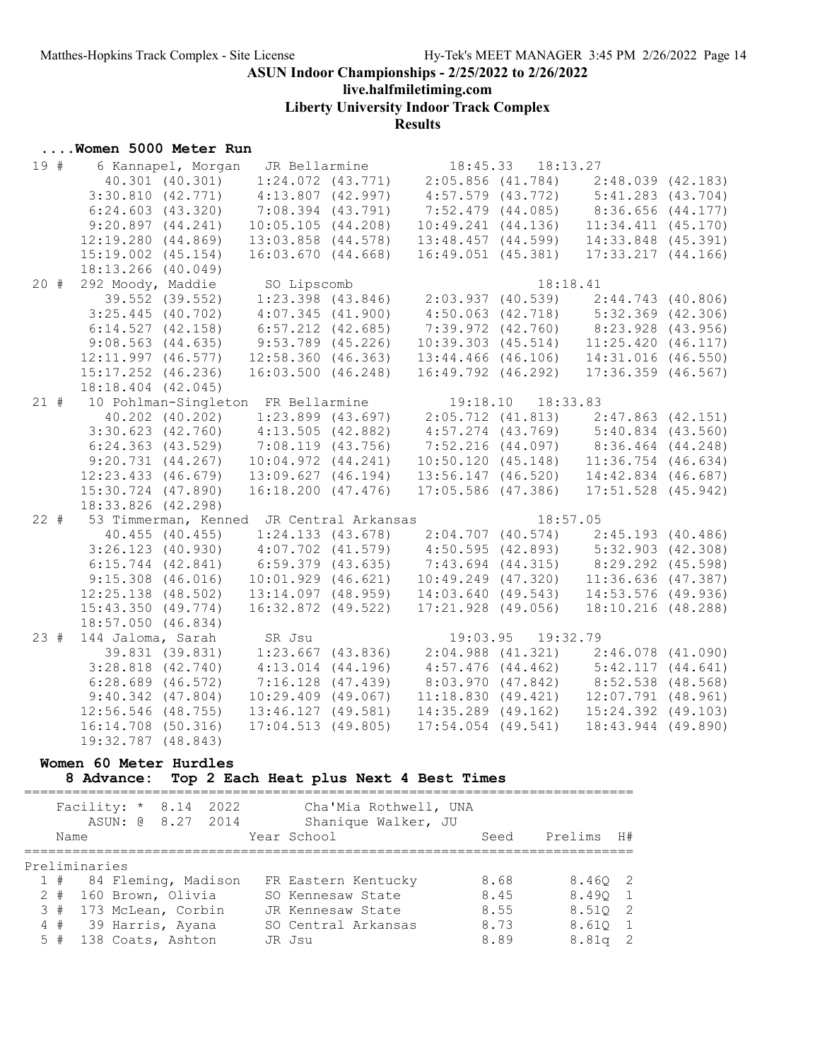ASUN Indoor Championships - 2/25/2022 to 2/26/2022

live.halfmiletiming.com

Liberty University Indoor Track Complex

Results

## ....Women 5000 Meter Run

```
 19 #    6 Kannapel, Morgan   JR Bellarmine          18:45.33   18:13.27
         40.301 (40.301)     1:24.072 (43.771)     2:05.856 (41.784)     2:48.039 (42.183)
       3:30.810 (42.771)     4:13.807 (42.997)     4:57.579 (43.772)     5:41.283 (43.704)
       6:24.603 (43.320)     7:08.394 (43.791)     7:52.479 (44.085)     8:36.656 (44.177)
       9:20.897 (44.241)    10:05.105 (44.208)    10:49.241 (44.136)    11:34.411 (45.170)
      12:19.280 (44.869)    13:03.858 (44.578)    13:48.457 (44.599)    14:33.848 (45.391)
      15:19.002 (45.154)    16:03.670 (44.668)    16:49.051 (45.381)    17:33.217 (44.166)
      18:13.266 (40.049)
 20 #  292 Moody, Maddie     SO Lipscomb                       18:18.41
         39.552 (39.552)     1:23.398 (43.846)     2:03.937 (40.539)     2:44.743 (40.806)
       3:25.445 (40.702)     4:07.345 (41.900)     4:50.063 (42.718)     5:32.369 (42.306)
       6:14.527 (42.158)     6:57.212 (42.685)     7:39.972 (42.760)     8:23.928 (43.956)
       9:08.563 (44.635)     9:53.789 (45.226)    10:39.303 (45.514)    11:25.420 (46.117)
      12:11.997 (46.577)    12:58.360 (46.363)    13:44.466 (46.106)    14:31.016 (46.550)
      15:17.252 (46.236)    16:03.500 (46.248)    16:49.792 (46.292)    17:36.359 (46.567)
      18:18.404 (42.045)
 21 #   10 Pohlman-Singleton  FR Bellarmine          19:18.10   18:33.83
         40.202 (40.202)     1:23.899 (43.697)     2:05.712 (41.813)     2:47.863 (42.151)
       3:30.623 (42.760)     4:13.505 (42.882)     4:57.274 (43.769)     5:40.834 (43.560)
       6:24.363 (43.529)     7:08.119 (43.756)     7:52.216 (44.097)     8:36.464 (44.248)
       9:20.731 (44.267)    10:04.972 (44.241)    10:50.120 (45.148)    11:36.754 (46.634)
      12:23.433 (46.679)    13:09.627 (46.194)    13:56.147 (46.520)    14:42.834 (46.687)
      15:30.724 (47.890)    16:18.200 (47.476)    17:05.586 (47.386)    17:51.528 (45.942)
      18:33.826 (42.298)
 22 #   53 Timmerman, Kenned  JR Central Arkansas               18:57.05
         40.455 (40.455)     1:24.133 (43.678)     2:04.707 (40.574)     2:45.193 (40.486)
       3:26.123 (40.930)     4:07.702 (41.579)     4:50.595 (42.893)     5:32.903 (42.308)
       6:15.744 (42.841)     6:59.379 (43.635)     7:43.694 (44.315)     8:29.292 (45.598)
       9:15.308 (46.016)    10:01.929 (46.621)    10:49.249 (47.320)    11:36.636 (47.387)
      12:25.138 (48.502)    13:14.097 (48.959)    14:03.640 (49.543)    14:53.576 (49.936)
      15:43.350 (49.774)    16:32.872 (49.522)    17:21.928 (49.056)    18:10.216 (48.288)
      18:57.050 (46.834)
 23 #  144 Jaloma, Sarah      SR Jsu                 19:03.95   19:32.79
         39.831 (39.831)     1:23.667 (43.836)     2:04.988 (41.321)     2:46.078 (41.090)
       3:28.818 (42.740)     4:13.014 (44.196)     4:57.476 (44.462)     5:42.117 (44.641)
       6:28.689 (46.572)     7:16.128 (47.439)     8:03.970 (47.842)     8:52.538 (48.568)
       9:40.342 (47.804)    10:29.409 (49.067)    11:18.830 (49.421)    12:07.791 (48.961)
      12:56.546 (48.755)    13:46.127 (49.581)    14:35.289 (49.162)    15:24.392 (49.103)
      16:14.708 (50.316)    17:04.513 (49.805)    17:54.054 (49.541)    18:43.944 (49.890)
      19:32.787 (48.843)
```

## Women 60 Meter Hurdles

**8 Advance: Top 2 Each Heat plus Next 4 Best Times**

Facility: * 8.14 2022 Cha'Mia Rothwell, UNA

ASUN: @ 8.27 2014 Shanique Walker, JU

| Place | Name | Year School | Seed | Prelims | H# |
|---|---|---|---|---|---|
| **Preliminaries** | | | | | |
| 1 # | 84 Fleming, Madison | FR Eastern Kentucky | 8.68 | 8.46Q | 2 |
| 2 # | 160 Brown, Olivia | SO Kennesaw State | 8.45 | 8.49Q | 1 |
| 3 # | 173 McLean, Corbin | JR Kennesaw State | 8.55 | 8.51Q | 2 |
| 4 # | 39 Harris, Ayana | SO Central Arkansas | 8.73 | 8.61Q | 1 |
| 5 # | 138 Coats, Ashton | JR Jsu | 8.89 | 8.81q | 2 |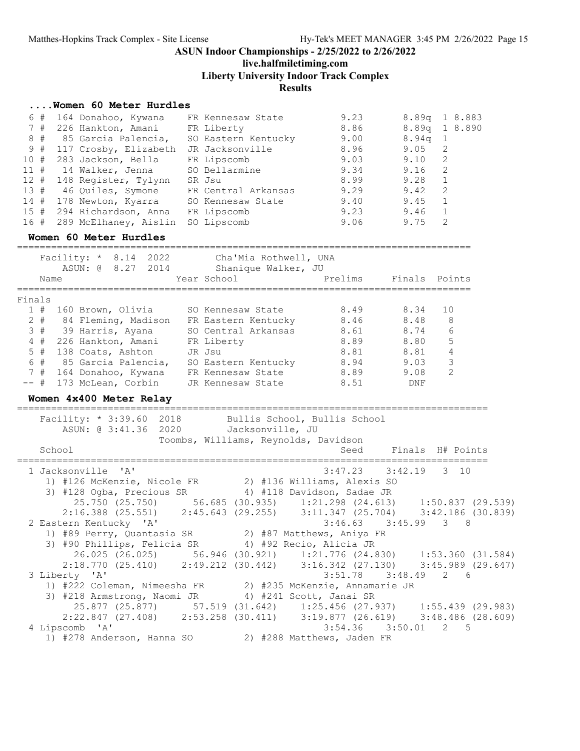## ASUN Indoor Championships - 2/25/2022 to 2/26/2022

**live.halfmiletiming.com**

**Liberty University Indoor Track Complex**

**Results**

### ....Women 60 Meter Hurdles

| Place | # | Name | Year School | Prelims | Finals | H# |
|---|---|---|---|---|---|---|
| 6 | # 164 | Donahoo, Kywana | FR Kennesaw State | 9.23 | 8.89q | 1 8.883 |
| 7 | # 226 | Hankton, Amani | FR Liberty | 8.86 | 8.89q | 1 8.890 |
| 8 | # 85 | Garcia Palencia, | SO Eastern Kentucky | 9.00 | 8.94q | 1 |
| 9 | # 117 | Crosby, Elizabeth | JR Jacksonville | 8.96 | 9.05 | 2 |
| 10 | # 283 | Jackson, Bella | FR Lipscomb | 9.03 | 9.10 | 2 |
| 11 | # 14 | Walker, Jenna | SO Bellarmine | 9.34 | 9.16 | 2 |
| 12 | # 148 | Register, Tylynn | SR Jsu | 8.99 | 9.28 | 1 |
| 13 | # 46 | Quiles, Symone | FR Central Arkansas | 9.29 | 9.42 | 2 |
| 14 | # 178 | Newton, Kyarra | SO Kennesaw State | 9.40 | 9.45 | 1 |
| 15 | # 294 | Richardson, Anna | FR Lipscomb | 9.23 | 9.46 | 1 |
| 16 | # 289 | McElhaney, Aislin | SO Lipscomb | 9.06 | 9.75 | 2 |

### Women 60 Meter Hurdles

Facility: * 8.14 2022 Cha'Mia Rothwell, UNA
ASUN: @ 8.27 2014 Shanique Walker, JU

**Finals**

| Place | # | Name | Year School | Prelims | Finals | Points |
|---|---|---|---|---|---|---|
| 1 | # 160 | Brown, Olivia | SO Kennesaw State | 8.49 | 8.34 | 10 |
| 2 | # 84 | Fleming, Madison | FR Eastern Kentucky | 8.46 | 8.48 | 8 |
| 3 | # 39 | Harris, Ayana | SO Central Arkansas | 8.61 | 8.74 | 6 |
| 4 | # 226 | Hankton, Amani | FR Liberty | 8.89 | 8.80 | 5 |
| 5 | # 138 | Coats, Ashton | JR Jsu | 8.81 | 8.81 | 4 |
| 6 | # 85 | Garcia Palencia, | SO Eastern Kentucky | 8.94 | 9.03 | 3 |
| 7 | # 164 | Donahoo, Kywana | FR Kennesaw State | 8.89 | 9.08 | 2 |
| -- | # 173 | McLean, Corbin | JR Kennesaw State | 8.51 | DNF | |

### Women 4x400 Meter Relay

Facility: * 3:39.60 2018 Bullis School, Bullis School
ASUN: @ 3:41.36 2020 Jacksonville, JU
Toombs, Williams, Reynolds, Davidson

| School | Seed | Finals | H# | Points |
|---|---|---|---|---|
| 1 Jacksonville 'A' | 3:47.23 | 3:42.19 | 3 | 10 |

1) #126 McKenzie, Nicole FR 2) #136 Williams, Alexis SO
3) #128 Ogba, Precious SR 4) #118 Davidson, Sadae JR
25.750 (25.750) 56.685 (30.935) 1:21.298 (24.613) 1:50.837 (29.539)
2:16.388 (25.551) 2:45.643 (29.255) 3:11.347 (25.704) 3:42.186 (30.839)

| School | Seed | Finals | H# | Points |
|---|---|---|---|---|
| 2 Eastern Kentucky 'A' | 3:46.63 | 3:45.99 | 3 | 8 |

1) #89 Perry, Quantasia SR 2) #87 Matthews, Aniya FR
3) #90 Phillips, Felicia SR 4) #92 Recio, Alicia JR
26.025 (26.025) 56.946 (30.921) 1:21.776 (24.830) 1:53.360 (31.584)
2:18.770 (25.410) 2:49.212 (30.442) 3:16.342 (27.130) 3:45.989 (29.647)

| School | Seed | Finals | H# | Points |
|---|---|---|---|---|
| 3 Liberty 'A' | 3:51.78 | 3:48.49 | 2 | 6 |

1) #222 Coleman, Nimeesha FR 2) #235 McKenzie, Annamarie JR
3) #218 Armstrong, Naomi JR 4) #241 Scott, Janai SR
25.877 (25.877) 57.519 (31.642) 1:25.456 (27.937) 1:55.439 (29.983)
2:22.847 (27.408) 2:53.258 (30.411) 3:19.877 (26.619) 3:48.486 (28.609)

| School | Seed | Finals | H# | Points |
|---|---|---|---|---|
| 4 Lipscomb 'A' | 3:54.36 | 3:50.01 | 2 | 5 |

1) #278 Anderson, Hanna SO 2) #288 Matthews, Jaden FR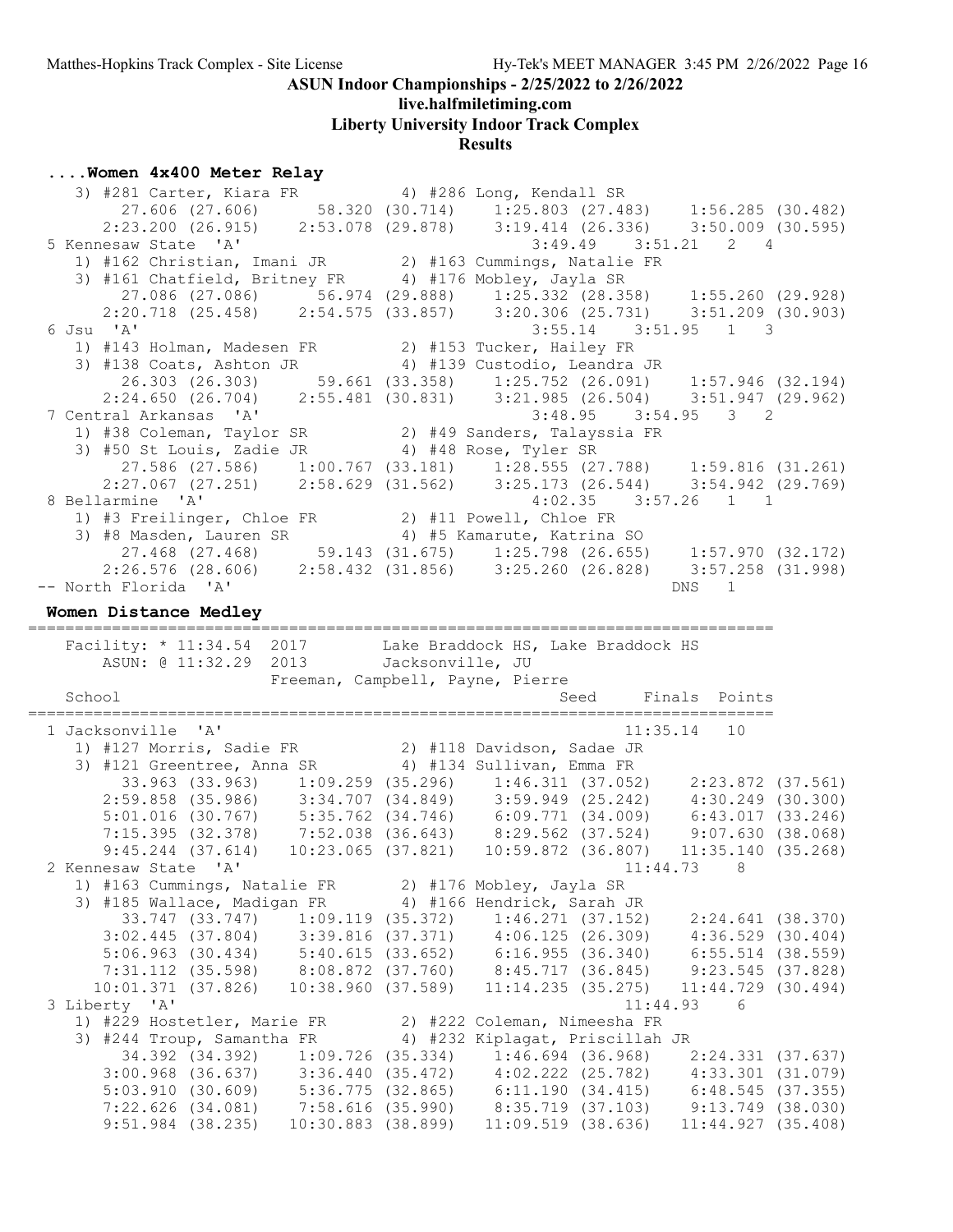ASUN Indoor Championships - 2/25/2022 to 2/26/2022

live.halfmiletiming.com

Liberty University Indoor Track Complex

Results

### ....Women 4x400 Meter Relay

```
   3) #281 Carter, Kiara FR          4) #286 Long, Kendall SR
        27.606 (27.606)      58.320 (30.714)    1:25.803 (27.483)    1:56.285 (30.482)
      2:23.200 (26.915)    2:53.078 (29.878)    3:19.414 (26.336)    3:50.009 (30.595)
 5 Kennesaw State  'A'                                 3:49.49    3:51.21   2   4
   1) #162 Christian, Imani JR        2) #163 Cummings, Natalie FR
   3) #161 Chatfield, Britney FR      4) #176 Mobley, Jayla SR
        27.086 (27.086)      56.974 (29.888)    1:25.332 (28.358)    1:55.260 (29.928)
      2:20.718 (25.458)    2:54.575 (33.857)    3:20.306 (25.731)    3:51.209 (30.903)
 6 Jsu  'A'                                            3:55.14    3:51.95   1   3
   1) #143 Holman, Madesen FR         2) #153 Tucker, Hailey FR
   3) #138 Coats, Ashton JR           4) #139 Custodio, Leandra JR
        26.303 (26.303)      59.661 (33.358)    1:25.752 (26.091)    1:57.946 (32.194)
      2:24.650 (26.704)    2:55.481 (30.831)    3:21.985 (26.504)    3:51.947 (29.962)
 7 Central Arkansas  'A'                               3:48.95    3:54.95   3   2
   1) #38 Coleman, Taylor SR          2) #49 Sanders, Talayssia FR
   3) #50 St Louis, Zadie JR          4) #48 Rose, Tyler SR
        27.586 (27.586)    1:00.767 (33.181)    1:28.555 (27.788)    1:59.816 (31.261)
      2:27.067 (27.251)    2:58.629 (31.562)    3:25.173 (26.544)    3:54.942 (29.769)
 8 Bellarmine  'A'                                     4:02.35    3:57.26   1   1
   1) #3 Freilinger, Chloe FR         2) #11 Powell, Chloe FR
   3) #8 Masden, Lauren SR            4) #5 Kamarute, Katrina SO
        27.468 (27.468)      59.143 (31.675)    1:25.798 (26.655)    1:57.970 (32.172)
      2:26.576 (28.606)    2:58.432 (31.856)    3:25.260 (26.828)    3:57.258 (31.998)
-- North Florida  'A'                                                DNS   1
```

### Women Distance Medley

```
================================================================================
   Facility: * 11:34.54  2017        Lake Braddock HS, Lake Braddock HS
       ASUN: @ 11:32.29  2013        Jacksonville, JU
                         Freeman, Campbell, Payne, Pierre
   School                                            Seed     Finals  Points
================================================================================
 1 Jacksonville  'A'                                         11:35.14   10
   1) #127 Morris, Sadie FR           2) #118 Davidson, Sadae JR
   3) #121 Greentree, Anna SR         4) #134 Sullivan, Emma FR
        33.963 (33.963)    1:09.259 (35.296)    1:46.311 (37.052)    2:23.872 (37.561)
      2:59.858 (35.986)    3:34.707 (34.849)    3:59.949 (25.242)    4:30.249 (30.300)
      5:01.016 (30.767)    5:35.762 (34.746)    6:09.771 (34.009)    6:43.017 (33.246)
      7:15.395 (32.378)    7:52.038 (36.643)    8:29.562 (37.524)    9:07.630 (38.068)
      9:45.244 (37.614)   10:23.065 (37.821)   10:59.872 (36.807)   11:35.140 (35.268)
 2 Kennesaw State  'A'                                       11:44.73    8
   1) #163 Cummings, Natalie FR       2) #176 Mobley, Jayla SR
   3) #185 Wallace, Madigan FR        4) #166 Hendrick, Sarah JR
        33.747 (33.747)    1:09.119 (35.372)    1:46.271 (37.152)    2:24.641 (38.370)
      3:02.445 (37.804)    3:39.816 (37.371)    4:06.125 (26.309)    4:36.529 (30.404)
      5:06.963 (30.434)    5:40.615 (33.652)    6:16.955 (36.340)    6:55.514 (38.559)
      7:31.112 (35.598)    8:08.872 (37.760)    8:45.717 (36.845)    9:23.545 (37.828)
     10:01.371 (37.826)   10:38.960 (37.589)   11:14.235 (35.275)   11:44.729 (30.494)
 3 Liberty  'A'                                              11:44.93    6
   1) #229 Hostetler, Marie FR        2) #222 Coleman, Nimeesha FR
   3) #244 Troup, Samantha FR         4) #232 Kiplagat, Priscillah JR
        34.392 (34.392)    1:09.726 (35.334)    1:46.694 (36.968)    2:24.331 (37.637)
      3:00.968 (36.637)    3:36.440 (35.472)    4:02.222 (25.782)    4:33.301 (31.079)
      5:03.910 (30.609)    5:36.775 (32.865)    6:11.190 (34.415)    6:48.545 (37.355)
      7:22.626 (34.081)    7:58.616 (35.990)    8:35.719 (37.103)    9:13.749 (38.030)
      9:51.984 (38.235)   10:30.883 (38.899)   11:09.519 (38.636)   11:44.927 (35.408)
```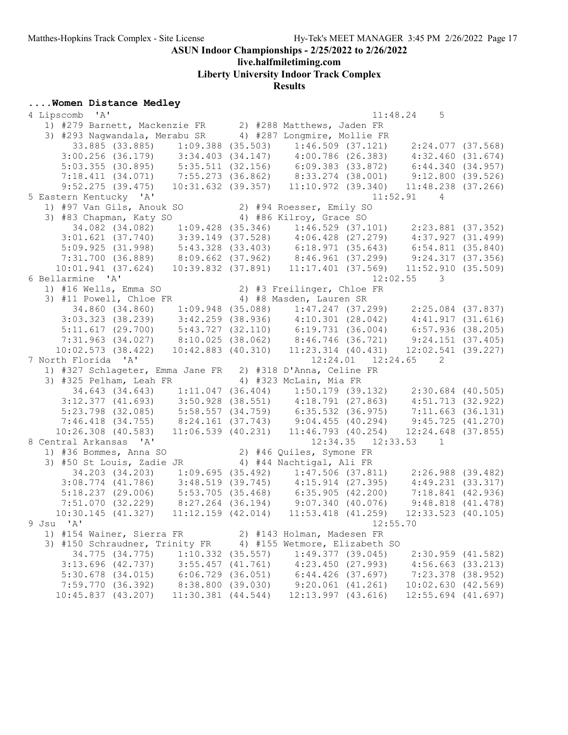ASUN Indoor Championships - 2/25/2022 to 2/26/2022

live.halfmiletiming.com

Liberty University Indoor Track Complex

Results

## ....Women Distance Medley

```
4 Lipscomb  'A'                                             11:48.24    5
   1) #279 Barnett, Mackenzie FR      2) #288 Matthews, Jaden FR
   3) #293 Nagwandala, Merabu SR      4) #287 Longmire, Mollie FR
        33.885 (33.885)     1:09.388 (35.503)     1:46.509 (37.121)     2:24.077 (37.568)
      3:00.256 (36.179)     3:34.403 (34.147)     4:00.786 (26.383)     4:32.460 (31.674)
      5:03.355 (30.895)     5:35.511 (32.156)     6:09.383 (33.872)     6:44.340 (34.957)
      7:18.411 (34.071)     7:55.273 (36.862)     8:33.274 (38.001)     9:12.800 (39.526)
      9:52.275 (39.475)    10:31.632 (39.357)    11:10.972 (39.340)    11:48.238 (37.266)
5 Eastern Kentucky  'A'                                     11:52.91    4
   1) #97 Van Gils, Anouk SO          2) #94 Roesser, Emily SO
   3) #83 Chapman, Katy SO            4) #86 Kilroy, Grace SO
        34.082 (34.082)     1:09.428 (35.346)     1:46.529 (37.101)     2:23.881 (37.352)
      3:01.621 (37.740)     3:39.149 (37.528)     4:06.428 (27.279)     4:37.927 (31.499)
      5:09.925 (31.998)     5:43.328 (33.403)     6:18.971 (35.643)     6:54.811 (35.840)
      7:31.700 (36.889)     8:09.662 (37.962)     8:46.961 (37.299)     9:24.317 (37.356)
     10:01.941 (37.624)    10:39.832 (37.891)    11:17.401 (37.569)    11:52.910 (35.509)
6 Bellarmine  'A'                                           12:02.55    3
   1) #16 Wells, Emma SO              2) #3 Freilinger, Chloe FR
   3) #11 Powell, Chloe FR            4) #8 Masden, Lauren SR
        34.860 (34.860)     1:09.948 (35.088)     1:47.247 (37.299)     2:25.084 (37.837)
      3:03.323 (38.239)     3:42.259 (38.936)     4:10.301 (28.042)     4:41.917 (31.616)
      5:11.617 (29.700)     5:43.727 (32.110)     6:19.731 (36.004)     6:57.936 (38.205)
      7:31.963 (34.027)     8:10.025 (38.062)     8:46.746 (36.721)     9:24.151 (37.405)
     10:02.573 (38.422)    10:42.883 (40.310)    11:23.314 (40.431)    12:02.541 (39.227)
7 North Florida  'A'                              12:24.01  12:24.65    2
   1) #327 Schlageter, Emma Jane FR   2) #318 D'Anna, Celine FR
   3) #325 Pelham, Leah FR            4) #323 McLain, Mia FR
        34.643 (34.643)     1:11.047 (36.404)     1:50.179 (39.132)     2:30.684 (40.505)
      3:12.377 (41.693)     3:50.928 (38.551)     4:18.791 (27.863)     4:51.713 (32.922)
      5:23.798 (32.085)     5:58.557 (34.759)     6:35.532 (36.975)     7:11.663 (36.131)
      7:46.418 (34.755)     8:24.161 (37.743)     9:04.455 (40.294)     9:45.725 (41.270)
     10:26.308 (40.583)    11:06.539 (40.231)    11:46.793 (40.254)    12:24.648 (37.855)
8 Central Arkansas  'A'                           12:34.35  12:33.53    1
   1) #36 Bommes, Anna SO             2) #46 Quiles, Symone FR
   3) #50 St Louis, Zadie JR          4) #44 Nachtigal, Ali FR
        34.203 (34.203)     1:09.695 (35.492)     1:47.506 (37.811)     2:26.988 (39.482)
      3:08.774 (41.786)     3:48.519 (39.745)     4:15.914 (27.395)     4:49.231 (33.317)
      5:18.237 (29.006)     5:53.705 (35.468)     6:35.905 (42.200)     7:18.841 (42.936)
      7:51.070 (32.229)     8:27.264 (36.194)     9:07.340 (40.076)     9:48.818 (41.478)
     10:30.145 (41.327)    11:12.159 (42.014)    11:53.418 (41.259)    12:33.523 (40.105)
9 Jsu  'A'                                                  12:55.70
   1) #154 Wainer, Sierra FR          2) #143 Holman, Madesen FR
   3) #150 Schraudner, Trinity FR     4) #155 Wetmore, Elizabeth SO
        34.775 (34.775)     1:10.332 (35.557)     1:49.377 (39.045)     2:30.959 (41.582)
      3:13.696 (42.737)     3:55.457 (41.761)     4:23.450 (27.993)     4:56.663 (33.213)
      5:30.678 (34.015)     6:06.729 (36.051)     6:44.426 (37.697)     7:23.378 (38.952)
      7:59.770 (36.392)     8:38.800 (39.030)     9:20.061 (41.261)    10:02.630 (42.569)
     10:45.837 (43.207)    11:30.381 (44.544)    12:13.997 (43.616)    12:55.694 (41.697)
```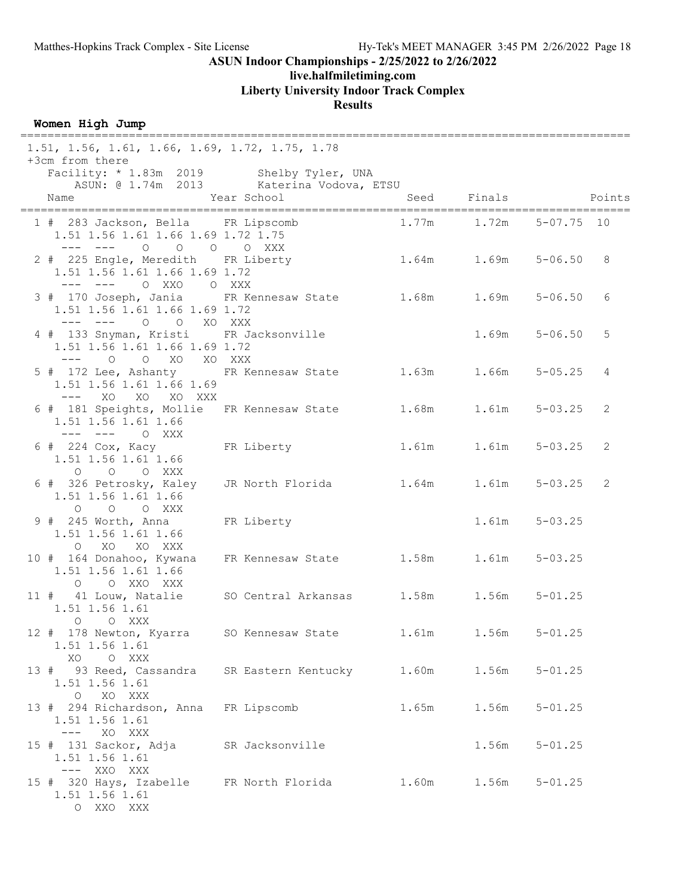# ASUN Indoor Championships - 2/25/2022 to 2/26/2022

## live.halfmiletiming.com

## Liberty University Indoor Track Complex

## Results

### Women High Jump

1.51, 1.56, 1.61, 1.66, 1.69, 1.72, 1.75, 1.78
+3cm from there

Facility: * 1.83m 2019 Shelby Tyler, UNA
ASUN: @ 1.74m 2013 Katerina Vodova, ETSU

| Place | Name | Year | School | Seed | Finals | | Points |
|---|---|---|---|---|---|---|---|
| 1 | # 283 Jackson, Bella | FR | Lipscomb | 1.77m | 1.72m | 5-07.75 | 10 |
| | 1.51 1.56 1.61 1.66 1.69 1.72 1.75 / --- --- O O O O XXX | | | | | | |
| 2 | # 225 Engle, Meredith | FR | Liberty | 1.64m | 1.69m | 5-06.50 | 8 |
| | 1.51 1.56 1.61 1.66 1.69 1.72 / --- --- O XXO O XXX | | | | | | |
| 3 | # 170 Joseph, Jania | FR | Kennesaw State | 1.68m | 1.69m | 5-06.50 | 6 |
| | 1.51 1.56 1.61 1.66 1.69 1.72 / --- --- O O XO XXX | | | | | | |
| 4 | # 133 Snyman, Kristi | FR | Jacksonville | | 1.69m | 5-06.50 | 5 |
| | 1.51 1.56 1.61 1.66 1.69 1.72 / --- O O XO XO XXX | | | | | | |
| 5 | # 172 Lee, Ashanty | FR | Kennesaw State | 1.63m | 1.66m | 5-05.25 | 4 |
| | 1.51 1.56 1.61 1.66 1.69 / --- XO XO XO XXX | | | | | | |
| 6 | # 181 Speights, Mollie | FR | Kennesaw State | 1.68m | 1.61m | 5-03.25 | 2 |
| | 1.51 1.56 1.61 1.66 / --- --- O XXX | | | | | | |
| 6 | # 224 Cox, Kacy | FR | Liberty | 1.61m | 1.61m | 5-03.25 | 2 |
| | 1.51 1.56 1.61 1.66 / O O O XXX | | | | | | |
| 6 | # 326 Petrosky, Kaley | JR | North Florida | 1.64m | 1.61m | 5-03.25 | 2 |
| | 1.51 1.56 1.61 1.66 / O O O XXX | | | | | | |
| 9 | # 245 Worth, Anna | FR | Liberty | | 1.61m | 5-03.25 | |
| | 1.51 1.56 1.61 1.66 / O XO XO XXX | | | | | | |
| 10 | # 164 Donahoo, Kywana | FR | Kennesaw State | 1.58m | 1.61m | 5-03.25 | |
| | 1.51 1.56 1.61 1.66 / O O XXO XXX | | | | | | |
| 11 | # 41 Louw, Natalie | SO | Central Arkansas | 1.58m | 1.56m | 5-01.25 | |
| | 1.51 1.56 1.61 / O O XXX | | | | | | |
| 12 | # 178 Newton, Kyarra | SO | Kennesaw State | 1.61m | 1.56m | 5-01.25 | |
| | 1.51 1.56 1.61 / XO O XXX | | | | | | |
| 13 | # 93 Reed, Cassandra | SR | Eastern Kentucky | 1.60m | 1.56m | 5-01.25 | |
| | 1.51 1.56 1.61 / O XO XXX | | | | | | |
| 13 | # 294 Richardson, Anna | FR | Lipscomb | 1.65m | 1.56m | 5-01.25 | |
| | 1.51 1.56 1.61 / --- XO XXX | | | | | | |
| 15 | # 131 Sackor, Adja | SR | Jacksonville | | 1.56m | 5-01.25 | |
| | 1.51 1.56 1.61 / --- XXO XXX | | | | | | |
| 15 | # 320 Hays, Izabelle | FR | North Florida | 1.60m | 1.56m | 5-01.25 | |
| | 1.51 1.56 1.61 / O XXO XXX | | | | | | |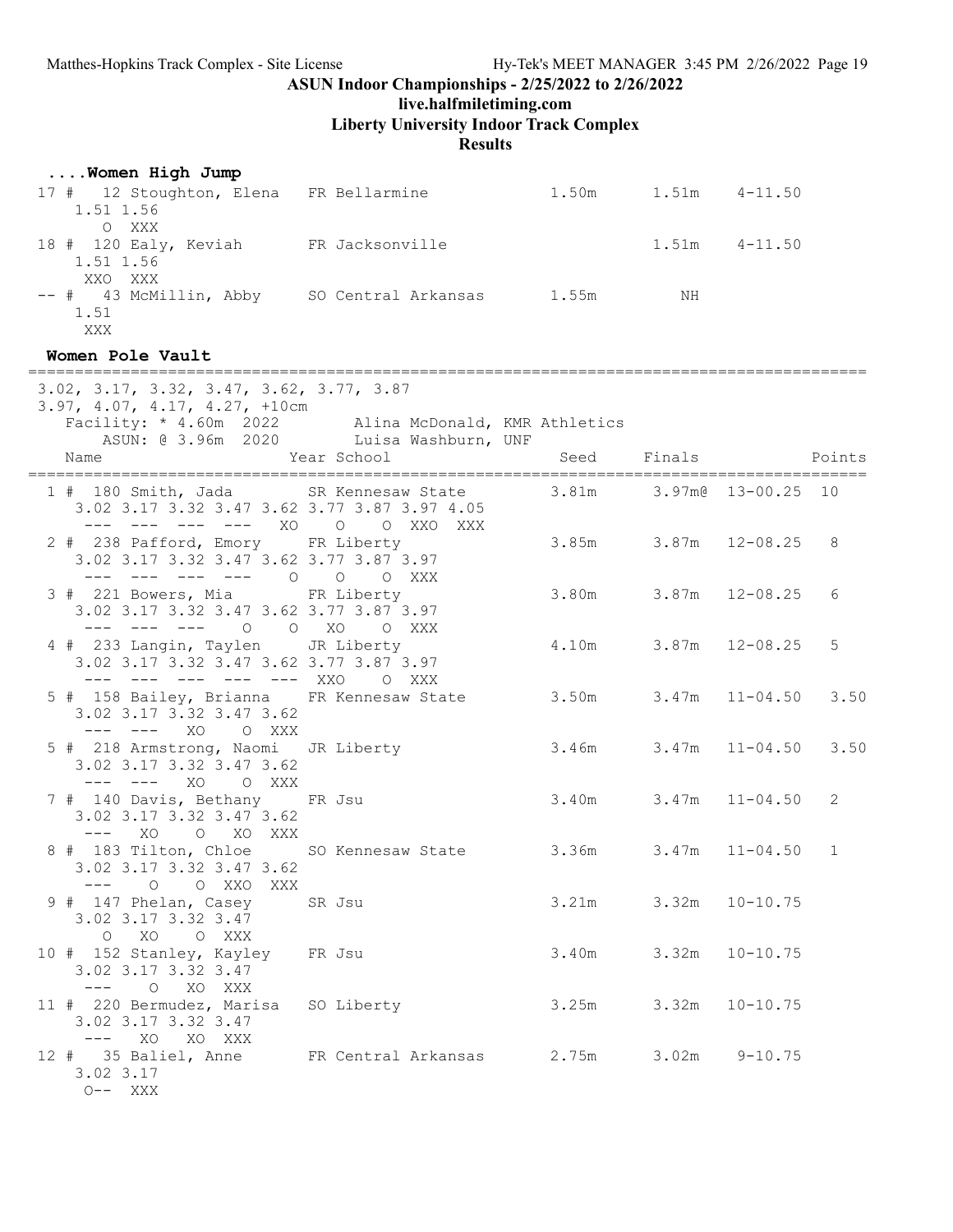ASUN Indoor Championships - 2/25/2022 to 2/26/2022
live.halfmiletiming.com
Liberty University Indoor Track Complex
Results

**....Women High Jump**

```
 17 #  12 Stoughton, Elena   FR Bellarmine              1.50m      1.51m    4-11.50
    1.51 1.56
      O  XXX
 18 # 120 Ealy, Keviah       FR Jacksonville                       1.51m    4-11.50
    1.51 1.56
     XXO  XXX
 -- #  43 McMillin, Abby     SO Central Arkansas        1.55m         NH
    1.51
     XXX
```

**Women Pole Vault**

```
=========================================================================================
 3.02, 3.17, 3.32, 3.47, 3.62, 3.77, 3.87
 3.97, 4.07, 4.17, 4.27, +10cm
    Facility: * 4.60m  2022        Alina McDonald, KMR Athletics
        ASUN: @ 3.96m  2020        Luisa Washburn, UNF
    Name                    Year School                  Seed     Finals            Points
=========================================================================================
  1 # 180 Smith, Jada        SR Kennesaw State          3.81m     3.97m@  13-00.25  10
     3.02 3.17 3.32 3.47 3.62 3.77 3.87 3.97 4.05
      ---  ---  ---  ---   XO    O    O  XXO  XXX
  2 # 238 Pafford, Emory     FR Liberty                 3.85m     3.87m   12-08.25   8
     3.02 3.17 3.32 3.47 3.62 3.77 3.87 3.97
      ---  ---  ---  ---    O    O    O  XXX
  3 # 221 Bowers, Mia        FR Liberty                 3.80m     3.87m   12-08.25   6
     3.02 3.17 3.32 3.47 3.62 3.77 3.87 3.97
      ---  ---  ---    O    O   XO    O  XXX
  4 # 233 Langin, Taylen     JR Liberty                 4.10m     3.87m   12-08.25   5
     3.02 3.17 3.32 3.47 3.62 3.77 3.87 3.97
      ---  ---  ---  ---  ---  XXO    O  XXX
  5 # 158 Bailey, Brianna    FR Kennesaw State          3.50m     3.47m   11-04.50   3.50
     3.02 3.17 3.32 3.47 3.62
      ---  ---   XO    O  XXX
  5 # 218 Armstrong, Naomi   JR Liberty                 3.46m     3.47m   11-04.50   3.50
     3.02 3.17 3.32 3.47 3.62
      ---  ---   XO    O  XXX
  7 # 140 Davis, Bethany     FR Jsu                     3.40m     3.47m   11-04.50   2
     3.02 3.17 3.32 3.47 3.62
      ---   XO    O   XO  XXX
  8 # 183 Tilton, Chloe      SO Kennesaw State          3.36m     3.47m   11-04.50   1
     3.02 3.17 3.32 3.47 3.62
      ---    O    O  XXO  XXX
  9 # 147 Phelan, Casey      SR Jsu                     3.21m     3.32m   10-10.75
     3.02 3.17 3.32 3.47
        O   XO    O  XXX
 10 # 152 Stanley, Kayley    FR Jsu                     3.40m     3.32m   10-10.75
     3.02 3.17 3.32 3.47
      ---    O   XO  XXX
 11 # 220 Bermudez, Marisa   SO Liberty                 3.25m     3.32m   10-10.75
     3.02 3.17 3.32 3.47
      ---   XO   XO  XXX
 12 #  35 Baliel, Anne       FR Central Arkansas        2.75m     3.02m    9-10.75
     3.02 3.17
      O--  XXX
```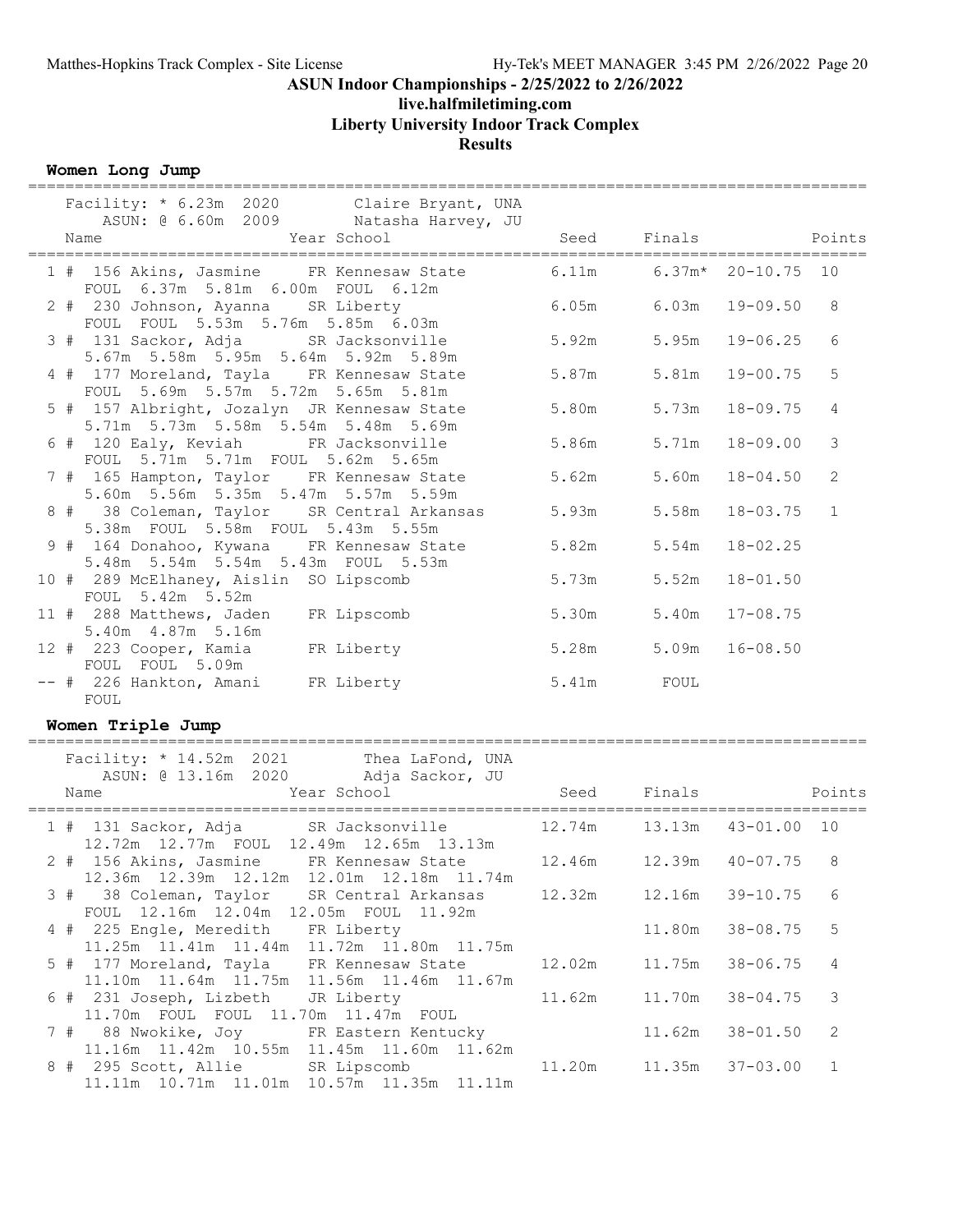## ASUN Indoor Championships - 2/25/2022 to 2/26/2022

**live.halfmiletiming.com**

**Liberty University Indoor Track Complex**

**Results**

### Women Long Jump

Facility: * 6.23m 2020 Claire Bryant, UNA
ASUN: @ 6.60m 2009 Natasha Harvey, JU

| Place | # | Name | Year | School | Seed | Finals | | Points |
|---|---|---|---|---|---|---|---|---|
| 1 | # 156 | Akins, Jasmine | FR | Kennesaw State | 6.11m | 6.37m* | 20-10.75 | 10 |
| | | FOUL 6.37m 5.81m 6.00m FOUL 6.12m | | | | | | |
| 2 | # 230 | Johnson, Ayanna | SR | Liberty | 6.05m | 6.03m | 19-09.50 | 8 |
| | | FOUL FOUL 5.53m 5.76m 5.85m 6.03m | | | | | | |
| 3 | # 131 | Sackor, Adja | SR | Jacksonville | 5.92m | 5.95m | 19-06.25 | 6 |
| | | 5.67m 5.58m 5.95m 5.64m 5.92m 5.89m | | | | | | |
| 4 | # 177 | Moreland, Tayla | FR | Kennesaw State | 5.87m | 5.81m | 19-00.75 | 5 |
| | | FOUL 5.69m 5.57m 5.72m 5.65m 5.81m | | | | | | |
| 5 | # 157 | Albright, Jozalyn | JR | Kennesaw State | 5.80m | 5.73m | 18-09.75 | 4 |
| | | 5.71m 5.73m 5.58m 5.54m 5.48m 5.69m | | | | | | |
| 6 | # 120 | Ealy, Keviah | FR | Jacksonville | 5.86m | 5.71m | 18-09.00 | 3 |
| | | FOUL 5.71m 5.71m FOUL 5.62m 5.65m | | | | | | |
| 7 | # 165 | Hampton, Taylor | FR | Kennesaw State | 5.62m | 5.60m | 18-04.50 | 2 |
| | | 5.60m 5.56m 5.35m 5.47m 5.57m 5.59m | | | | | | |
| 8 | # 38 | Coleman, Taylor | SR | Central Arkansas | 5.93m | 5.58m | 18-03.75 | 1 |
| | | 5.38m FOUL 5.58m FOUL 5.43m 5.55m | | | | | | |
| 9 | # 164 | Donahoo, Kywana | FR | Kennesaw State | 5.82m | 5.54m | 18-02.25 | |
| | | 5.48m 5.54m 5.54m 5.43m FOUL 5.53m | | | | | | |
| 10 | # 289 | McElhaney, Aislin | SO | Lipscomb | 5.73m | 5.52m | 18-01.50 | |
| | | FOUL 5.42m 5.52m | | | | | | |
| 11 | # 288 | Matthews, Jaden | FR | Lipscomb | 5.30m | 5.40m | 17-08.75 | |
| | | 5.40m 4.87m 5.16m | | | | | | |
| 12 | # 223 | Cooper, Kamia | FR | Liberty | 5.28m | 5.09m | 16-08.50 | |
| | | FOUL FOUL 5.09m | | | | | | |
| -- | # 226 | Hankton, Amani | FR | Liberty | 5.41m | FOUL | | |
| | | FOUL | | | | | | |

### Women Triple Jump

Facility: * 14.52m 2021 Thea LaFond, UNA
ASUN: @ 13.16m 2020 Adja Sackor, JU

| Place | # | Name | Year | School | Seed | Finals | | Points |
|---|---|---|---|---|---|---|---|---|
| 1 | # 131 | Sackor, Adja | SR | Jacksonville | 12.74m | 13.13m | 43-01.00 | 10 |
| | | 12.72m 12.77m FOUL 12.49m 12.65m 13.13m | | | | | | |
| 2 | # 156 | Akins, Jasmine | FR | Kennesaw State | 12.46m | 12.39m | 40-07.75 | 8 |
| | | 12.36m 12.39m 12.12m 12.01m 12.18m 11.74m | | | | | | |
| 3 | # 38 | Coleman, Taylor | SR | Central Arkansas | 12.32m | 12.16m | 39-10.75 | 6 |
| | | FOUL 12.16m 12.04m 12.05m FOUL 11.92m | | | | | | |
| 4 | # 225 | Engle, Meredith | FR | Liberty | | 11.80m | 38-08.75 | 5 |
| | | 11.25m 11.41m 11.44m 11.72m 11.80m 11.75m | | | | | | |
| 5 | # 177 | Moreland, Tayla | FR | Kennesaw State | 12.02m | 11.75m | 38-06.75 | 4 |
| | | 11.10m 11.64m 11.75m 11.56m 11.46m 11.67m | | | | | | |
| 6 | # 231 | Joseph, Lizbeth | JR | Liberty | 11.62m | 11.70m | 38-04.75 | 3 |
| | | 11.70m FOUL FOUL 11.70m 11.47m FOUL | | | | | | |
| 7 | # 88 | Nwokike, Joy | FR | Eastern Kentucky | | 11.62m | 38-01.50 | 2 |
| | | 11.16m 11.42m 10.55m 11.45m 11.60m 11.62m | | | | | | |
| 8 | # 295 | Scott, Allie | SR | Lipscomb | 11.20m | 11.35m | 37-03.00 | 1 |
| | | 11.11m 10.71m 11.01m 10.57m 11.35m 11.11m | | | | | | |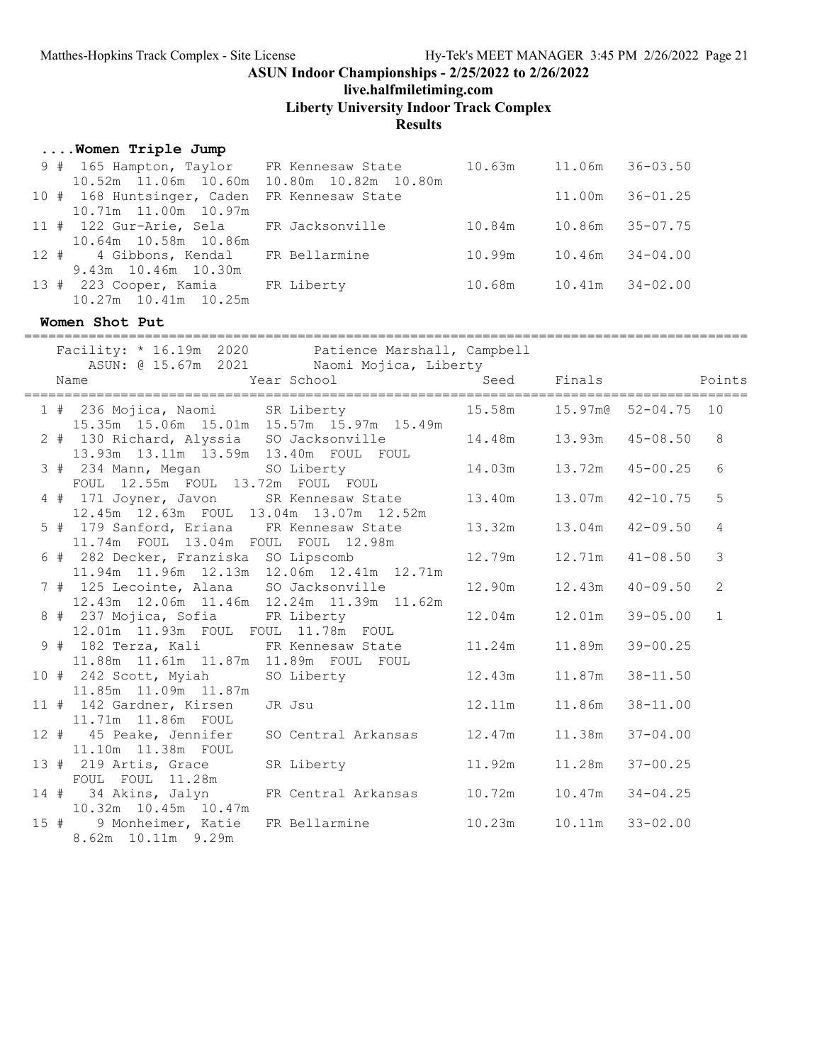## ASUN Indoor Championships - 2/25/2022 to 2/26/2022

**live.halfmiletiming.com**

**Liberty University Indoor Track Complex**

**Results**

### ....Women Triple Jump

| Place | Name | Year | School | Seed | Finals | |
|---|---|---|---|---|---|---|
| 9 # | 165 Hampton, Taylor | FR | Kennesaw State | 10.63m | 11.06m | 36-03.50 |
| | 10.52m 11.06m 10.60m 10.80m 10.82m 10.80m | | | | | |
| 10 # | 168 Huntsinger, Caden | FR | Kennesaw State | | 11.00m | 36-01.25 |
| | 10.71m 11.00m 10.97m | | | | | |
| 11 # | 122 Gur-Arie, Sela | FR | Jacksonville | 10.84m | 10.86m | 35-07.75 |
| | 10.64m 10.58m 10.86m | | | | | |
| 12 # | 4 Gibbons, Kendal | FR | Bellarmine | 10.99m | 10.46m | 34-04.00 |
| | 9.43m 10.46m 10.30m | | | | | |
| 13 # | 223 Cooper, Kamia | FR | Liberty | 10.68m | 10.41m | 34-02.00 |
| | 10.27m 10.41m 10.25m | | | | | |

### Women Shot Put

Facility: * 16.19m 2020 Patience Marshall, Campbell
ASUN: @ 15.67m 2021 Naomi Mojica, Liberty

| Place | Name | Year | School | Seed | Finals | | Points |
|---|---|---|---|---|---|---|---|
| 1 # | 236 Mojica, Naomi | SR | Liberty | 15.58m | 15.97m@ | 52-04.75 | 10 |
| | 15.35m 15.06m 15.01m 15.57m 15.97m 15.49m | | | | | | |
| 2 # | 130 Richard, Alyssia | SO | Jacksonville | 14.48m | 13.93m | 45-08.50 | 8 |
| | 13.93m 13.11m 13.59m 13.40m FOUL FOUL | | | | | | |
| 3 # | 234 Mann, Megan | SO | Liberty | 14.03m | 13.72m | 45-00.25 | 6 |
| | FOUL 12.55m FOUL 13.72m FOUL FOUL | | | | | | |
| 4 # | 171 Joyner, Javon | SR | Kennesaw State | 13.40m | 13.07m | 42-10.75 | 5 |
| | 12.45m 12.63m FOUL 13.04m 13.07m 12.52m | | | | | | |
| 5 # | 179 Sanford, Eriana | FR | Kennesaw State | 13.32m | 13.04m | 42-09.50 | 4 |
| | 11.74m FOUL 13.04m FOUL FOUL 12.98m | | | | | | |
| 6 # | 282 Decker, Franziska | SO | Lipscomb | 12.79m | 12.71m | 41-08.50 | 3 |
| | 11.94m 11.96m 12.13m 12.06m 12.41m 12.71m | | | | | | |
| 7 # | 125 Lecointe, Alana | SO | Jacksonville | 12.90m | 12.43m | 40-09.50 | 2 |
| | 12.43m 12.06m 11.46m 12.24m 11.39m 11.62m | | | | | | |
| 8 # | 237 Mojica, Sofia | FR | Liberty | 12.04m | 12.01m | 39-05.00 | 1 |
| | 12.01m 11.93m FOUL FOUL 11.78m FOUL | | | | | | |
| 9 # | 182 Terza, Kali | FR | Kennesaw State | 11.24m | 11.89m | 39-00.25 | |
| | 11.88m 11.61m 11.87m 11.89m FOUL FOUL | | | | | | |
| 10 # | 242 Scott, Myiah | SO | Liberty | 12.43m | 11.87m | 38-11.50 | |
| | 11.85m 11.09m 11.87m | | | | | | |
| 11 # | 142 Gardner, Kirsen | JR | Jsu | 12.11m | 11.86m | 38-11.00 | |
| | 11.71m 11.86m FOUL | | | | | | |
| 12 # | 45 Peake, Jennifer | SO | Central Arkansas | 12.47m | 11.38m | 37-04.00 | |
| | 11.10m 11.38m FOUL | | | | | | |
| 13 # | 219 Artis, Grace | SR | Liberty | 11.92m | 11.28m | 37-00.25 | |
| | FOUL FOUL 11.28m | | | | | | |
| 14 # | 34 Akins, Jalyn | FR | Central Arkansas | 10.72m | 10.47m | 34-04.25 | |
| | 10.32m 10.45m 10.47m | | | | | | |
| 15 # | 9 Monheimer, Katie | FR | Bellarmine | 10.23m | 10.11m | 33-02.00 | |
| | 8.62m 10.11m 9.29m | | | | | | |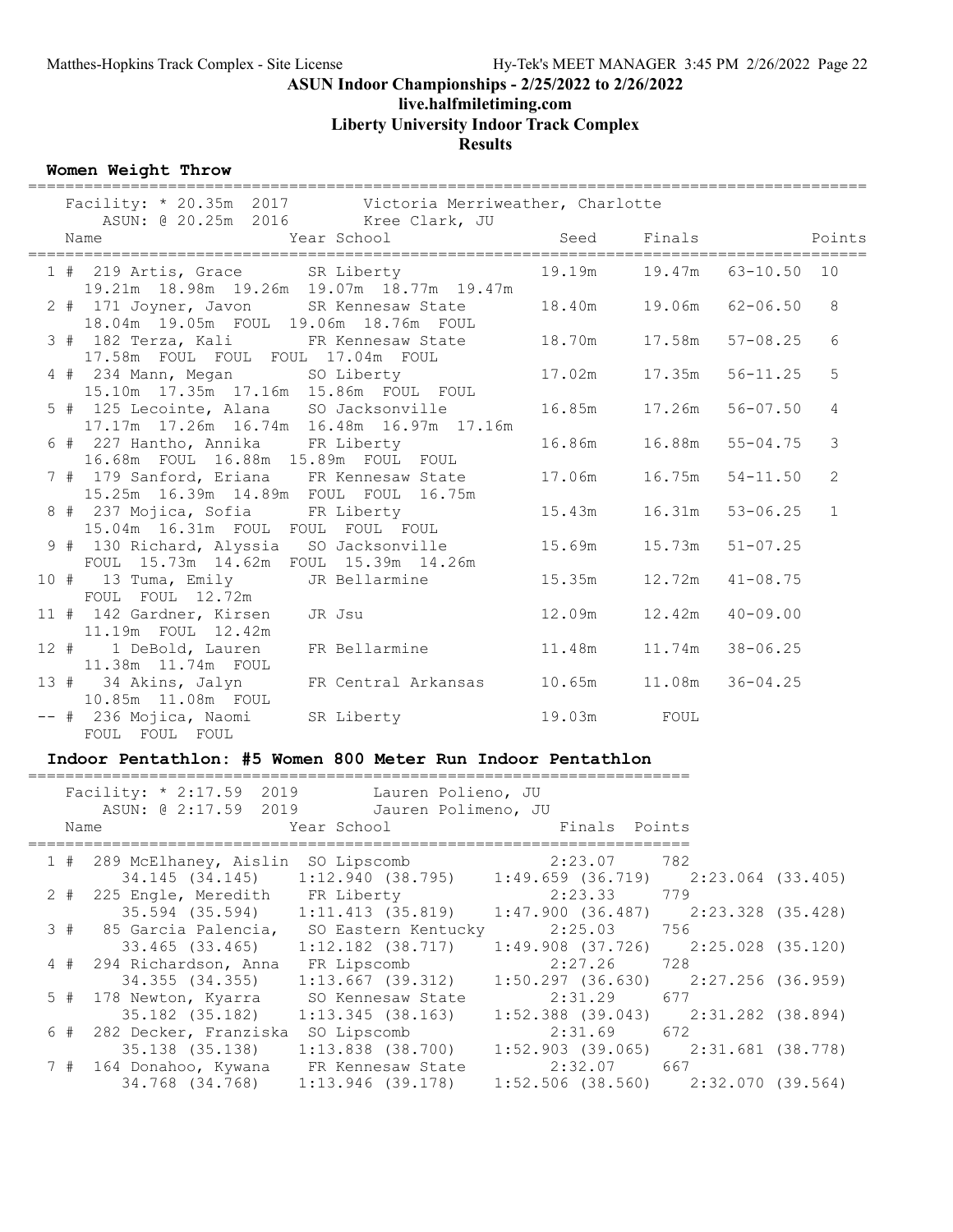# ASUN Indoor Championships - 2/25/2022 to 2/26/2022

## live.halfmiletiming.com

## Liberty University Indoor Track Complex

## Results

### Women Weight Throw

Facility: * 20.35m 2017 Victoria Merriweather, Charlotte
ASUN: @ 20.25m 2016 Kree Clark, JU

| | Name | Year | School | Seed | Finals | | Points |
|---|---|---|---|---|---|---|---|
| 1 # | 219 Artis, Grace | SR | Liberty | 19.19m | 19.47m | 63-10.50 | 10 |
| | 19.21m 18.98m 19.26m 19.07m 18.77m 19.47m | | | | | | |
| 2 # | 171 Joyner, Javon | SR | Kennesaw State | 18.40m | 19.06m | 62-06.50 | 8 |
| | 18.04m 19.05m FOUL 19.06m 18.76m FOUL | | | | | | |
| 3 # | 182 Terza, Kali | FR | Kennesaw State | 18.70m | 17.58m | 57-08.25 | 6 |
| | 17.58m FOUL FOUL FOUL 17.04m FOUL | | | | | | |
| 4 # | 234 Mann, Megan | SO | Liberty | 17.02m | 17.35m | 56-11.25 | 5 |
| | 15.10m 17.35m 17.16m 15.86m FOUL FOUL | | | | | | |
| 5 # | 125 Lecointe, Alana | SO | Jacksonville | 16.85m | 17.26m | 56-07.50 | 4 |
| | 17.17m 17.26m 16.74m 16.48m 16.97m 17.16m | | | | | | |
| 6 # | 227 Hantho, Annika | FR | Liberty | 16.86m | 16.88m | 55-04.75 | 3 |
| | 16.68m FOUL 16.88m 15.89m FOUL FOUL | | | | | | |
| 7 # | 179 Sanford, Eriana | FR | Kennesaw State | 17.06m | 16.75m | 54-11.50 | 2 |
| | 15.25m 16.39m 14.89m FOUL FOUL 16.75m | | | | | | |
| 8 # | 237 Mojica, Sofia | FR | Liberty | 15.43m | 16.31m | 53-06.25 | 1 |
| | 15.04m 16.31m FOUL FOUL FOUL FOUL | | | | | | |
| 9 # | 130 Richard, Alyssia | SO | Jacksonville | 15.69m | 15.73m | 51-07.25 | |
| | FOUL 15.73m 14.62m FOUL 15.39m 14.26m | | | | | | |
| 10 # | 13 Tuma, Emily | JR | Bellarmine | 15.35m | 12.72m | 41-08.75 | |
| | FOUL FOUL 12.72m | | | | | | |
| 11 # | 142 Gardner, Kirsen | JR | Jsu | 12.09m | 12.42m | 40-09.00 | |
| | 11.19m FOUL 12.42m | | | | | | |
| 12 # | 1 DeBold, Lauren | FR | Bellarmine | 11.48m | 11.74m | 38-06.25 | |
| | 11.38m 11.74m FOUL | | | | | | |
| 13 # | 34 Akins, Jalyn | FR | Central Arkansas | 10.65m | 11.08m | 36-04.25 | |
| | 10.85m 11.08m FOUL | | | | | | |
| -- # | 236 Mojica, Naomi | SR | Liberty | 19.03m | FOUL | | |
| | FOUL FOUL FOUL | | | | | | |

### Indoor Pentathlon: #5 Women 800 Meter Run Indoor Pentathlon

Facility: * 2:17.59 2019 Lauren Polieno, JU
ASUN: @ 2:17.59 2019 Jauren Polimeno, JU

| | Name | Year | School | Finals | Points |
|---|---|---|---|---|---|
| 1 # | 289 McElhaney, Aislin | SO | Lipscomb | 2:23.07 | 782 |
| | 34.145 (34.145) 1:12.940 (38.795) 1:49.659 (36.719) 2:23.064 (33.405) | | | | |
| 2 # | 225 Engle, Meredith | FR | Liberty | 2:23.33 | 779 |
| | 35.594 (35.594) 1:11.413 (35.819) 1:47.900 (36.487) 2:23.328 (35.428) | | | | |
| 3 # | 85 Garcia Palencia, | SO | Eastern Kentucky | 2:25.03 | 756 |
| | 33.465 (33.465) 1:12.182 (38.717) 1:49.908 (37.726) 2:25.028 (35.120) | | | | |
| 4 # | 294 Richardson, Anna | FR | Lipscomb | 2:27.26 | 728 |
| | 34.355 (34.355) 1:13.667 (39.312) 1:50.297 (36.630) 2:27.256 (36.959) | | | | |
| 5 # | 178 Newton, Kyarra | SO | Kennesaw State | 2:31.29 | 677 |
| | 35.182 (35.182) 1:13.345 (38.163) 1:52.388 (39.043) 2:31.282 (38.894) | | | | |
| 6 # | 282 Decker, Franziska | SO | Lipscomb | 2:31.69 | 672 |
| | 35.138 (35.138) 1:13.838 (38.700) 1:52.903 (39.065) 2:31.681 (38.778) | | | | |
| 7 # | 164 Donahoo, Kywana | FR | Kennesaw State | 2:32.07 | 667 |
| | 34.768 (34.768) 1:13.946 (39.178) 1:52.506 (38.560) 2:32.070 (39.564) | | | | |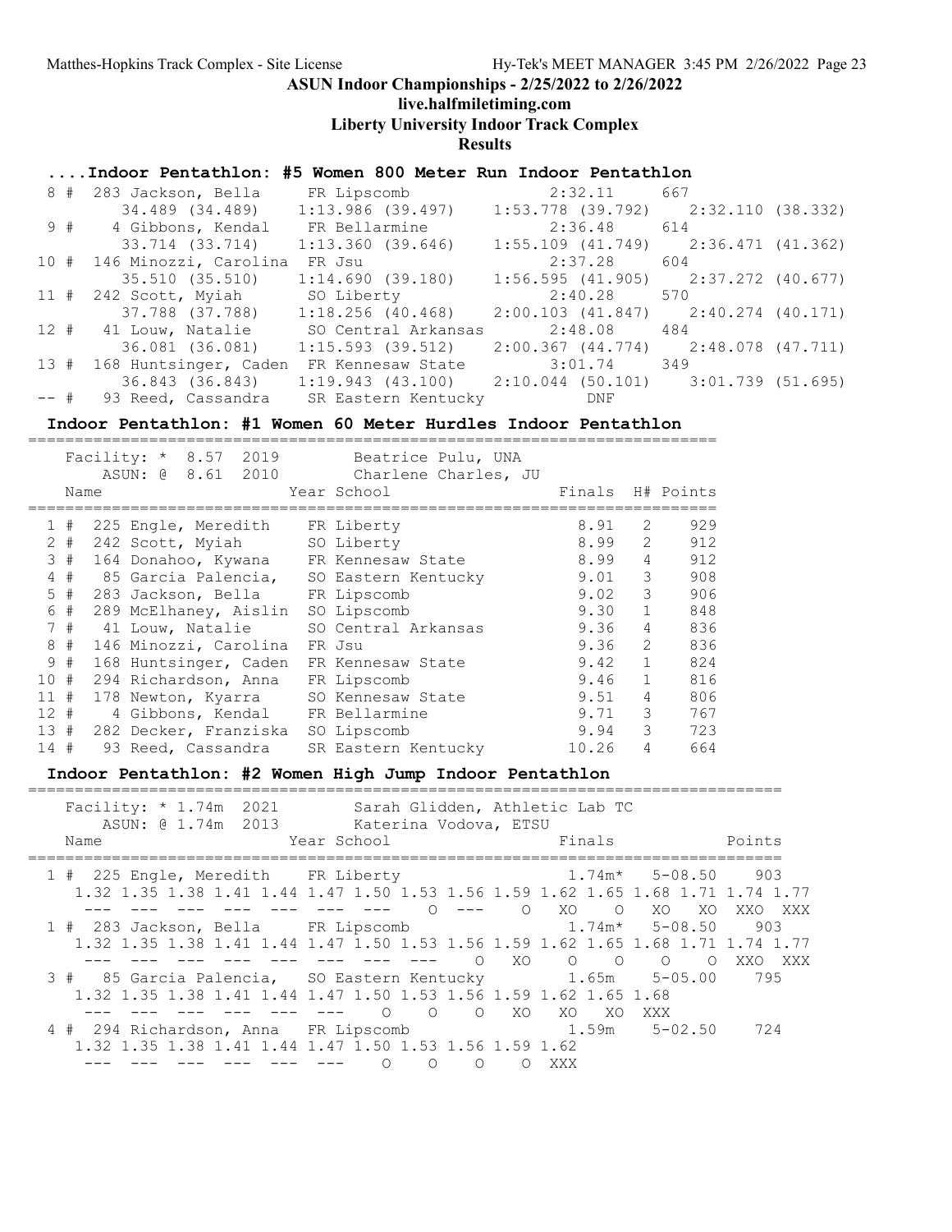## ASUN Indoor Championships - 2/25/2022 to 2/26/2022

**live.halfmiletiming.com**

**Liberty University Indoor Track Complex**

**Results**

### ....Indoor Pentathlon: #5 Women 800 Meter Run Indoor Pentathlon

| Place | # | Name | Year | School | Finals | Points |
|---|---|---|---|---|---|---|
| 8 | 283 | Jackson, Bella | FR | Lipscomb | 2:32.11 | 667 |
| | | 34.489 (34.489) | 1:13.986 (39.497) | 1:53.778 (39.792) | 2:32.110 (38.332) | |
| 9 | 4 | Gibbons, Kendal | FR | Bellarmine | 2:36.48 | 614 |
| | | 33.714 (33.714) | 1:13.360 (39.646) | 1:55.109 (41.749) | 2:36.471 (41.362) | |
| 10 | 146 | Minozzi, Carolina | FR | Jsu | 2:37.28 | 604 |
| | | 35.510 (35.510) | 1:14.690 (39.180) | 1:56.595 (41.905) | 2:37.272 (40.677) | |
| 11 | 242 | Scott, Myiah | SO | Liberty | 2:40.28 | 570 |
| | | 37.788 (37.788) | 1:18.256 (40.468) | 2:00.103 (41.847) | 2:40.274 (40.171) | |
| 12 | 41 | Louw, Natalie | SO | Central Arkansas | 2:48.08 | 484 |
| | | 36.081 (36.081) | 1:15.593 (39.512) | 2:00.367 (44.774) | 2:48.078 (47.711) | |
| 13 | 168 | Huntsinger, Caden | FR | Kennesaw State | 3:01.74 | 349 |
| | | 36.843 (36.843) | 1:19.943 (43.100) | 2:10.044 (50.101) | 3:01.739 (51.695) | |
| -- | 93 | Reed, Cassandra | SR | Eastern Kentucky | DNF | |

### Indoor Pentathlon: #1 Women 60 Meter Hurdles Indoor Pentathlon

Facility: * 8.57 2019 Beatrice Pulu, UNA
ASUN: @ 8.61 2010 Charlene Charles, JU

| Place | # | Name | Year | School | Finals | H# | Points |
|---|---|---|---|---|---|---|---|
| 1 | 225 | Engle, Meredith | FR | Liberty | 8.91 | 2 | 929 |
| 2 | 242 | Scott, Myiah | SO | Liberty | 8.99 | 2 | 912 |
| 3 | 164 | Donahoo, Kywana | FR | Kennesaw State | 8.99 | 4 | 912 |
| 4 | 85 | Garcia Palencia, | SO | Eastern Kentucky | 9.01 | 3 | 908 |
| 5 | 283 | Jackson, Bella | FR | Lipscomb | 9.02 | 3 | 906 |
| 6 | 289 | McElhaney, Aislin | SO | Lipscomb | 9.30 | 1 | 848 |
| 7 | 41 | Louw, Natalie | SO | Central Arkansas | 9.36 | 4 | 836 |
| 8 | 146 | Minozzi, Carolina | FR | Jsu | 9.36 | 2 | 836 |
| 9 | 168 | Huntsinger, Caden | FR | Kennesaw State | 9.42 | 1 | 824 |
| 10 | 294 | Richardson, Anna | FR | Lipscomb | 9.46 | 1 | 816 |
| 11 | 178 | Newton, Kyarra | SO | Kennesaw State | 9.51 | 4 | 806 |
| 12 | 4 | Gibbons, Kendal | FR | Bellarmine | 9.71 | 3 | 767 |
| 13 | 282 | Decker, Franziska | SO | Lipscomb | 9.94 | 3 | 723 |
| 14 | 93 | Reed, Cassandra | SR | Eastern Kentucky | 10.26 | 4 | 664 |

### Indoor Pentathlon: #2 Women High Jump Indoor Pentathlon

Facility: * 1.74m 2021 Sarah Glidden, Athletic Lab TC
ASUN: @ 1.74m 2013 Katerina Vodova, ETSU

```
Name                     Year School                Finals              Points
================================================================================
 1 # 225 Engle, Meredith    FR Liberty                 1.74m*   5-08.50    903
   1.32 1.35 1.38 1.41 1.44 1.47 1.50 1.53 1.56 1.59 1.62 1.65 1.68 1.71 1.74 1.77
    ---  ---  ---  ---  ---  ---  ---    O  ---    O   XO    O   XO   XO  XXO  XXX
 1 # 283 Jackson, Bella     FR Lipscomb                1.74m*   5-08.50    903
   1.32 1.35 1.38 1.41 1.44 1.47 1.50 1.53 1.56 1.59 1.62 1.65 1.68 1.71 1.74 1.77
    ---  ---  ---  ---  ---  ---  ---  ---    O   XO    O    O    O    O  XXO  XXX
 3 #  85 Garcia Palencia,   SO Eastern Kentucky        1.65m    5-05.00    795
   1.32 1.35 1.38 1.41 1.44 1.47 1.50 1.53 1.56 1.59 1.62 1.65 1.68
    ---  ---  ---  ---  ---  ---    O    O    O   XO   XO   XO  XXX
 4 # 294 Richardson, Anna   FR Lipscomb                1.59m    5-02.50    724
   1.32 1.35 1.38 1.41 1.44 1.47 1.50 1.53 1.56 1.59 1.62
    ---  ---  ---  ---  ---  ---    O    O    O    O  XXX
```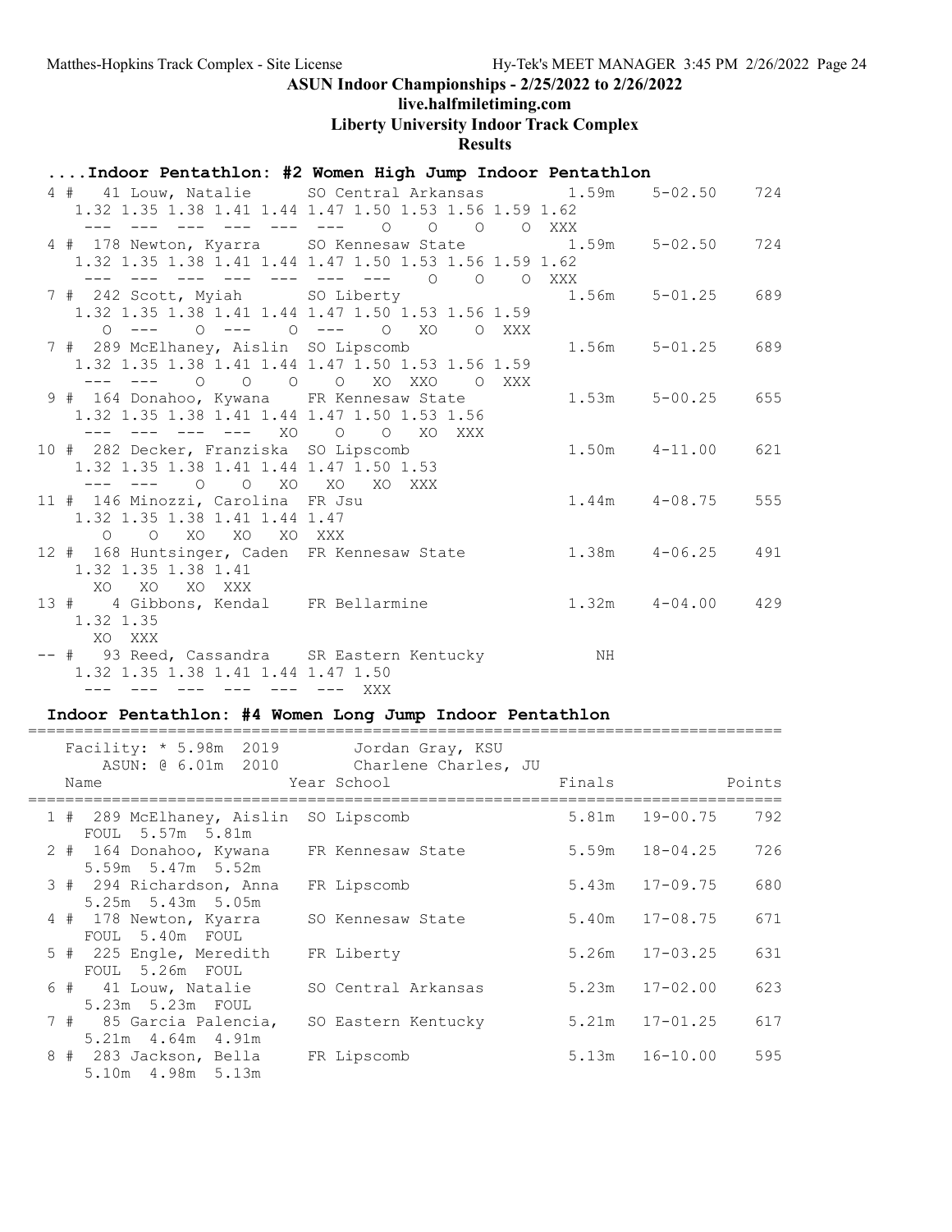ASUN Indoor Championships - 2/25/2022 to 2/26/2022

live.halfmiletiming.com

Liberty University Indoor Track Complex

Results

### ....Indoor Pentathlon: #2 Women High Jump Indoor Pentathlon

```
  4 #   41 Louw, Natalie       SO Central Arkansas        1.59m    5-02.50    724
     1.32 1.35 1.38 1.41 1.44 1.47 1.50 1.53 1.56 1.59 1.62
      ---  ---  ---  ---  ---  ---    O    O    O    O  XXX
  4 #  178 Newton, Kyarra      SO Kennesaw State          1.59m    5-02.50    724
     1.32 1.35 1.38 1.41 1.44 1.47 1.50 1.53 1.56 1.59 1.62
      ---  ---  ---  ---  ---  ---  ---    O    O    O  XXX
  7 #  242 Scott, Myiah        SO Liberty                 1.56m    5-01.25    689
     1.32 1.35 1.38 1.41 1.44 1.47 1.50 1.53 1.56 1.59
        O  ---    O  ---    O  ---    O   XO    O  XXX
  7 #  289 McElhaney, Aislin  SO Lipscomb                 1.56m    5-01.25    689
     1.32 1.35 1.38 1.41 1.44 1.47 1.50 1.53 1.56 1.59
      ---  ---    O    O    O    O   XO  XXO    O  XXX
  9 #  164 Donahoo, Kywana    FR Kennesaw State           1.53m    5-00.25    655
     1.32 1.35 1.38 1.41 1.44 1.47 1.50 1.53 1.56
      ---  ---  ---  ---   XO    O    O   XO  XXX
 10 #  282 Decker, Franziska  SO Lipscomb                 1.50m    4-11.00    621
     1.32 1.35 1.38 1.41 1.44 1.47 1.50 1.53
      ---  ---    O    O   XO   XO   XO  XXX
 11 #  146 Minozzi, Carolina  FR Jsu                      1.44m    4-08.75    555
     1.32 1.35 1.38 1.41 1.44 1.47
        O    O   XO   XO   XO  XXX
 12 #  168 Huntsinger, Caden  FR Kennesaw State           1.38m    4-06.25    491
     1.32 1.35 1.38 1.41
       XO   XO   XO  XXX
 13 #    4 Gibbons, Kendal    FR Bellarmine               1.32m    4-04.00    429
     1.32 1.35
       XO  XXX
 -- #   93 Reed, Cassandra    SR Eastern Kentucky            NH
     1.32 1.35 1.38 1.41 1.44 1.47 1.50
      ---  ---  ---  ---  ---  ---  XXX
```

### Indoor Pentathlon: #4 Women Long Jump Indoor Pentathlon

```
=================================================================================
    Facility: * 5.98m  2019        Jordan Gray, KSU
        ASUN: @ 6.01m  2010        Charlene Charles, JU
    Name                    Year School                 Finals            Points
=================================================================================
  1 #  289 McElhaney, Aislin  SO Lipscomb                 5.81m   19-00.75    792
      FOUL  5.57m  5.81m
  2 #  164 Donahoo, Kywana    FR Kennesaw State           5.59m   18-04.25    726
      5.59m  5.47m  5.52m
  3 #  294 Richardson, Anna   FR Lipscomb                 5.43m   17-09.75    680
      5.25m  5.43m  5.05m
  4 #  178 Newton, Kyarra     SO Kennesaw State           5.40m   17-08.75    671
      FOUL  5.40m  FOUL
  5 #  225 Engle, Meredith    FR Liberty                  5.26m   17-03.25    631
      FOUL  5.26m  FOUL
  6 #   41 Louw, Natalie      SO Central Arkansas         5.23m   17-02.00    623
      5.23m  5.23m  FOUL
  7 #   85 Garcia Palencia,   SO Eastern Kentucky         5.21m   17-01.25    617
      5.21m  4.64m  4.91m
  8 #  283 Jackson, Bella     FR Lipscomb                 5.13m   16-10.00    595
      5.10m  4.98m  5.13m
```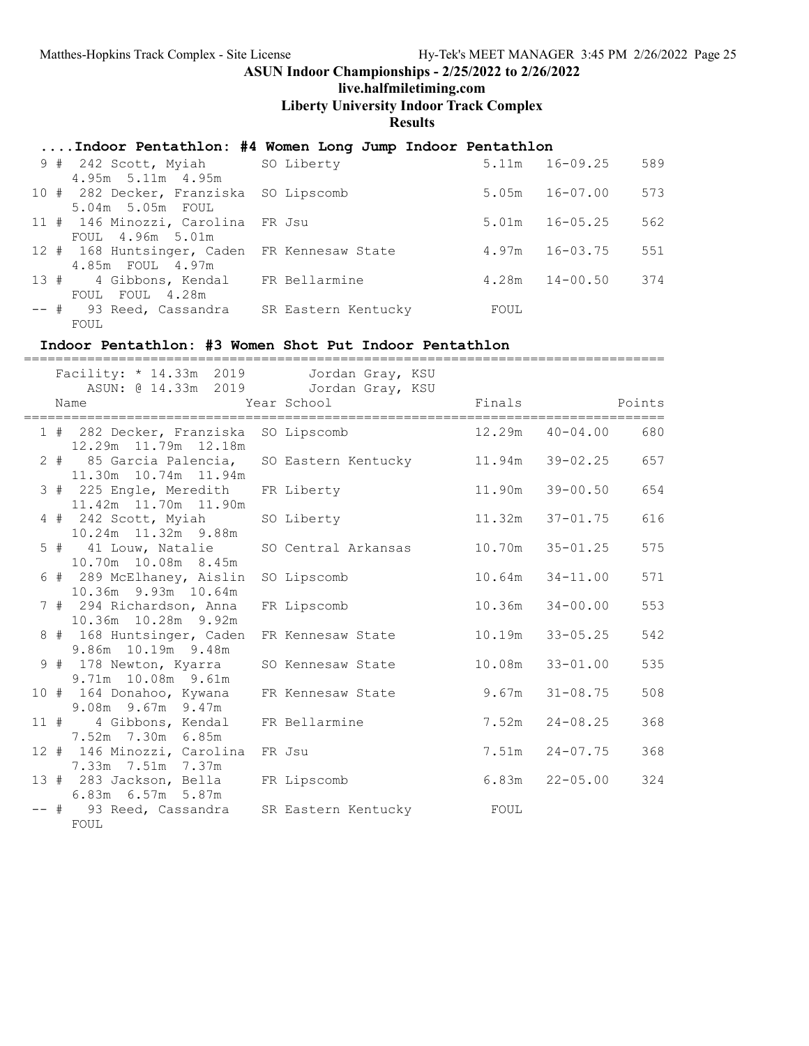# ASUN Indoor Championships - 2/25/2022 to 2/26/2022

**live.halfmiletiming.com**

**Liberty University Indoor Track Complex**

**Results**

## ....Indoor Pentathlon: #4 Women Long Jump Indoor Pentathlon

| Place | Name | Year | School | Finals | | Points |
|---|---|---|---|---|---|---|
| 9 # | 242 Scott, Myiah | SO | Liberty | 5.11m | 16-09.25 | 589 |
| | 4.95m 5.11m 4.95m | | | | | |
| 10 # | 282 Decker, Franziska | SO | Lipscomb | 5.05m | 16-07.00 | 573 |
| | 5.04m 5.05m FOUL | | | | | |
| 11 # | 146 Minozzi, Carolina | FR | Jsu | 5.01m | 16-05.25 | 562 |
| | FOUL 4.96m 5.01m | | | | | |
| 12 # | 168 Huntsinger, Caden | FR | Kennesaw State | 4.97m | 16-03.75 | 551 |
| | 4.85m FOUL 4.97m | | | | | |
| 13 # | 4 Gibbons, Kendal | FR | Bellarmine | 4.28m | 14-00.50 | 374 |
| | FOUL FOUL 4.28m | | | | | |
| -- # | 93 Reed, Cassandra | SR | Eastern Kentucky | FOUL | | |
| | FOUL | | | | | |

## Indoor Pentathlon: #3 Women Shot Put Indoor Pentathlon

Facility: * 14.33m 2019 Jordan Gray, KSU
ASUN: @ 14.33m 2019 Jordan Gray, KSU

| Place | Name | Year | School | Finals | | Points |
|---|---|---|---|---|---|---|
| 1 # | 282 Decker, Franziska | SO | Lipscomb | 12.29m | 40-04.00 | 680 |
| | 12.29m 11.79m 12.18m | | | | | |
| 2 # | 85 Garcia Palencia, | SO | Eastern Kentucky | 11.94m | 39-02.25 | 657 |
| | 11.30m 10.74m 11.94m | | | | | |
| 3 # | 225 Engle, Meredith | FR | Liberty | 11.90m | 39-00.50 | 654 |
| | 11.42m 11.70m 11.90m | | | | | |
| 4 # | 242 Scott, Myiah | SO | Liberty | 11.32m | 37-01.75 | 616 |
| | 10.24m 11.32m 9.88m | | | | | |
| 5 # | 41 Louw, Natalie | SO | Central Arkansas | 10.70m | 35-01.25 | 575 |
| | 10.70m 10.08m 8.45m | | | | | |
| 6 # | 289 McElhaney, Aislin | SO | Lipscomb | 10.64m | 34-11.00 | 571 |
| | 10.36m 9.93m 10.64m | | | | | |
| 7 # | 294 Richardson, Anna | FR | Lipscomb | 10.36m | 34-00.00 | 553 |
| | 10.36m 10.28m 9.92m | | | | | |
| 8 # | 168 Huntsinger, Caden | FR | Kennesaw State | 10.19m | 33-05.25 | 542 |
| | 9.86m 10.19m 9.48m | | | | | |
| 9 # | 178 Newton, Kyarra | SO | Kennesaw State | 10.08m | 33-01.00 | 535 |
| | 9.71m 10.08m 9.61m | | | | | |
| 10 # | 164 Donahoo, Kywana | FR | Kennesaw State | 9.67m | 31-08.75 | 508 |
| | 9.08m 9.67m 9.47m | | | | | |
| 11 # | 4 Gibbons, Kendal | FR | Bellarmine | 7.52m | 24-08.25 | 368 |
| | 7.52m 7.30m 6.85m | | | | | |
| 12 # | 146 Minozzi, Carolina | FR | Jsu | 7.51m | 24-07.75 | 368 |
| | 7.33m 7.51m 7.37m | | | | | |
| 13 # | 283 Jackson, Bella | FR | Lipscomb | 6.83m | 22-05.00 | 324 |
| | 6.83m 6.57m 5.87m | | | | | |
| -- # | 93 Reed, Cassandra | SR | Eastern Kentucky | FOUL | | |
| | FOUL | | | | | |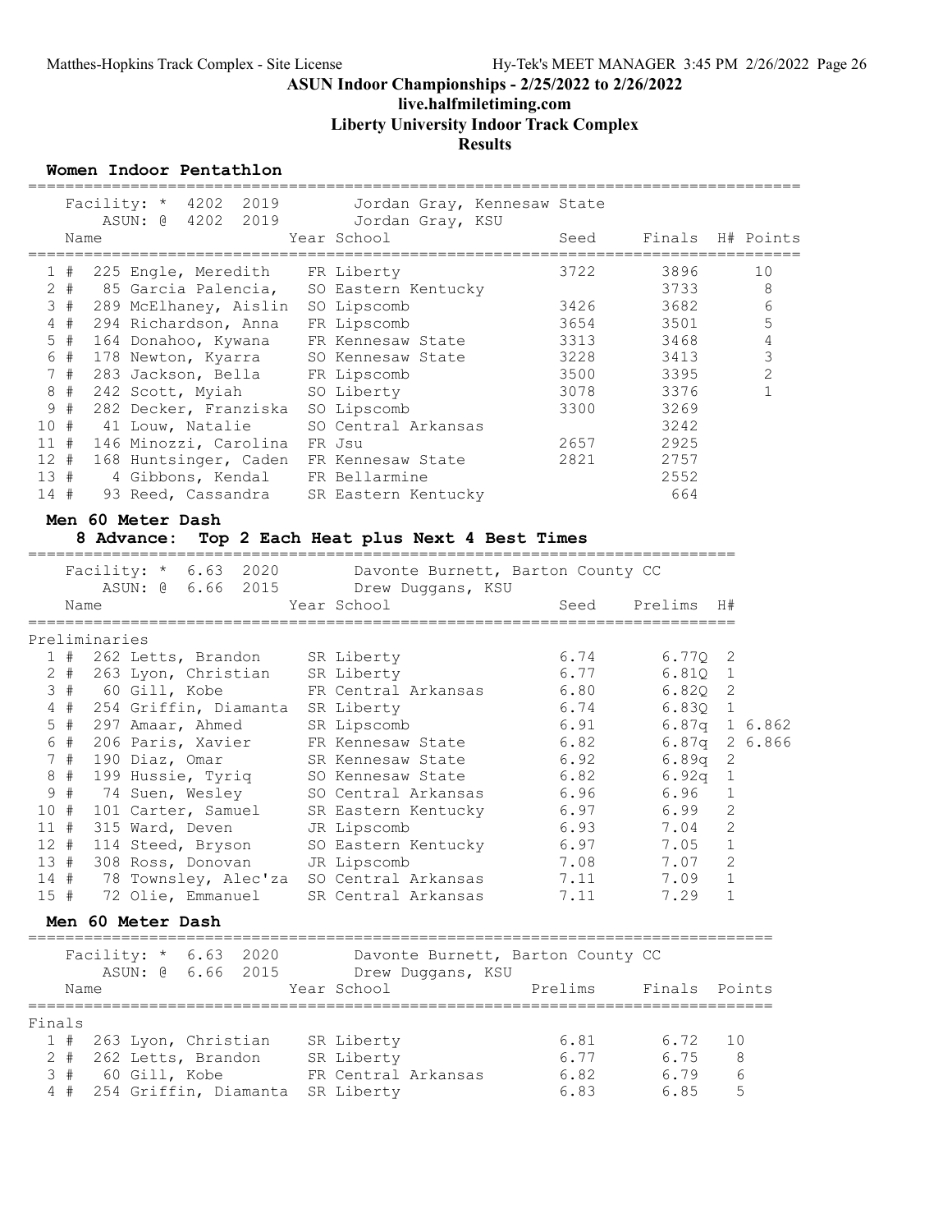# ASUN Indoor Championships - 2/25/2022 to 2/26/2022

## live.halfmiletiming.com

## Liberty University Indoor Track Complex

## Results

### Women Indoor Pentathlon

Facility: * 4202 2019 Jordan Gray, Kennesaw State
ASUN: @ 4202 2019 Jordan Gray, KSU

| Place | Name | Year | School | Seed | Finals | H# | Points |
|---|---|---|---|---|---|---|---|
| 1 # | 225 Engle, Meredith | FR | Liberty | 3722 | 3896 | | 10 |
| 2 # | 85 Garcia Palencia, | SO | Eastern Kentucky | | 3733 | | 8 |
| 3 # | 289 McElhaney, Aislin | SO | Lipscomb | 3426 | 3682 | | 6 |
| 4 # | 294 Richardson, Anna | FR | Lipscomb | 3654 | 3501 | | 5 |
| 5 # | 164 Donahoo, Kywana | FR | Kennesaw State | 3313 | 3468 | | 4 |
| 6 # | 178 Newton, Kyarra | SO | Kennesaw State | 3228 | 3413 | | 3 |
| 7 # | 283 Jackson, Bella | FR | Lipscomb | 3500 | 3395 | | 2 |
| 8 # | 242 Scott, Myiah | SO | Liberty | 3078 | 3376 | | 1 |
| 9 # | 282 Decker, Franziska | SO | Lipscomb | 3300 | 3269 | | |
| 10 # | 41 Louw, Natalie | SO | Central Arkansas | | 3242 | | |
| 11 # | 146 Minozzi, Carolina | FR | Jsu | 2657 | 2925 | | |
| 12 # | 168 Huntsinger, Caden | FR | Kennesaw State | 2821 | 2757 | | |
| 13 # | 4 Gibbons, Kendal | FR | Bellarmine | | 2552 | | |
| 14 # | 93 Reed, Cassandra | SR | Eastern Kentucky | | 664 | | |

### Men 60 Meter Dash

**8 Advance: Top 2 Each Heat plus Next 4 Best Times**

Facility: * 6.63 2020 Davonte Burnett, Barton County CC
ASUN: @ 6.66 2015 Drew Duggans, KSU

Preliminaries

| Place | Name | Year | School | Seed | Prelims | H# | |
|---|---|---|---|---|---|---|---|
| 1 # | 262 Letts, Brandon | SR | Liberty | 6.74 | 6.77Q | 2 | |
| 2 # | 263 Lyon, Christian | SR | Liberty | 6.77 | 6.81Q | 1 | |
| 3 # | 60 Gill, Kobe | FR | Central Arkansas | 6.80 | 6.82Q | 2 | |
| 4 # | 254 Griffin, Diamanta | SR | Liberty | 6.74 | 6.83Q | 1 | |
| 5 # | 297 Amaar, Ahmed | SR | Lipscomb | 6.91 | 6.87q | 1 | 6.862 |
| 6 # | 206 Paris, Xavier | FR | Kennesaw State | 6.82 | 6.87q | 2 | 6.866 |
| 7 # | 190 Diaz, Omar | SR | Kennesaw State | 6.92 | 6.89q | 2 | |
| 8 # | 199 Hussie, Tyriq | SO | Kennesaw State | 6.82 | 6.92q | 1 | |
| 9 # | 74 Suen, Wesley | SO | Central Arkansas | 6.96 | 6.96 | 1 | |
| 10 # | 101 Carter, Samuel | SR | Eastern Kentucky | 6.97 | 6.99 | 2 | |
| 11 # | 315 Ward, Deven | JR | Lipscomb | 6.93 | 7.04 | 2 | |
| 12 # | 114 Steed, Bryson | SO | Eastern Kentucky | 6.97 | 7.05 | 1 | |
| 13 # | 308 Ross, Donovan | JR | Lipscomb | 7.08 | 7.07 | 2 | |
| 14 # | 78 Townsley, Alec'za | SO | Central Arkansas | 7.11 | 7.09 | 1 | |
| 15 # | 72 Olie, Emmanuel | SR | Central Arkansas | 7.11 | 7.29 | 1 | |

### Men 60 Meter Dash

Facility: * 6.63 2020 Davonte Burnett, Barton County CC
ASUN: @ 6.66 2015 Drew Duggans, KSU

Finals

| Place | Name | Year | School | Prelims | Finals | Points |
|---|---|---|---|---|---|---|
| 1 # | 263 Lyon, Christian | SR | Liberty | 6.81 | 6.72 | 10 |
| 2 # | 262 Letts, Brandon | SR | Liberty | 6.77 | 6.75 | 8 |
| 3 # | 60 Gill, Kobe | FR | Central Arkansas | 6.82 | 6.79 | 6 |
| 4 # | 254 Griffin, Diamanta | SR | Liberty | 6.83 | 6.85 | 5 |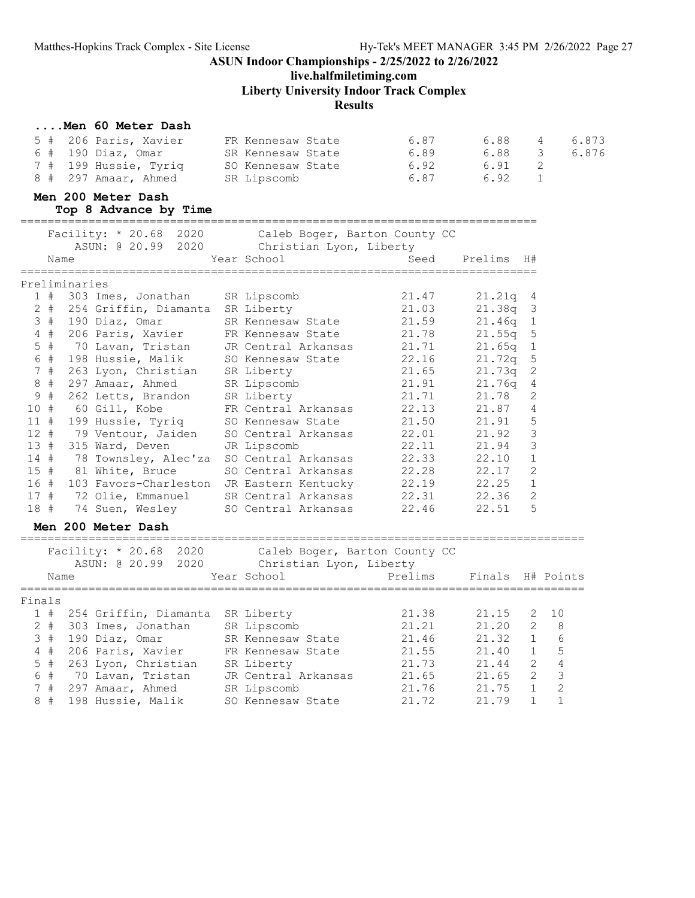**ASUN Indoor Championships - 2/25/2022 to 2/26/2022**
**live.halfmiletiming.com**
**Liberty University Indoor Track Complex**
**Results**

### ....Men 60 Meter Dash

| Place | Name | Year School | Seed | Finals | H# | Points |
|---|---|---|---|---|---|---|
| 5 # | 206 Paris, Xavier | FR Kennesaw State | 6.87 | 6.88 | 4 | 6.873 |
| 6 # | 190 Diaz, Omar | SR Kennesaw State | 6.89 | 6.88 | 3 | 6.876 |
| 7 # | 199 Hussie, Tyriq | SO Kennesaw State | 6.92 | 6.91 | 2 | |
| 8 # | 297 Amaar, Ahmed | SR Lipscomb | 6.87 | 6.92 | 1 | |

### Men 200 Meter Dash
**Top 8 Advance by Time**

Facility: * 20.68 2020 Caleb Boger, Barton County CC
ASUN: @ 20.99 2020 Christian Lyon, Liberty

Preliminaries

| Place | Name | Year School | Seed | Prelims | H# |
|---|---|---|---|---|---|
| 1 # | 303 Imes, Jonathan | SR Lipscomb | 21.47 | 21.21q | 4 |
| 2 # | 254 Griffin, Diamanta | SR Liberty | 21.03 | 21.38q | 3 |
| 3 # | 190 Diaz, Omar | SR Kennesaw State | 21.59 | 21.46q | 1 |
| 4 # | 206 Paris, Xavier | FR Kennesaw State | 21.78 | 21.55q | 5 |
| 5 # | 70 Lavan, Tristan | JR Central Arkansas | 21.71 | 21.65q | 1 |
| 6 # | 198 Hussie, Malik | SO Kennesaw State | 22.16 | 21.72q | 5 |
| 7 # | 263 Lyon, Christian | SR Liberty | 21.65 | 21.73q | 2 |
| 8 # | 297 Amaar, Ahmed | SR Lipscomb | 21.91 | 21.76q | 4 |
| 9 # | 262 Letts, Brandon | SR Liberty | 21.71 | 21.78 | 2 |
| 10 # | 60 Gill, Kobe | FR Central Arkansas | 22.13 | 21.87 | 4 |
| 11 # | 199 Hussie, Tyriq | SO Kennesaw State | 21.50 | 21.91 | 5 |
| 12 # | 79 Ventour, Jaiden | SO Central Arkansas | 22.01 | 21.92 | 3 |
| 13 # | 315 Ward, Deven | JR Lipscomb | 22.11 | 21.94 | 3 |
| 14 # | 78 Townsley, Alec'za | SO Central Arkansas | 22.33 | 22.10 | 1 |
| 15 # | 81 White, Bruce | SO Central Arkansas | 22.28 | 22.17 | 2 |
| 16 # | 103 Favors-Charleston | JR Eastern Kentucky | 22.19 | 22.25 | 1 |
| 17 # | 72 Olie, Emmanuel | SR Central Arkansas | 22.31 | 22.36 | 2 |
| 18 # | 74 Suen, Wesley | SO Central Arkansas | 22.46 | 22.51 | 5 |

### Men 200 Meter Dash

Facility: * 20.68 2020 Caleb Boger, Barton County CC
ASUN: @ 20.99 2020 Christian Lyon, Liberty

Finals

| Place | Name | Year School | Prelims | Finals | H# | Points |
|---|---|---|---|---|---|---|
| 1 # | 254 Griffin, Diamanta | SR Liberty | 21.38 | 21.15 | 2 | 10 |
| 2 # | 303 Imes, Jonathan | SR Lipscomb | 21.21 | 21.20 | 2 | 8 |
| 3 # | 190 Diaz, Omar | SR Kennesaw State | 21.46 | 21.32 | 1 | 6 |
| 4 # | 206 Paris, Xavier | FR Kennesaw State | 21.55 | 21.40 | 1 | 5 |
| 5 # | 263 Lyon, Christian | SR Liberty | 21.73 | 21.44 | 2 | 4 |
| 6 # | 70 Lavan, Tristan | JR Central Arkansas | 21.65 | 21.65 | 2 | 3 |
| 7 # | 297 Amaar, Ahmed | SR Lipscomb | 21.76 | 21.75 | 1 | 2 |
| 8 # | 198 Hussie, Malik | SO Kennesaw State | 21.72 | 21.79 | 1 | 1 |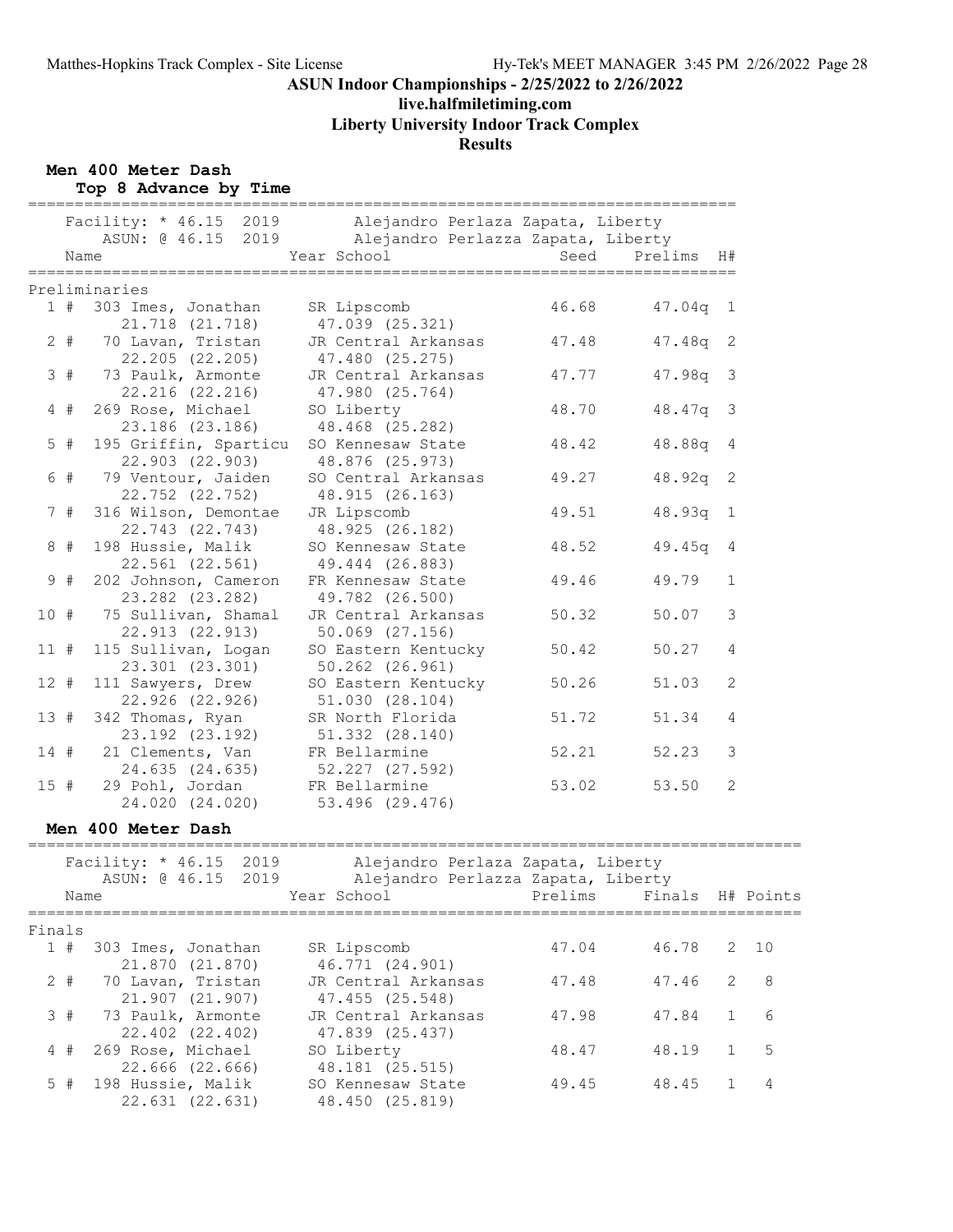# ASUN Indoor Championships - 2/25/2022 to 2/26/2022

## live.halfmiletiming.com

## Liberty University Indoor Track Complex

## Results

### Men 400 Meter Dash

**Top 8 Advance by Time**

Facility: * 46.15 2019 Alejandro Perlaza Zapata, Liberty
ASUN: @ 46.15 2019 Alejandro Perlazza Zapata, Liberty

**Preliminaries**

| Place | # | Name | Year | School | Seed | Prelims | H# |
|---|---|---|---|---|---|---|---|
| 1 | 303 | Imes, Jonathan | SR | Lipscomb | 46.68 | 47.04q | 1 |
| | | 21.718 (21.718) 47.039 (25.321) | | | | | |
| 2 | 70 | Lavan, Tristan | JR | Central Arkansas | 47.48 | 47.48q | 2 |
| | | 22.205 (22.205) 47.480 (25.275) | | | | | |
| 3 | 73 | Paulk, Armonte | JR | Central Arkansas | 47.77 | 47.98q | 3 |
| | | 22.216 (22.216) 47.980 (25.764) | | | | | |
| 4 | 269 | Rose, Michael | SO | Liberty | 48.70 | 48.47q | 3 |
| | | 23.186 (23.186) 48.468 (25.282) | | | | | |
| 5 | 195 | Griffin, Sparticu | SO | Kennesaw State | 48.42 | 48.88q | 4 |
| | | 22.903 (22.903) 48.876 (25.973) | | | | | |
| 6 | 79 | Ventour, Jaiden | SO | Central Arkansas | 49.27 | 48.92q | 2 |
| | | 22.752 (22.752) 48.915 (26.163) | | | | | |
| 7 | 316 | Wilson, Demontae | JR | Lipscomb | 49.51 | 48.93q | 1 |
| | | 22.743 (22.743) 48.925 (26.182) | | | | | |
| 8 | 198 | Hussie, Malik | SO | Kennesaw State | 48.52 | 49.45q | 4 |
| | | 22.561 (22.561) 49.444 (26.883) | | | | | |
| 9 | 202 | Johnson, Cameron | FR | Kennesaw State | 49.46 | 49.79 | 1 |
| | | 23.282 (23.282) 49.782 (26.500) | | | | | |
| 10 | 75 | Sullivan, Shamal | JR | Central Arkansas | 50.32 | 50.07 | 3 |
| | | 22.913 (22.913) 50.069 (27.156) | | | | | |
| 11 | 115 | Sullivan, Logan | SO | Eastern Kentucky | 50.42 | 50.27 | 4 |
| | | 23.301 (23.301) 50.262 (26.961) | | | | | |
| 12 | 111 | Sawyers, Drew | SO | Eastern Kentucky | 50.26 | 51.03 | 2 |
| | | 22.926 (22.926) 51.030 (28.104) | | | | | |
| 13 | 342 | Thomas, Ryan | SR | North Florida | 51.72 | 51.34 | 4 |
| | | 23.192 (23.192) 51.332 (28.140) | | | | | |
| 14 | 21 | Clements, Van | FR | Bellarmine | 52.21 | 52.23 | 3 |
| | | 24.635 (24.635) 52.227 (27.592) | | | | | |
| 15 | 29 | Pohl, Jordan | FR | Bellarmine | 53.02 | 53.50 | 2 |
| | | 24.020 (24.020) 53.496 (29.476) | | | | | |

### Men 400 Meter Dash

Facility: * 46.15 2019 Alejandro Perlaza Zapata, Liberty
ASUN: @ 46.15 2019 Alejandro Perlazza Zapata, Liberty

**Finals**

| Place | # | Name | Year | School | Prelims | Finals | H# | Points |
|---|---|---|---|---|---|---|---|---|
| 1 | 303 | Imes, Jonathan | SR | Lipscomb | 47.04 | 46.78 | 2 | 10 |
| | | 21.870 (21.870) 46.771 (24.901) | | | | | | |
| 2 | 70 | Lavan, Tristan | JR | Central Arkansas | 47.48 | 47.46 | 2 | 8 |
| | | 21.907 (21.907) 47.455 (25.548) | | | | | | |
| 3 | 73 | Paulk, Armonte | JR | Central Arkansas | 47.98 | 47.84 | 1 | 6 |
| | | 22.402 (22.402) 47.839 (25.437) | | | | | | |
| 4 | 269 | Rose, Michael | SO | Liberty | 48.47 | 48.19 | 1 | 5 |
| | | 22.666 (22.666) 48.181 (25.515) | | | | | | |
| 5 | 198 | Hussie, Malik | SO | Kennesaw State | 49.45 | 48.45 | 1 | 4 |
| | | 22.631 (22.631) 48.450 (25.819) | | | | | | |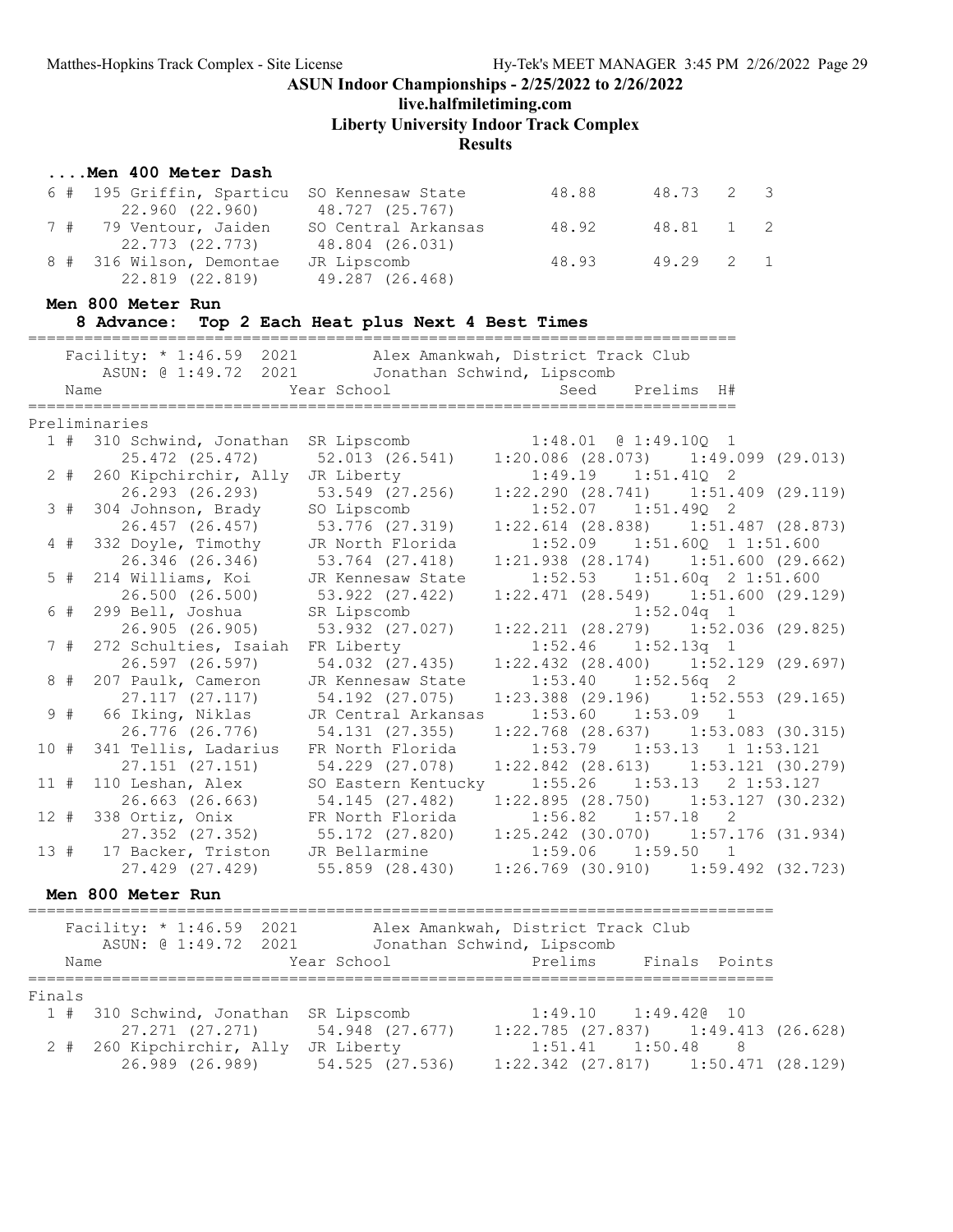## ASUN Indoor Championships - 2/25/2022 to 2/26/2022

**live.halfmiletiming.com**

**Liberty University Indoor Track Complex**

**Results**

### ....Men 400 Meter Dash

| Place | Name | Year School | Seed | Prelims | H# | |
|---|---|---|---|---|---|---|
| 6 # | 195 Griffin, Sparticu | SO Kennesaw State | 48.88 | 48.73 | 2 | 3 |
| | 22.960 (22.960) | 48.727 (25.767) | | | | |
| 7 # | 79 Ventour, Jaiden | SO Central Arkansas | 48.92 | 48.81 | 1 | 2 |
| | 22.773 (22.773) | 48.804 (26.031) | | | | |
| 8 # | 316 Wilson, Demontae | JR Lipscomb | 48.93 | 49.29 | 2 | 1 |
| | 22.819 (22.819) | 49.287 (26.468) | | | | |

### Men 800 Meter Run

**8 Advance: Top 2 Each Heat plus Next 4 Best Times**

Facility: * 1:46.59 2021 Alex Amankwah, District Track Club
ASUN: @ 1:49.72 2021 Jonathan Schwind, Lipscomb

Preliminaries

| Place | Name | Year School | Seed | Prelims | H# | |
|---|---|---|---|---|---|---|
| 1 # | 310 Schwind, Jonathan | SR Lipscomb | 1:48.01 | @ 1:49.10Q | 1 | |
| | 25.472 (25.472) | 52.013 (26.541) | 1:20.086 (28.073) | 1:49.099 (29.013) | | |
| 2 # | 260 Kipchirchir, Ally | JR Liberty | 1:49.19 | 1:51.41Q | 2 | |
| | 26.293 (26.293) | 53.549 (27.256) | 1:22.290 (28.741) | 1:51.409 (29.119) | | |
| 3 # | 304 Johnson, Brady | SO Lipscomb | 1:52.07 | 1:51.49Q | 2 | |
| | 26.457 (26.457) | 53.776 (27.319) | 1:22.614 (28.838) | 1:51.487 (28.873) | | |
| 4 # | 332 Doyle, Timothy | JR North Florida | 1:52.09 | 1:51.60Q | 1 | 1:51.600 |
| | 26.346 (26.346) | 53.764 (27.418) | 1:21.938 (28.174) | 1:51.600 (29.662) | | |
| 5 # | 214 Williams, Koi | JR Kennesaw State | 1:52.53 | 1:51.60q | 2 | 1:51.600 |
| | 26.500 (26.500) | 53.922 (27.422) | 1:22.471 (28.549) | 1:51.600 (29.129) | | |
| 6 # | 299 Bell, Joshua | SR Lipscomb | | 1:52.04q | 1 | |
| | 26.905 (26.905) | 53.932 (27.027) | 1:22.211 (28.279) | 1:52.036 (29.825) | | |
| 7 # | 272 Schulties, Isaiah | FR Liberty | 1:52.46 | 1:52.13q | 1 | |
| | 26.597 (26.597) | 54.032 (27.435) | 1:22.432 (28.400) | 1:52.129 (29.697) | | |
| 8 # | 207 Paulk, Cameron | JR Kennesaw State | 1:53.40 | 1:52.56q | 2 | |
| | 27.117 (27.117) | 54.192 (27.075) | 1:23.388 (29.196) | 1:52.553 (29.165) | | |
| 9 # | 66 Iking, Niklas | JR Central Arkansas | 1:53.60 | 1:53.09 | 1 | |
| | 26.776 (26.776) | 54.131 (27.355) | 1:22.768 (28.637) | 1:53.083 (30.315) | | |
| 10 # | 341 Tellis, Ladarius | FR North Florida | 1:53.79 | 1:53.13 | 1 | 1:53.121 |
| | 27.151 (27.151) | 54.229 (27.078) | 1:22.842 (28.613) | 1:53.121 (30.279) | | |
| 11 # | 110 Leshan, Alex | SO Eastern Kentucky | 1:55.26 | 1:53.13 | 2 | 1:53.127 |
| | 26.663 (26.663) | 54.145 (27.482) | 1:22.895 (28.750) | 1:53.127 (30.232) | | |
| 12 # | 338 Ortiz, Onix | FR North Florida | 1:56.82 | 1:57.18 | 2 | |
| | 27.352 (27.352) | 55.172 (27.820) | 1:25.242 (30.070) | 1:57.176 (31.934) | | |
| 13 # | 17 Backer, Triston | JR Bellarmine | 1:59.06 | 1:59.50 | 1 | |
| | 27.429 (27.429) | 55.859 (28.430) | 1:26.769 (30.910) | 1:59.492 (32.723) | | |

### Men 800 Meter Run

Facility: * 1:46.59 2021 Alex Amankwah, District Track Club
ASUN: @ 1:49.72 2021 Jonathan Schwind, Lipscomb

Finals

| Place | Name | Year School | Prelims | Finals | Points |
|---|---|---|---|---|---|
| 1 # | 310 Schwind, Jonathan | SR Lipscomb | 1:49.10 | 1:49.42@ | 10 |
| | 27.271 (27.271) | 54.948 (27.677) | 1:22.785 (27.837) | 1:49.413 (26.628) | |
| 2 # | 260 Kipchirchir, Ally | JR Liberty | 1:51.41 | 1:50.48 | 8 |
| | 26.989 (26.989) | 54.525 (27.536) | 1:22.342 (27.817) | 1:50.471 (28.129) | |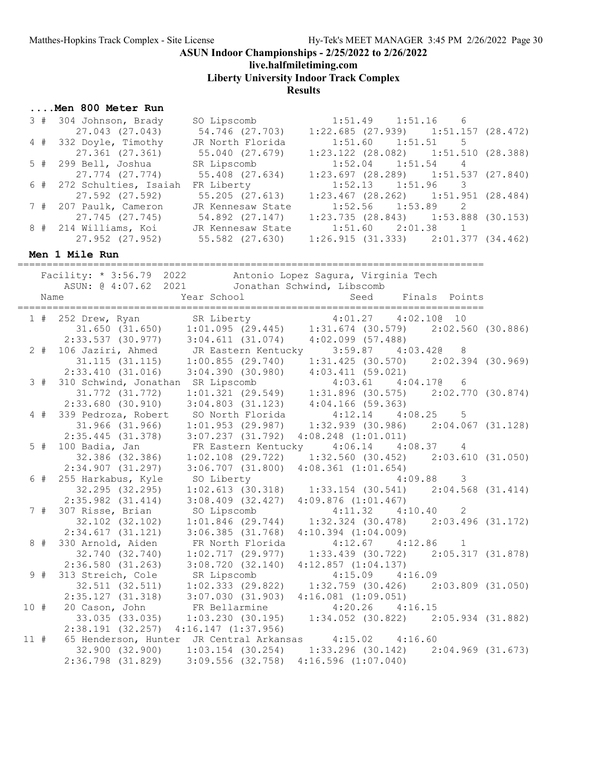## ASUN Indoor Championships - 2/25/2022 to 2/26/2022

**live.halfmiletiming.com**

**Liberty University Indoor Track Complex**

**Results**

### ....Men 800 Meter Run

```
  3 #  304 Johnson, Brady     SO Lipscomb            1:51.49    1:51.16    6
         27.043 (27.043)      54.746 (27.703)     1:22.685 (27.939)    1:51.157 (28.472)
  4 #  332 Doyle, Timothy     JR North Florida       1:51.60    1:51.51    5
         27.361 (27.361)      55.040 (27.679)     1:23.122 (28.082)    1:51.510 (28.388)
  5 #  299 Bell, Joshua       SR Lipscomb            1:52.04    1:51.54    4
         27.774 (27.774)      55.408 (27.634)     1:23.697 (28.289)    1:51.537 (27.840)
  6 #  272 Schulties, Isaiah  FR Liberty             1:52.13    1:51.96    3
         27.592 (27.592)      55.205 (27.613)     1:23.467 (28.262)    1:51.951 (28.484)
  7 #  207 Paulk, Cameron     JR Kennesaw State      1:52.56    1:53.89    2
         27.745 (27.745)      54.892 (27.147)     1:23.735 (28.843)    1:53.888 (30.153)
  8 #  214 Williams, Koi      JR Kennesaw State      1:51.60    2:01.38    1
         27.952 (27.952)      55.582 (27.630)     1:26.915 (31.333)    2:01.377 (34.462)
```

### Men 1 Mile Run

```
==============================================================================
    Facility: * 3:56.79  2022        Antonio Lopez Sagura, Virginia Tech
    ASUN: @ 4:07.62  2021        Jonathan Schwind, Libscomb
    Name                    Year School                Seed     Finals  Points
==============================================================================
  1 #  252 Drew, Ryan         SR Liberty             4:01.27    4:02.10@  10
         31.650 (31.650)    1:01.095 (29.445)    1:31.674 (30.579)    2:02.560 (30.886)
       2:33.537 (30.977)    3:04.611 (31.074)    4:02.099 (57.488)
  2 #  106 Jaziri, Ahmed      JR Eastern Kentucky    3:59.87    4:03.42@   8
         31.115 (31.115)    1:00.855 (29.740)    1:31.425 (30.570)    2:02.394 (30.969)
       2:33.410 (31.016)    3:04.390 (30.980)    4:03.411 (59.021)
  3 #  310 Schwind, Jonathan  SR Lipscomb            4:03.61    4:04.17@   6
         31.772 (31.772)    1:01.321 (29.549)    1:31.896 (30.575)    2:02.770 (30.874)
       2:33.680 (30.910)    3:04.803 (31.123)    4:04.166 (59.363)
  4 #  339 Pedroza, Robert    SO North Florida       4:12.14    4:08.25    5
         31.966 (31.966)    1:01.953 (29.987)    1:32.939 (30.986)    2:04.067 (31.128)
       2:35.445 (31.378)    3:07.237 (31.792)  4:08.248 (1:01.011)
  5 #  100 Badia, Jan         FR Eastern Kentucky    4:06.14    4:08.37    4
         32.386 (32.386)    1:02.108 (29.722)    1:32.560 (30.452)    2:03.610 (31.050)
       2:34.907 (31.297)    3:06.707 (31.800)  4:08.361 (1:01.654)
  6 #  255 Harkabus, Kyle     SO Liberty                        4:09.88    3
         32.295 (32.295)    1:02.613 (30.318)    1:33.154 (30.541)    2:04.568 (31.414)
       2:35.982 (31.414)    3:08.409 (32.427)  4:09.876 (1:01.467)
  7 #  307 Risse, Brian       SO Lipscomb            4:11.32    4:10.40    2
         32.102 (32.102)    1:01.846 (29.744)    1:32.324 (30.478)    2:03.496 (31.172)
       2:34.617 (31.121)    3:06.385 (31.768)  4:10.394 (1:04.009)
  8 #  330 Arnold, Aiden      FR North Florida       4:12.67    4:12.86    1
         32.740 (32.740)    1:02.717 (29.977)    1:33.439 (30.722)    2:05.317 (31.878)
       2:36.580 (31.263)    3:08.720 (32.140)  4:12.857 (1:04.137)
  9 #  313 Streich, Cole      SR Lipscomb            4:15.09    4:16.09
         32.511 (32.511)    1:02.333 (29.822)    1:32.759 (30.426)    2:03.809 (31.050)
       2:35.127 (31.318)    3:07.030 (31.903)  4:16.081 (1:09.051)
 10 #   20 Cason, John        FR Bellarmine          4:20.26    4:16.15
         33.035 (33.035)    1:03.230 (30.195)    1:34.052 (30.822)    2:05.934 (31.882)
       2:38.191 (32.257)  4:16.147 (1:37.956)
 11 #   65 Henderson, Hunter  JR Central Arkansas    4:15.02    4:16.60
         32.900 (32.900)    1:03.154 (30.254)    1:33.296 (30.142)    2:04.969 (31.673)
       2:36.798 (31.829)    3:09.556 (32.758)  4:16.596 (1:07.040)
```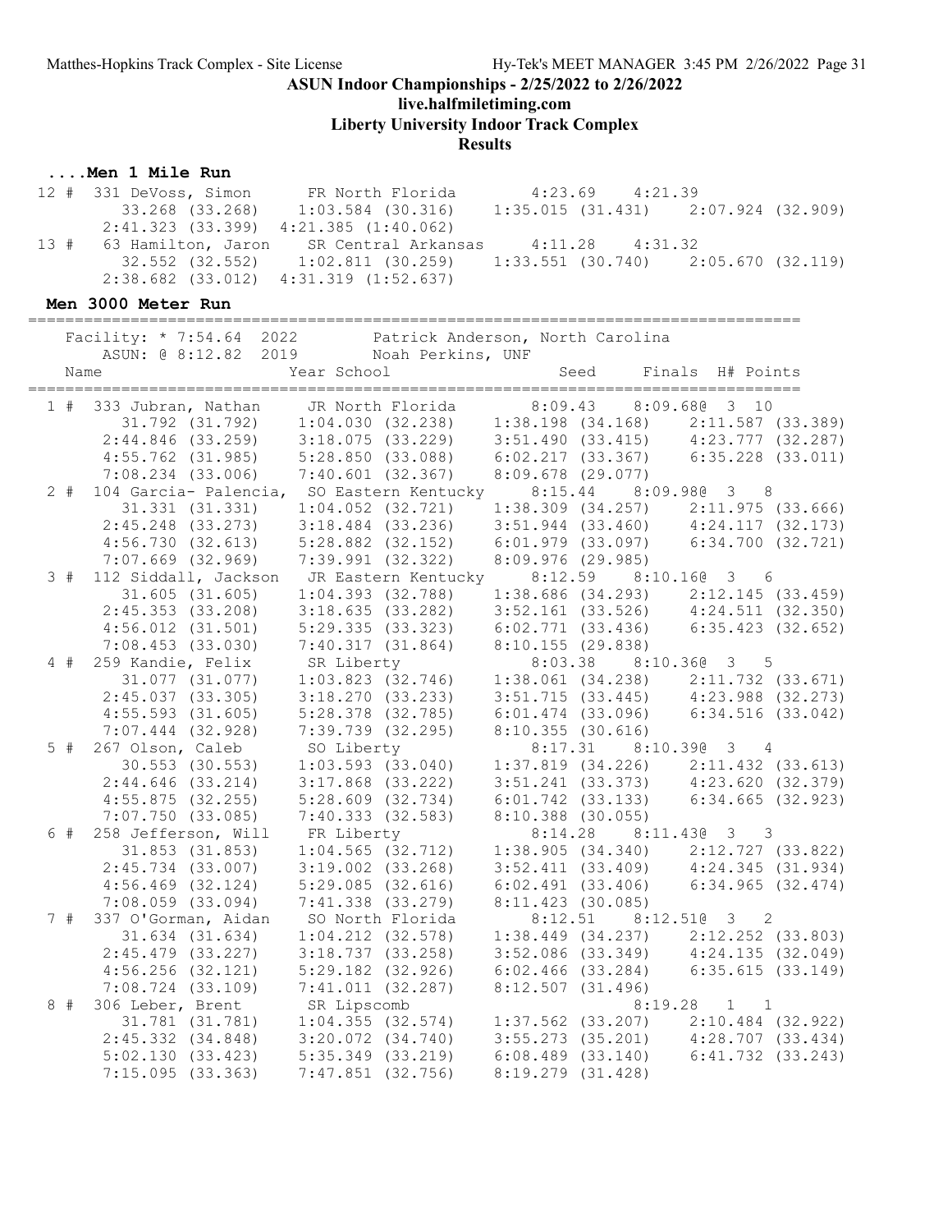ASUN Indoor Championships - 2/25/2022 to 2/26/2022
live.halfmiletiming.com
Liberty University Indoor Track Complex
Results

### ....Men 1 Mile Run

```
 12 #  331 DeVoss, Simon       FR North Florida       4:23.69    4:21.39
        33.268 (33.268)     1:03.584 (30.316)     1:35.015 (31.431)     2:07.924 (32.909)
      2:41.323 (33.399)     4:21.385 (1:40.062)
 13 #   63 Hamilton, Jaron     SR Central Arkansas    4:11.28    4:31.32
        32.552 (32.552)     1:02.811 (30.259)     1:33.551 (30.740)     2:05.670 (32.119)
      2:38.682 (33.012)     4:31.319 (1:52.637)
```

### Men 3000 Meter Run

```
=====================================================================================
    Facility: * 7:54.64  2022        Patrick Anderson, North Carolina
    ASUN: @ 8:12.82  2019        Noah Perkins, UNF
    Name                    Year School                  Seed     Finals  H# Points
=====================================================================================
  1 #  333 Jubran, Nathan      JR North Florida       8:09.43    8:09.68@  3  10
        31.792 (31.792)     1:04.030 (32.238)     1:38.198 (34.168)     2:11.587 (33.389)
      2:44.846 (33.259)     3:18.075 (33.229)     3:51.490 (33.415)     4:23.777 (32.287)
      4:55.762 (31.985)     5:28.850 (33.088)     6:02.217 (33.367)     6:35.228 (33.011)
      7:08.234 (33.006)     7:40.601 (32.367)     8:09.678 (29.077)
  2 #  104 Garcia- Palencia,  SO Eastern Kentucky    8:15.44    8:09.98@  3   8
        31.331 (31.331)     1:04.052 (32.721)     1:38.309 (34.257)     2:11.975 (33.666)
      2:45.248 (33.273)     3:18.484 (33.236)     3:51.944 (33.460)     4:24.117 (32.173)
      4:56.730 (32.613)     5:28.882 (32.152)     6:01.979 (33.097)     6:34.700 (32.721)
      7:07.669 (32.969)     7:39.991 (32.322)     8:09.976 (29.985)
  3 #  112 Siddall, Jackson    JR Eastern Kentucky    8:12.59    8:10.16@  3   6
        31.605 (31.605)     1:04.393 (32.788)     1:38.686 (34.293)     2:12.145 (33.459)
      2:45.353 (33.208)     3:18.635 (33.282)     3:52.161 (33.526)     4:24.511 (32.350)
      4:56.012 (31.501)     5:29.335 (33.323)     6:02.771 (33.436)     6:35.423 (32.652)
      7:08.453 (33.030)     7:40.317 (31.864)     8:10.155 (29.838)
  4 #  259 Kandie, Felix       SR Liberty             8:03.38    8:10.36@  3   5
        31.077 (31.077)     1:03.823 (32.746)     1:38.061 (34.238)     2:11.732 (33.671)
      2:45.037 (33.305)     3:18.270 (33.233)     3:51.715 (33.445)     4:23.988 (32.273)
      4:55.593 (31.605)     5:28.378 (32.785)     6:01.474 (33.096)     6:34.516 (33.042)
      7:07.444 (32.928)     7:39.739 (32.295)     8:10.355 (30.616)
  5 #  267 Olson, Caleb        SO Liberty             8:17.31    8:10.39@  3   4
        30.553 (30.553)     1:03.593 (33.040)     1:37.819 (34.226)     2:11.432 (33.613)
      2:44.646 (33.214)     3:17.868 (33.222)     3:51.241 (33.373)     4:23.620 (32.379)
      4:55.875 (32.255)     5:28.609 (32.734)     6:01.742 (33.133)     6:34.665 (32.923)
      7:07.750 (33.085)     7:40.333 (32.583)     8:10.388 (30.055)
  6 #  258 Jefferson, Will     FR Liberty             8:14.28    8:11.43@  3   3
        31.853 (31.853)     1:04.565 (32.712)     1:38.905 (34.340)     2:12.727 (33.822)
      2:45.734 (33.007)     3:19.002 (33.268)     3:52.411 (33.409)     4:24.345 (31.934)
      4:56.469 (32.124)     5:29.085 (32.616)     6:02.491 (33.406)     6:34.965 (32.474)
      7:08.059 (33.094)     7:41.338 (33.279)     8:11.423 (30.085)
  7 #  337 O'Gorman, Aidan     SO North Florida       8:12.51    8:12.51@  3   2
        31.634 (31.634)     1:04.212 (32.578)     1:38.449 (34.237)     2:12.252 (33.803)
      2:45.479 (33.227)     3:18.737 (33.258)     3:52.086 (33.349)     4:24.135 (32.049)
      4:56.256 (32.121)     5:29.182 (32.926)     6:02.466 (33.284)     6:35.615 (33.149)
      7:08.724 (33.109)     7:41.011 (32.287)     8:12.507 (31.496)
  8 #  306 Leber, Brent        SR Lipscomb                       8:19.28   1   1
        31.781 (31.781)     1:04.355 (32.574)     1:37.562 (33.207)     2:10.484 (32.922)
      2:45.332 (34.848)     3:20.072 (34.740)     3:55.273 (35.201)     4:28.707 (33.434)
      5:02.130 (33.423)     5:35.349 (33.219)     6:08.489 (33.140)     6:41.732 (33.243)
      7:15.095 (33.363)     7:47.851 (32.756)     8:19.279 (31.428)
```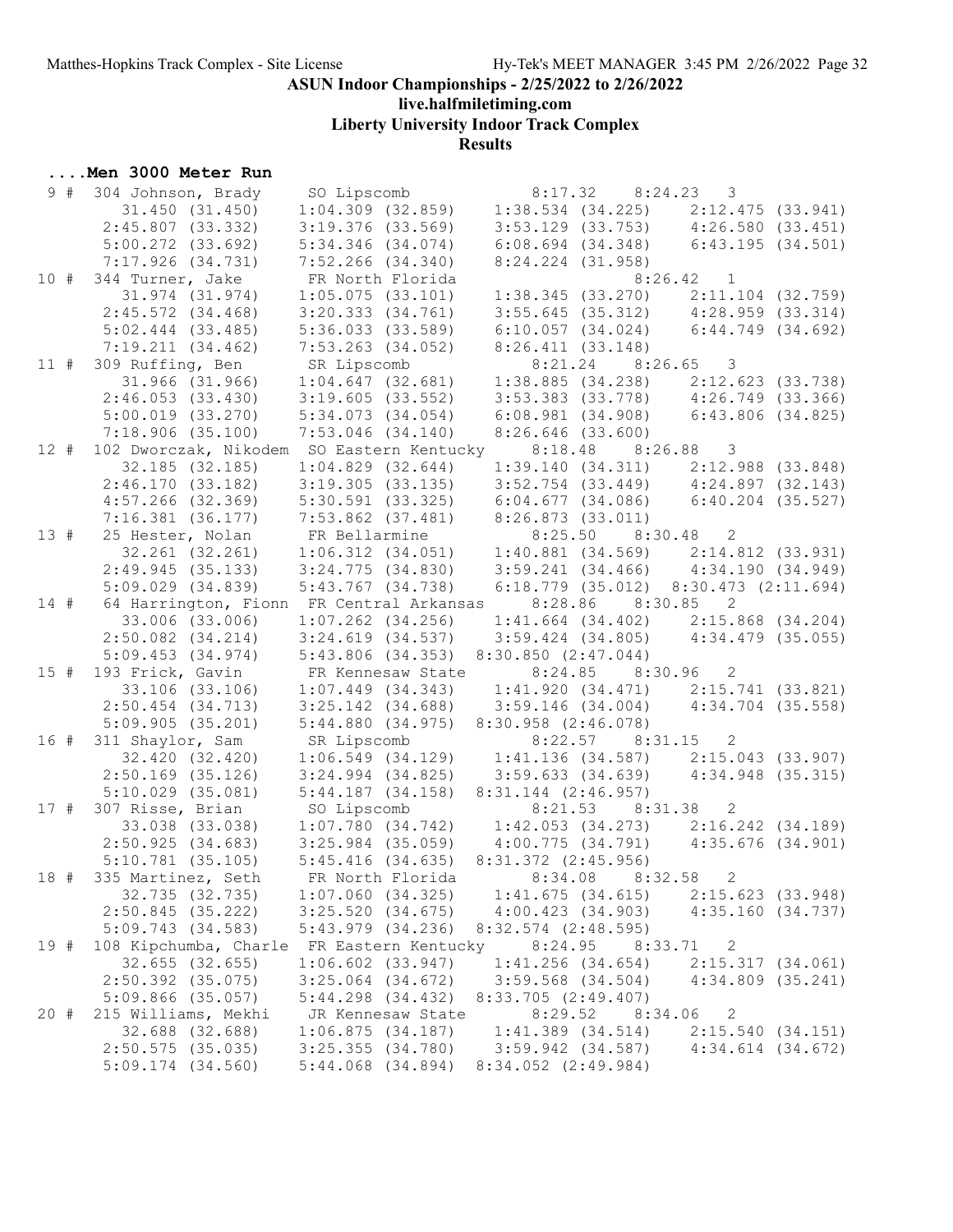## ASUN Indoor Championships - 2/25/2022 to 2/26/2022

**live.halfmiletiming.com**

**Liberty University Indoor Track Complex**

**Results**

### ....Men 3000 Meter Run

```
  9 #  304 Johnson, Brady     SO Lipscomb             8:17.32    8:24.23   3
          31.450 (31.450)    1:04.309 (32.859)    1:38.534 (34.225)    2:12.475 (33.941)
        2:45.807 (33.332)    3:19.376 (33.569)    3:53.129 (33.753)    4:26.580 (33.451)
        5:00.272 (33.692)    5:34.346 (34.074)    6:08.694 (34.348)    6:43.195 (34.501)
        7:17.926 (34.731)    7:52.266 (34.340)    8:24.224 (31.958)
 10 #  344 Turner, Jake       FR North Florida                   8:26.42   1
          31.974 (31.974)    1:05.075 (33.101)    1:38.345 (33.270)    2:11.104 (32.759)
        2:45.572 (34.468)    3:20.333 (34.761)    3:55.645 (35.312)    4:28.959 (33.314)
        5:02.444 (33.485)    5:36.033 (33.589)    6:10.057 (34.024)    6:44.749 (34.692)
        7:19.211 (34.462)    7:53.263 (34.052)    8:26.411 (33.148)
 11 #  309 Ruffing, Ben       SR Lipscomb             8:21.24    8:26.65   3
          31.966 (31.966)    1:04.647 (32.681)    1:38.885 (34.238)    2:12.623 (33.738)
        2:46.053 (33.430)    3:19.605 (33.552)    3:53.383 (33.778)    4:26.749 (33.366)
        5:00.019 (33.270)    5:34.073 (34.054)    6:08.981 (34.908)    6:43.806 (34.825)
        7:18.906 (35.100)    7:53.046 (34.140)    8:26.646 (33.600)
 12 #  102 Dworczak, Nikodem  SO Eastern Kentucky     8:18.48    8:26.88   3
          32.185 (32.185)    1:04.829 (32.644)    1:39.140 (34.311)    2:12.988 (33.848)
        2:46.170 (33.182)    3:19.305 (33.135)    3:52.754 (33.449)    4:24.897 (32.143)
        4:57.266 (32.369)    5:30.591 (33.325)    6:04.677 (34.086)    6:40.204 (35.527)
        7:16.381 (36.177)    7:53.862 (37.481)    8:26.873 (33.011)
 13 #   25 Hester, Nolan      FR Bellarmine           8:25.50    8:30.48   2
          32.261 (32.261)    1:06.312 (34.051)    1:40.881 (34.569)    2:14.812 (33.931)
        2:49.945 (35.133)    3:24.775 (34.830)    3:59.241 (34.466)    4:34.190 (34.949)
        5:09.029 (34.839)    5:43.767 (34.738)    6:18.779 (35.012)  8:30.473 (2:11.694)
 14 #   64 Harrington, Fionn  FR Central Arkansas     8:28.86    8:30.85   2
          33.006 (33.006)    1:07.262 (34.256)    1:41.664 (34.402)    2:15.868 (34.204)
        2:50.082 (34.214)    3:24.619 (34.537)    3:59.424 (34.805)    4:34.479 (35.055)
        5:09.453 (34.974)    5:43.806 (34.353)  8:30.850 (2:47.044)
 15 #  193 Frick, Gavin       FR Kennesaw State       8:24.85    8:30.96   2
          33.106 (33.106)    1:07.449 (34.343)    1:41.920 (34.471)    2:15.741 (33.821)
        2:50.454 (34.713)    3:25.142 (34.688)    3:59.146 (34.004)    4:34.704 (35.558)
        5:09.905 (35.201)    5:44.880 (34.975)  8:30.958 (2:46.078)
 16 #  311 Shaylor, Sam       SR Lipscomb             8:22.57    8:31.15   2
          32.420 (32.420)    1:06.549 (34.129)    1:41.136 (34.587)    2:15.043 (33.907)
        2:50.169 (35.126)    3:24.994 (34.825)    3:59.633 (34.639)    4:34.948 (35.315)
        5:10.029 (35.081)    5:44.187 (34.158)  8:31.144 (2:46.957)
 17 #  307 Risse, Brian       SO Lipscomb             8:21.53    8:31.38   2
          33.038 (33.038)    1:07.780 (34.742)    1:42.053 (34.273)    2:16.242 (34.189)
        2:50.925 (34.683)    3:25.984 (35.059)    4:00.775 (34.791)    4:35.676 (34.901)
        5:10.781 (35.105)    5:45.416 (34.635)  8:31.372 (2:45.956)
 18 #  335 Martinez, Seth     FR North Florida        8:34.08    8:32.58   2
          32.735 (32.735)    1:07.060 (34.325)    1:41.675 (34.615)    2:15.623 (33.948)
        2:50.845 (35.222)    3:25.520 (34.675)    4:00.423 (34.903)    4:35.160 (34.737)
        5:09.743 (34.583)    5:43.979 (34.236)  8:32.574 (2:48.595)
 19 #  108 Kipchumba, Charle  FR Eastern Kentucky     8:24.95    8:33.71   2
          32.655 (32.655)    1:06.602 (33.947)    1:41.256 (34.654)    2:15.317 (34.061)
        2:50.392 (35.075)    3:25.064 (34.672)    3:59.568 (34.504)    4:34.809 (35.241)
        5:09.866 (35.057)    5:44.298 (34.432)  8:33.705 (2:49.407)
 20 #  215 Williams, Mekhi    JR Kennesaw State       8:29.52    8:34.06   2
          32.688 (32.688)    1:06.875 (34.187)    1:41.389 (34.514)    2:15.540 (34.151)
        2:50.575 (35.035)    3:25.355 (34.780)    3:59.942 (34.587)    4:34.614 (34.672)
        5:09.174 (34.560)    5:44.068 (34.894)  8:34.052 (2:49.984)
```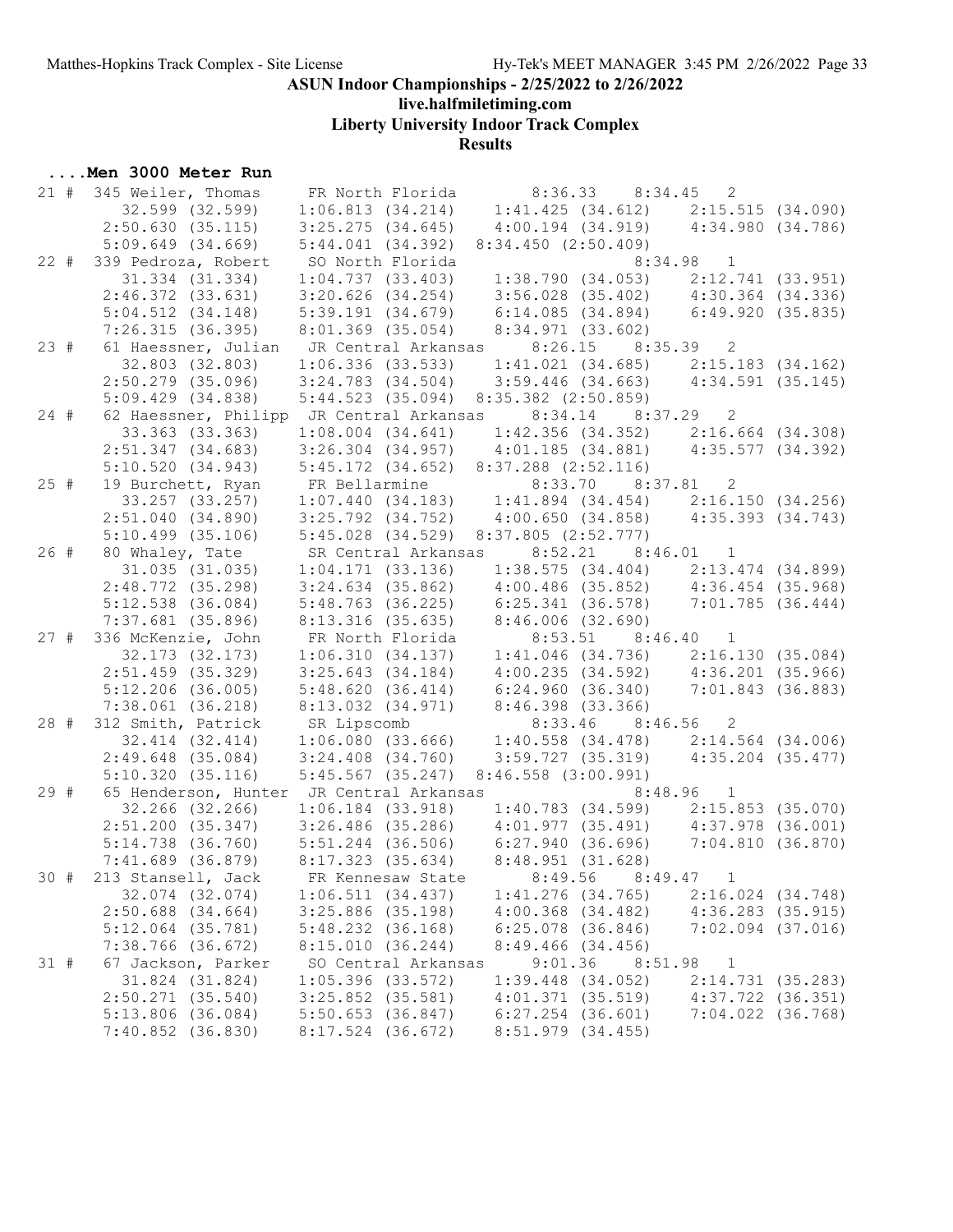ASUN Indoor Championships - 2/25/2022 to 2/26/2022

live.halfmiletiming.com

Liberty University Indoor Track Complex

Results

### ....Men 3000 Meter Run

```
 21 #  345 Weiler, Thomas      FR North Florida        8:36.33    8:34.45   2
         32.599 (32.599)     1:06.813 (34.214)     1:41.425 (34.612)     2:15.515 (34.090)
       2:50.630 (35.115)     3:25.275 (34.645)     4:00.194 (34.919)     4:34.980 (34.786)
       5:09.649 (34.669)     5:44.041 (34.392)     8:34.450 (2:50.409)
 22 #  339 Pedroza, Robert     SO North Florida                           8:34.98   1
         31.334 (31.334)     1:04.737 (33.403)     1:38.790 (34.053)     2:12.741 (33.951)
       2:46.372 (33.631)     3:20.626 (34.254)     3:56.028 (35.402)     4:30.364 (34.336)
       5:04.512 (34.148)     5:39.191 (34.679)     6:14.085 (34.894)     6:49.920 (35.835)
       7:26.315 (36.395)     8:01.369 (35.054)     8:34.971 (33.602)
 23 #   61 Haessner, Julian    JR Central Arkansas     8:26.15    8:35.39   2
         32.803 (32.803)     1:06.336 (33.533)     1:41.021 (34.685)     2:15.183 (34.162)
       2:50.279 (35.096)     3:24.783 (34.504)     3:59.446 (34.663)     4:34.591 (35.145)
       5:09.429 (34.838)     5:44.523 (35.094)     8:35.382 (2:50.859)
 24 #   62 Haessner, Philipp   JR Central Arkansas     8:34.14    8:37.29   2
         33.363 (33.363)     1:08.004 (34.641)     1:42.356 (34.352)     2:16.664 (34.308)
       2:51.347 (34.683)     3:26.304 (34.957)     4:01.185 (34.881)     4:35.577 (34.392)
       5:10.520 (34.943)     5:45.172 (34.652)     8:37.288 (2:52.116)
 25 #   19 Burchett, Ryan      FR Bellarmine           8:33.70    8:37.81   2
         33.257 (33.257)     1:07.440 (34.183)     1:41.894 (34.454)     2:16.150 (34.256)
       2:51.040 (34.890)     3:25.792 (34.752)     4:00.650 (34.858)     4:35.393 (34.743)
       5:10.499 (35.106)     5:45.028 (34.529)     8:37.805 (2:52.777)
 26 #   80 Whaley, Tate        SR Central Arkansas     8:52.21    8:46.01   1
         31.035 (31.035)     1:04.171 (33.136)     1:38.575 (34.404)     2:13.474 (34.899)
       2:48.772 (35.298)     3:24.634 (35.862)     4:00.486 (35.852)     4:36.454 (35.968)
       5:12.538 (36.084)     5:48.763 (36.225)     6:25.341 (36.578)     7:01.785 (36.444)
       7:37.681 (35.896)     8:13.316 (35.635)     8:46.006 (32.690)
 27 #  336 McKenzie, John      FR North Florida        8:53.51    8:46.40   1
         32.173 (32.173)     1:06.310 (34.137)     1:41.046 (34.736)     2:16.130 (35.084)
       2:51.459 (35.329)     3:25.643 (34.184)     4:00.235 (34.592)     4:36.201 (35.966)
       5:12.206 (36.005)     5:48.620 (36.414)     6:24.960 (36.340)     7:01.843 (36.883)
       7:38.061 (36.218)     8:13.032 (34.971)     8:46.398 (33.366)
 28 #  312 Smith, Patrick      SR Lipscomb             8:33.46    8:46.56   2
         32.414 (32.414)     1:06.080 (33.666)     1:40.558 (34.478)     2:14.564 (34.006)
       2:49.648 (35.084)     3:24.408 (34.760)     3:59.727 (35.319)     4:35.204 (35.477)
       5:10.320 (35.116)     5:45.567 (35.247)     8:46.558 (3:00.991)
 29 #   65 Henderson, Hunter   JR Central Arkansas                        8:48.96   1
         32.266 (32.266)     1:06.184 (33.918)     1:40.783 (34.599)     2:15.853 (35.070)
       2:51.200 (35.347)     3:26.486 (35.286)     4:01.977 (35.491)     4:37.978 (36.001)
       5:14.738 (36.760)     5:51.244 (36.506)     6:27.940 (36.696)     7:04.810 (36.870)
       7:41.689 (36.879)     8:17.323 (35.634)     8:48.951 (31.628)
 30 #  213 Stansell, Jack      FR Kennesaw State       8:49.56    8:49.47   1
         32.074 (32.074)     1:06.511 (34.437)     1:41.276 (34.765)     2:16.024 (34.748)
       2:50.688 (34.664)     3:25.886 (35.198)     4:00.368 (34.482)     4:36.283 (35.915)
       5:12.064 (35.781)     5:48.232 (36.168)     6:25.078 (36.846)     7:02.094 (37.016)
       7:38.766 (36.672)     8:15.010 (36.244)     8:49.466 (34.456)
 31 #   67 Jackson, Parker     SO Central Arkansas     9:01.36    8:51.98   1
         31.824 (31.824)     1:05.396 (33.572)     1:39.448 (34.052)     2:14.731 (35.283)
       2:50.271 (35.540)     3:25.852 (35.581)     4:01.371 (35.519)     4:37.722 (36.351)
       5:13.806 (36.084)     5:50.653 (36.847)     6:27.254 (36.601)     7:04.022 (36.768)
       7:40.852 (36.830)     8:17.524 (36.672)     8:51.979 (34.455)
```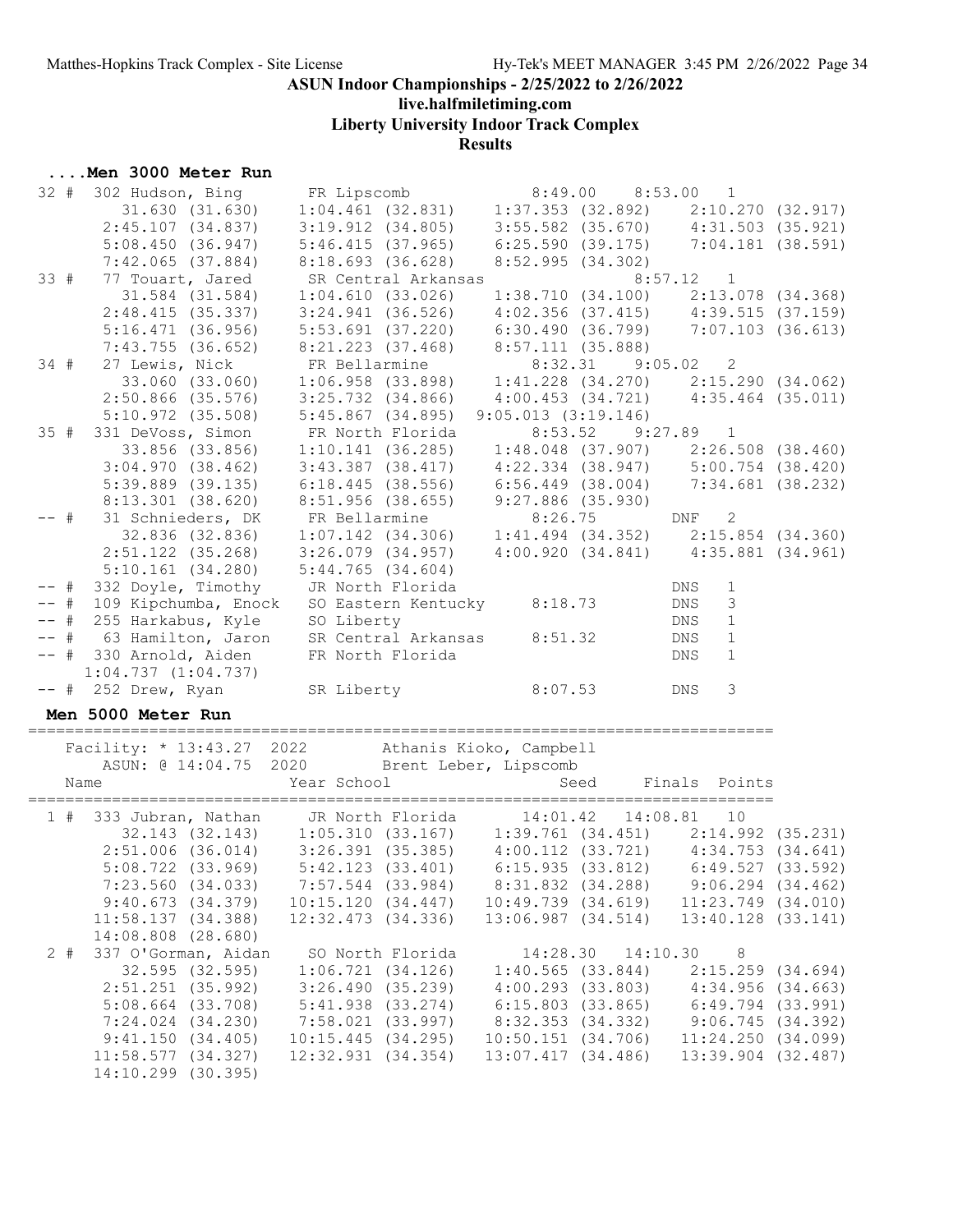# ASUN Indoor Championships - 2/25/2022 to 2/26/2022

## live.halfmiletiming.com

## Liberty University Indoor Track Complex

## Results

### ....Men 3000 Meter Run

```
 32 #  302 Hudson, Bing        FR Lipscomb             8:49.00    8:53.00   1
          31.630 (31.630)    1:04.461 (32.831)    1:37.353 (32.892)    2:10.270 (32.917)
        2:45.107 (34.837)    3:19.912 (34.805)    3:55.582 (35.670)    4:31.503 (35.921)
        5:08.450 (36.947)    5:46.415 (37.965)    6:25.590 (39.175)    7:04.181 (38.591)
        7:42.065 (37.884)    8:18.693 (36.628)    8:52.995 (34.302)
 33 #   77 Touart, Jared       SR Central Arkansas                8:57.12   1
          31.584 (31.584)    1:04.610 (33.026)    1:38.710 (34.100)    2:13.078 (34.368)
        2:48.415 (35.337)    3:24.941 (36.526)    4:02.356 (37.415)    4:39.515 (37.159)
        5:16.471 (36.956)    5:53.691 (37.220)    6:30.490 (36.799)    7:07.103 (36.613)
        7:43.755 (36.652)    8:21.223 (37.468)    8:57.111 (35.888)
 34 #   27 Lewis, Nick         FR Bellarmine           8:32.31    9:05.02   2
          33.060 (33.060)    1:06.958 (33.898)    1:41.228 (34.270)    2:15.290 (34.062)
        2:50.866 (35.576)    3:25.732 (34.866)    4:00.453 (34.721)    4:35.464 (35.011)
        5:10.972 (35.508)    5:45.867 (34.895)    9:05.013 (3:19.146)
 35 #  331 DeVoss, Simon       FR North Florida        8:53.52    9:27.89   1
          33.856 (33.856)    1:10.141 (36.285)    1:48.048 (37.907)    2:26.508 (38.460)
        3:04.970 (38.462)    3:43.387 (38.417)    4:22.334 (38.947)    5:00.754 (38.420)
        5:39.889 (39.135)    6:18.445 (38.556)    6:56.449 (38.004)    7:34.681 (38.232)
        8:13.301 (38.620)    8:51.956 (38.655)    9:27.886 (35.930)
 -- #   31 Schnieders, DK      FR Bellarmine           8:26.75        DNF   2
          32.836 (32.836)    1:07.142 (34.306)    1:41.494 (34.352)    2:15.854 (34.360)
        2:51.122 (35.268)    3:26.079 (34.957)    4:00.920 (34.841)    4:35.881 (34.961)
        5:10.161 (34.280)    5:44.765 (34.604)
 -- #  332 Doyle, Timothy      JR North Florida                       DNS   1
 -- #  109 Kipchumba, Enock    SO Eastern Kentucky     8:18.73        DNS   3
 -- #  255 Harkabus, Kyle      SO Liberty                             DNS   1
 -- #   63 Hamilton, Jaron     SR Central Arkansas     8:51.32        DNS   1
 -- #  330 Arnold, Aiden       FR North Florida                       DNS   1
       1:04.737 (1:04.737)
 -- #  252 Drew, Ryan          SR Liberty              8:07.53        DNS   3
```

### Men 5000 Meter Run

```
================================================================================
    Facility: * 13:43.27  2022        Athanis Kioko, Campbell
       ASUN: @ 14:04.75  2020        Brent Leber, Lipscomb
    Name                    Year School                Seed     Finals  Points
================================================================================
  1 #  333 Jubran, Nathan      JR North Florida       14:01.42   14:08.81   10
          32.143 (32.143)    1:05.310 (33.167)    1:39.761 (34.451)    2:14.992 (35.231)
        2:51.006 (36.014)    3:26.391 (35.385)    4:00.112 (33.721)    4:34.753 (34.641)
        5:08.722 (33.969)    5:42.123 (33.401)    6:15.935 (33.812)    6:49.527 (33.592)
        7:23.560 (34.033)    7:57.544 (33.984)    8:31.832 (34.288)    9:06.294 (34.462)
        9:40.673 (34.379)   10:15.120 (34.447)   10:49.739 (34.619)   11:23.749 (34.010)
       11:58.137 (34.388)   12:32.473 (34.336)   13:06.987 (34.514)   13:40.128 (33.141)
       14:08.808 (28.680)
  2 #  337 O'Gorman, Aidan     SO North Florida       14:28.30   14:10.30    8
          32.595 (32.595)    1:06.721 (34.126)    1:40.565 (33.844)    2:15.259 (34.694)
        2:51.251 (35.992)    3:26.490 (35.239)    4:00.293 (33.803)    4:34.956 (34.663)
        5:08.664 (33.708)    5:41.938 (33.274)    6:15.803 (33.865)    6:49.794 (33.991)
        7:24.024 (34.230)    7:58.021 (33.997)    8:32.353 (34.332)    9:06.745 (34.392)
        9:41.150 (34.405)   10:15.445 (34.295)   10:50.151 (34.706)   11:24.250 (34.099)
       11:58.577 (34.327)   12:32.931 (34.354)   13:07.417 (34.486)   13:39.904 (32.487)
       14:10.299 (30.395)
```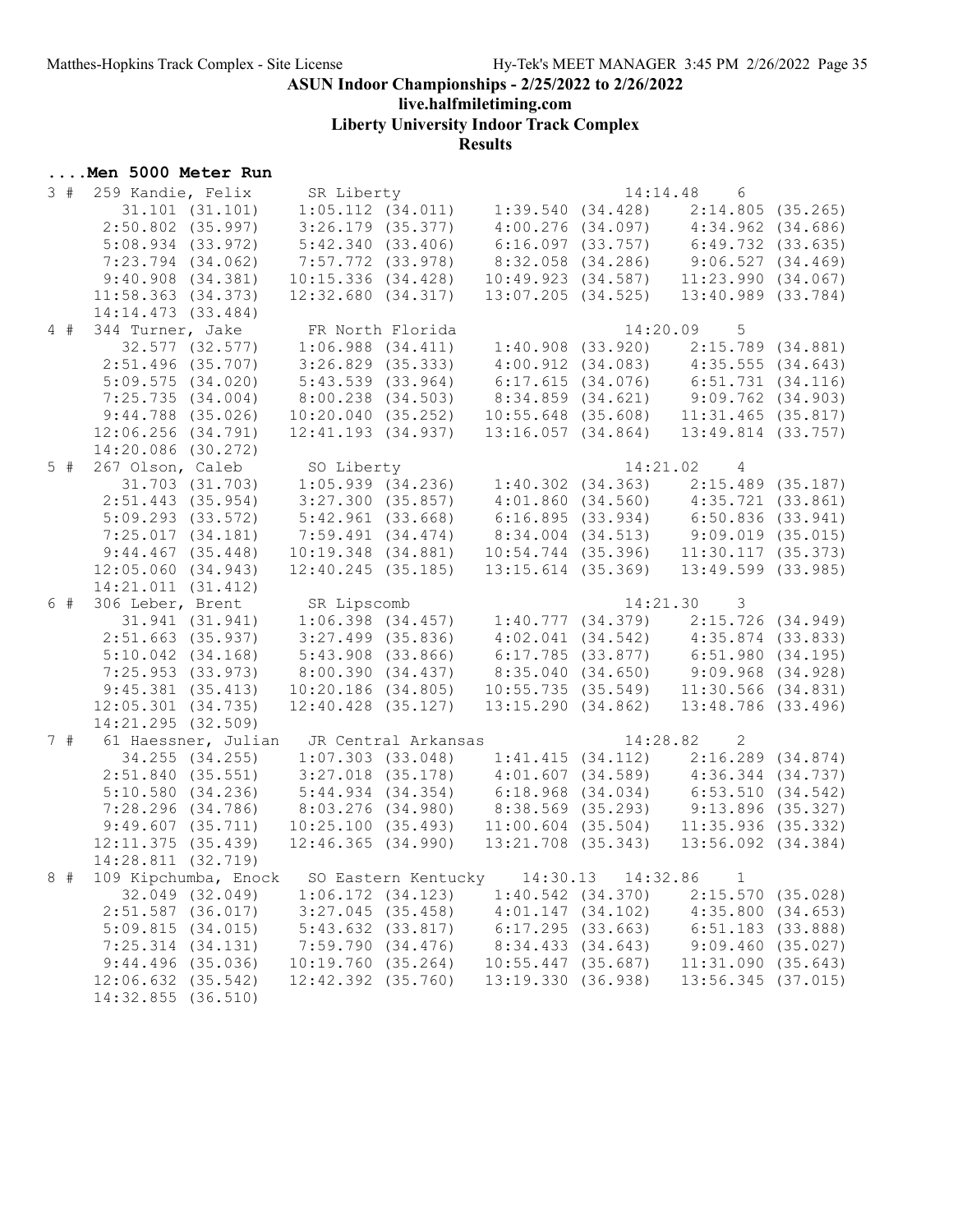## ASUN Indoor Championships - 2/25/2022 to 2/26/2022

**live.halfmiletiming.com**

**Liberty University Indoor Track Complex**

**Results**

### ....Men 5000 Meter Run

```
  3 #  259 Kandie, Felix      SR Liberty                                14:14.48    6
         31.101 (31.101)     1:05.112 (34.011)     1:39.540 (34.428)     2:14.805 (35.265)
       2:50.802 (35.997)     3:26.179 (35.377)     4:00.276 (34.097)     4:34.962 (34.686)
       5:08.934 (33.972)     5:42.340 (33.406)     6:16.097 (33.757)     6:49.732 (33.635)
       7:23.794 (34.062)     7:57.772 (33.978)     8:32.058 (34.286)     9:06.527 (34.469)
       9:40.908 (34.381)    10:15.336 (34.428)    10:49.923 (34.587)    11:23.990 (34.067)
      11:58.363 (34.373)    12:32.680 (34.317)    13:07.205 (34.525)    13:40.989 (33.784)
      14:14.473 (33.484)
  4 #  344 Turner, Jake       FR North Florida                          14:20.09    5
         32.577 (32.577)     1:06.988 (34.411)     1:40.908 (33.920)     2:15.789 (34.881)
       2:51.496 (35.707)     3:26.829 (35.333)     4:00.912 (34.083)     4:35.555 (34.643)
       5:09.575 (34.020)     5:43.539 (33.964)     6:17.615 (34.076)     6:51.731 (34.116)
       7:25.735 (34.004)     8:00.238 (34.503)     8:34.859 (34.621)     9:09.762 (34.903)
       9:44.788 (35.026)    10:20.040 (35.252)    10:55.648 (35.608)    11:31.465 (35.817)
      12:06.256 (34.791)    12:41.193 (34.937)    13:16.057 (34.864)    13:49.814 (33.757)
      14:20.086 (30.272)
  5 #  267 Olson, Caleb       SO Liberty                                14:21.02    4
         31.703 (31.703)     1:05.939 (34.236)     1:40.302 (34.363)     2:15.489 (35.187)
       2:51.443 (35.954)     3:27.300 (35.857)     4:01.860 (34.560)     4:35.721 (33.861)
       5:09.293 (33.572)     5:42.961 (33.668)     6:16.895 (33.934)     6:50.836 (33.941)
       7:25.017 (34.181)     7:59.491 (34.474)     8:34.004 (34.513)     9:09.019 (35.015)
       9:44.467 (35.448)    10:19.348 (34.881)    10:54.744 (35.396)    11:30.117 (35.373)
      12:05.060 (34.943)    12:40.245 (35.185)    13:15.614 (35.369)    13:49.599 (33.985)
      14:21.011 (31.412)
  6 #  306 Leber, Brent       SR Lipscomb                               14:21.30    3
         31.941 (31.941)     1:06.398 (34.457)     1:40.777 (34.379)     2:15.726 (34.949)
       2:51.663 (35.937)     3:27.499 (35.836)     4:02.041 (34.542)     4:35.874 (33.833)
       5:10.042 (34.168)     5:43.908 (33.866)     6:17.785 (33.877)     6:51.980 (34.195)
       7:25.953 (33.973)     8:00.390 (34.437)     8:35.040 (34.650)     9:09.968 (34.928)
       9:45.381 (35.413)    10:20.186 (34.805)    10:55.735 (35.549)    11:30.566 (34.831)
      12:05.301 (34.735)    12:40.428 (35.127)    13:15.290 (34.862)    13:48.786 (33.496)
      14:21.295 (32.509)
  7 #   61 Haessner, Julian   JR Central Arkansas                       14:28.82    2
         34.255 (34.255)     1:07.303 (33.048)     1:41.415 (34.112)     2:16.289 (34.874)
       2:51.840 (35.551)     3:27.018 (35.178)     4:01.607 (34.589)     4:36.344 (34.737)
       5:10.580 (34.236)     5:44.934 (34.354)     6:18.968 (34.034)     6:53.510 (34.542)
       7:28.296 (34.786)     8:03.276 (34.980)     8:38.569 (35.293)     9:13.896 (35.327)
       9:49.607 (35.711)    10:25.100 (35.493)    11:00.604 (35.504)    11:35.936 (35.332)
      12:11.375 (35.439)    12:46.365 (34.990)    13:21.708 (35.343)    13:56.092 (34.384)
      14:28.811 (32.719)
  8 #  109 Kipchumba, Enock   SO Eastern Kentucky    14:30.13   14:32.86    1
         32.049 (32.049)     1:06.172 (34.123)     1:40.542 (34.370)     2:15.570 (35.028)
       2:51.587 (36.017)     3:27.045 (35.458)     4:01.147 (34.102)     4:35.800 (34.653)
       5:09.815 (34.015)     5:43.632 (33.817)     6:17.295 (33.663)     6:51.183 (33.888)
       7:25.314 (34.131)     7:59.790 (34.476)     8:34.433 (34.643)     9:09.460 (35.027)
       9:44.496 (35.036)    10:19.760 (35.264)    10:55.447 (35.687)    11:31.090 (35.643)
      12:06.632 (35.542)    12:42.392 (35.760)    13:19.330 (36.938)    13:56.345 (37.015)
      14:32.855 (36.510)
```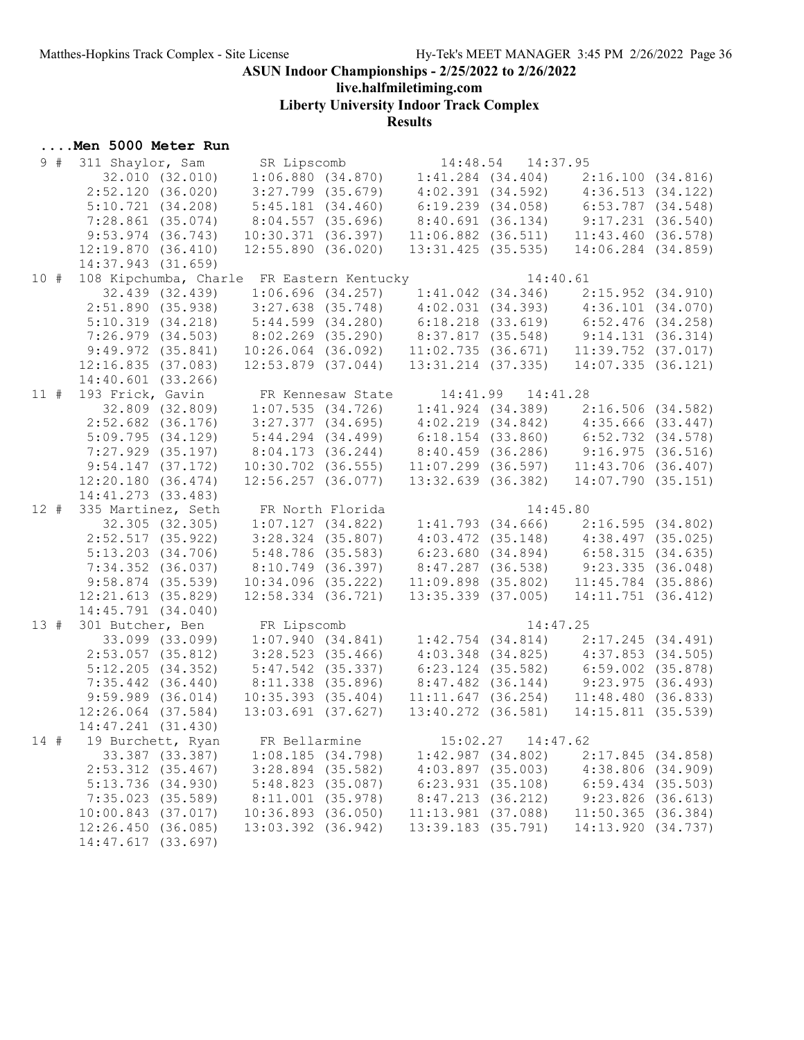ASUN Indoor Championships - 2/25/2022 to 2/26/2022

live.halfmiletiming.com

Liberty University Indoor Track Complex

Results

## ....Men 5000 Meter Run

```
  9 #  311 Shaylor, Sam       SR Lipscomb              14:48.54   14:37.95
          32.010 (32.010)   1:06.880 (34.870)    1:41.284 (34.404)    2:16.100 (34.816)
        2:52.120 (36.020)   3:27.799 (35.679)    4:02.391 (34.592)    4:36.513 (34.122)
        5:10.721 (34.208)   5:45.181 (34.460)    6:19.239 (34.058)    6:53.787 (34.548)
        7:28.861 (35.074)   8:04.557 (35.696)    8:40.691 (36.134)    9:17.231 (36.540)
        9:53.974 (36.743)  10:30.371 (36.397)   11:06.882 (36.511)   11:43.460 (36.578)
       12:19.870 (36.410)  12:55.890 (36.020)   13:31.425 (35.535)   14:06.284 (34.859)
       14:37.943 (31.659)
 10 #  108 Kipchumba, Charle  FR Eastern Kentucky                 14:40.61
          32.439 (32.439)   1:06.696 (34.257)    1:41.042 (34.346)    2:15.952 (34.910)
        2:51.890 (35.938)   3:27.638 (35.748)    4:02.031 (34.393)    4:36.101 (34.070)
        5:10.319 (34.218)   5:44.599 (34.280)    6:18.218 (33.619)    6:52.476 (34.258)
        7:26.979 (34.503)   8:02.269 (35.290)    8:37.817 (35.548)    9:14.131 (36.314)
        9:49.972 (35.841)  10:26.064 (36.092)   11:02.735 (36.671)   11:39.752 (37.017)
       12:16.835 (37.083)  12:53.879 (37.044)   13:31.214 (37.335)   14:07.335 (36.121)
       14:40.601 (33.266)
 11 #  193 Frick, Gavin       FR Kennesaw State        14:41.99   14:41.28
          32.809 (32.809)   1:07.535 (34.726)    1:41.924 (34.389)    2:16.506 (34.582)
        2:52.682 (36.176)   3:27.377 (34.695)    4:02.219 (34.842)    4:35.666 (33.447)
        5:09.795 (34.129)   5:44.294 (34.499)    6:18.154 (33.860)    6:52.732 (34.578)
        7:27.929 (35.197)   8:04.173 (36.244)    8:40.459 (36.286)    9:16.975 (36.516)
        9:54.147 (37.172)  10:30.702 (36.555)   11:07.299 (36.597)   11:43.706 (36.407)
       12:20.180 (36.474)  12:56.257 (36.077)   13:32.639 (36.382)   14:07.790 (35.151)
       14:41.273 (33.483)
 12 #  335 Martinez, Seth     FR North Florida                    14:45.80
          32.305 (32.305)   1:07.127 (34.822)    1:41.793 (34.666)    2:16.595 (34.802)
        2:52.517 (35.922)   3:28.324 (35.807)    4:03.472 (35.148)    4:38.497 (35.025)
        5:13.203 (34.706)   5:48.786 (35.583)    6:23.680 (34.894)    6:58.315 (34.635)
        7:34.352 (36.037)   8:10.749 (36.397)    8:47.287 (36.538)    9:23.335 (36.048)
        9:58.874 (35.539)  10:34.096 (35.222)   11:09.898 (35.802)   11:45.784 (35.886)
       12:21.613 (35.829)  12:58.334 (36.721)   13:35.339 (37.005)   14:11.751 (36.412)
       14:45.791 (34.040)
 13 #  301 Butcher, Ben       FR Lipscomb                         14:47.25
          33.099 (33.099)   1:07.940 (34.841)    1:42.754 (34.814)    2:17.245 (34.491)
        2:53.057 (35.812)   3:28.523 (35.466)    4:03.348 (34.825)    4:37.853 (34.505)
        5:12.205 (34.352)   5:47.542 (35.337)    6:23.124 (35.582)    6:59.002 (35.878)
        7:35.442 (36.440)   8:11.338 (35.896)    8:47.482 (36.144)    9:23.975 (36.493)
        9:59.989 (36.014)  10:35.393 (35.404)   11:11.647 (36.254)   11:48.480 (36.833)
       12:26.064 (37.584)  13:03.691 (37.627)   13:40.272 (36.581)   14:15.811 (35.539)
       14:47.241 (31.430)
 14 #   19 Burchett, Ryan     FR Bellarmine            15:02.27   14:47.62
          33.387 (33.387)   1:08.185 (34.798)    1:42.987 (34.802)    2:17.845 (34.858)
        2:53.312 (35.467)   3:28.894 (35.582)    4:03.897 (35.003)    4:38.806 (34.909)
        5:13.736 (34.930)   5:48.823 (35.087)    6:23.931 (35.108)    6:59.434 (35.503)
        7:35.023 (35.589)   8:11.001 (35.978)    8:47.213 (36.212)    9:23.826 (36.613)
       10:00.843 (37.017)  10:36.893 (36.050)   11:13.981 (37.088)   11:50.365 (36.384)
       12:26.450 (36.085)  13:03.392 (36.942)   13:39.183 (35.791)   14:13.920 (34.737)
       14:47.617 (33.697)
```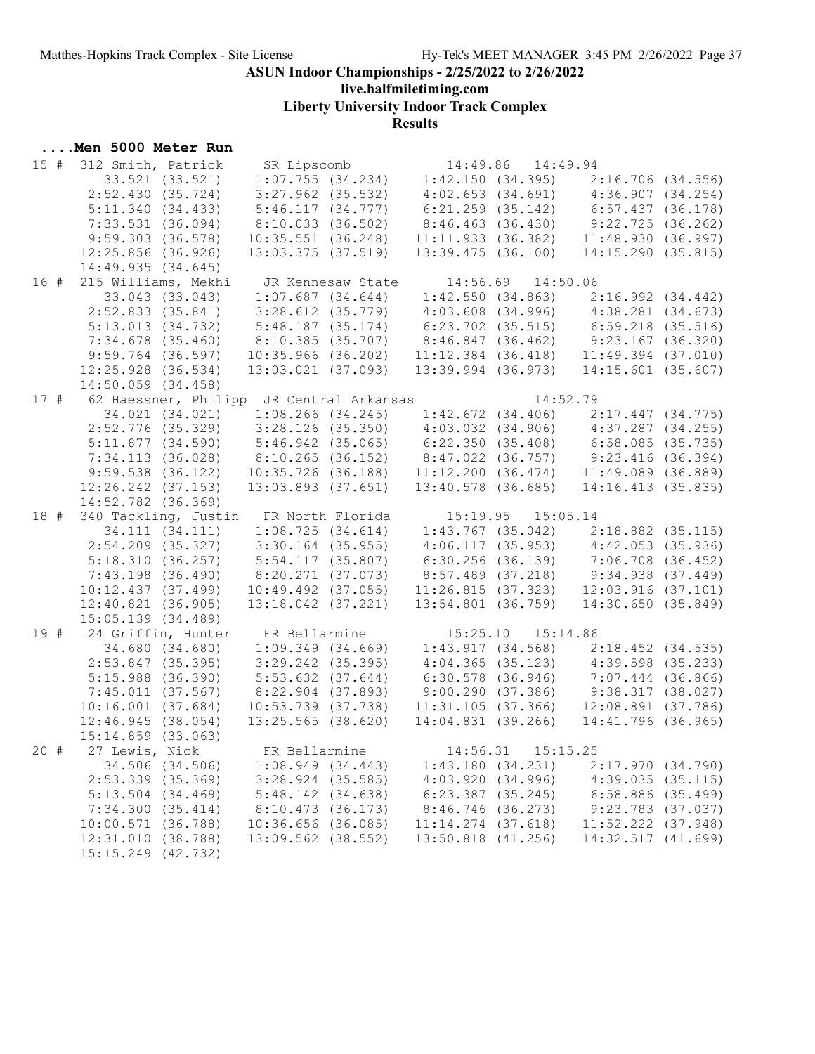# ASUN Indoor Championships - 2/25/2022 to 2/26/2022

**live.halfmiletiming.com**

**Liberty University Indoor Track Complex**

**Results**

### ....Men 5000 Meter Run

```
 15 #  312 Smith, Patrick      SR Lipscomb            14:49.86   14:49.94
          33.521 (33.521)    1:07.755 (34.234)    1:42.150 (34.395)    2:16.706 (34.556)
        2:52.430 (35.724)    3:27.962 (35.532)    4:02.653 (34.691)    4:36.907 (34.254)
        5:11.340 (34.433)    5:46.117 (34.777)    6:21.259 (35.142)    6:57.437 (36.178)
        7:33.531 (36.094)    8:10.033 (36.502)    8:46.463 (36.430)    9:22.725 (36.262)
        9:59.303 (36.578)   10:35.551 (36.248)   11:11.933 (36.382)   11:48.930 (36.997)
       12:25.856 (36.926)   13:03.375 (37.519)   13:39.475 (36.100)   14:15.290 (35.815)
       14:49.935 (34.645)
 16 #  215 Williams, Mekhi     JR Kennesaw State      14:56.69   14:50.06
          33.043 (33.043)    1:07.687 (34.644)    1:42.550 (34.863)    2:16.992 (34.442)
        2:52.833 (35.841)    3:28.612 (35.779)    4:03.608 (34.996)    4:38.281 (34.673)
        5:13.013 (34.732)    5:48.187 (35.174)    6:23.702 (35.515)    6:59.218 (35.516)
        7:34.678 (35.460)    8:10.385 (35.707)    8:46.847 (36.462)    9:23.167 (36.320)
        9:59.764 (36.597)   10:35.966 (36.202)   11:12.384 (36.418)   11:49.394 (37.010)
       12:25.928 (36.534)   13:03.021 (37.093)   13:39.994 (36.973)   14:15.601 (35.607)
       14:50.059 (34.458)
 17 #   62 Haessner, Philipp   JR Central Arkansas               14:52.79
          34.021 (34.021)    1:08.266 (34.245)    1:42.672 (34.406)    2:17.447 (34.775)
        2:52.776 (35.329)    3:28.126 (35.350)    4:03.032 (34.906)    4:37.287 (34.255)
        5:11.877 (34.590)    5:46.942 (35.065)    6:22.350 (35.408)    6:58.085 (35.735)
        7:34.113 (36.028)    8:10.265 (36.152)    8:47.022 (36.757)    9:23.416 (36.394)
        9:59.538 (36.122)   10:35.726 (36.188)   11:12.200 (36.474)   11:49.089 (36.889)
       12:26.242 (37.153)   13:03.893 (37.651)   13:40.578 (36.685)   14:16.413 (35.835)
       14:52.782 (36.369)
 18 #  340 Tackling, Justin    FR North Florida       15:19.95   15:05.14
          34.111 (34.111)    1:08.725 (34.614)    1:43.767 (35.042)    2:18.882 (35.115)
        2:54.209 (35.327)    3:30.164 (35.955)    4:06.117 (35.953)    4:42.053 (35.936)
        5:18.310 (36.257)    5:54.117 (35.807)    6:30.256 (36.139)    7:06.708 (36.452)
        7:43.198 (36.490)    8:20.271 (37.073)    8:57.489 (37.218)    9:34.938 (37.449)
       10:12.437 (37.499)   10:49.492 (37.055)   11:26.815 (37.323)   12:03.916 (37.101)
       12:40.821 (36.905)   13:18.042 (37.221)   13:54.801 (36.759)   14:30.650 (35.849)
       15:05.139 (34.489)
 19 #   24 Griffin, Hunter     FR Bellarmine          15:25.10   15:14.86
          34.680 (34.680)    1:09.349 (34.669)    1:43.917 (34.568)    2:18.452 (34.535)
        2:53.847 (35.395)    3:29.242 (35.395)    4:04.365 (35.123)    4:39.598 (35.233)
        5:15.988 (36.390)    5:53.632 (37.644)    6:30.578 (36.946)    7:07.444 (36.866)
        7:45.011 (37.567)    8:22.904 (37.893)    9:00.290 (37.386)    9:38.317 (38.027)
       10:16.001 (37.684)   10:53.739 (37.738)   11:31.105 (37.366)   12:08.891 (37.786)
       12:46.945 (38.054)   13:25.565 (38.620)   14:04.831 (39.266)   14:41.796 (36.965)
       15:14.859 (33.063)
 20 #   27 Lewis, Nick         FR Bellarmine          14:56.31   15:15.25
          34.506 (34.506)    1:08.949 (34.443)    1:43.180 (34.231)    2:17.970 (34.790)
        2:53.339 (35.369)    3:28.924 (35.585)    4:03.920 (34.996)    4:39.035 (35.115)
        5:13.504 (34.469)    5:48.142 (34.638)    6:23.387 (35.245)    6:58.886 (35.499)
        7:34.300 (35.414)    8:10.473 (36.173)    8:46.746 (36.273)    9:23.783 (37.037)
       10:00.571 (36.788)   10:36.656 (36.085)   11:14.274 (37.618)   11:52.222 (37.948)
       12:31.010 (38.788)   13:09.562 (38.552)   13:50.818 (41.256)   14:32.517 (41.699)
       15:15.249 (42.732)
```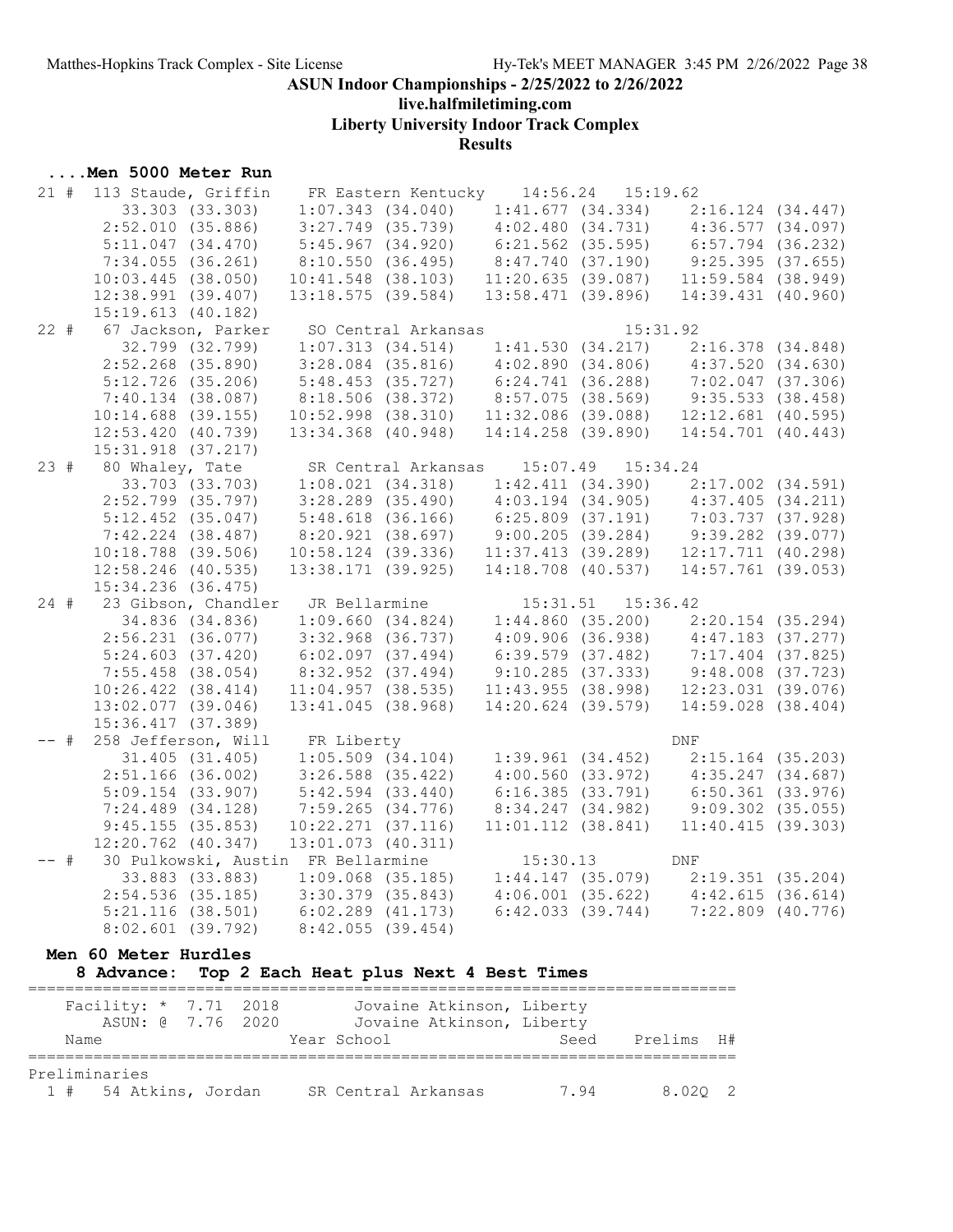ASUN Indoor Championships - 2/25/2022 to 2/26/2022

live.halfmiletiming.com

Liberty University Indoor Track Complex

Results

## ....Men 5000 Meter Run

```
 21 #  113 Staude, Griffin    FR Eastern Kentucky    14:56.24   15:19.62  
          33.303 (33.303)    1:07.343 (34.040)    1:41.677 (34.334)    2:16.124 (34.447)
        2:52.010 (35.886)    3:27.749 (35.739)    4:02.480 (34.731)    4:36.577 (34.097)
        5:11.047 (34.470)    5:45.967 (34.920)    6:21.562 (35.595)    6:57.794 (36.232)
        7:34.055 (36.261)    8:10.550 (36.495)    8:47.740 (37.190)    9:25.395 (37.655)
       10:03.445 (38.050)   10:41.548 (38.103)   11:20.635 (39.087)   11:59.584 (38.949)
       12:38.991 (39.407)   13:18.575 (39.584)   13:58.471 (39.896)   14:39.431 (40.960)
       15:19.613 (40.182)
 22 #   67 Jackson, Parker    SO Central Arkansas              15:31.92  
          32.799 (32.799)    1:07.313 (34.514)    1:41.530 (34.217)    2:16.378 (34.848)
        2:52.268 (35.890)    3:28.084 (35.816)    4:02.890 (34.806)    4:37.520 (34.630)
        5:12.726 (35.206)    5:48.453 (35.727)    6:24.741 (36.288)    7:02.047 (37.306)
        7:40.134 (38.087)    8:18.506 (38.372)    8:57.075 (38.569)    9:35.533 (38.458)
       10:14.688 (39.155)   10:52.998 (38.310)   11:32.086 (39.088)   12:12.681 (40.595)
       12:53.420 (40.739)   13:34.368 (40.948)   14:14.258 (39.890)   14:54.701 (40.443)
       15:31.918 (37.217)
 23 #   80 Whaley, Tate       SR Central Arkansas    15:07.49   15:34.24  
          33.703 (33.703)    1:08.021 (34.318)    1:42.411 (34.390)    2:17.002 (34.591)
        2:52.799 (35.797)    3:28.289 (35.490)    4:03.194 (34.905)    4:37.405 (34.211)
        5:12.452 (35.047)    5:48.618 (36.166)    6:25.809 (37.191)    7:03.737 (37.928)
        7:42.224 (38.487)    8:20.921 (38.697)    9:00.205 (39.284)    9:39.282 (39.077)
       10:18.788 (39.506)   10:58.124 (39.336)   11:37.413 (39.289)   12:17.711 (40.298)
       12:58.246 (40.535)   13:38.171 (39.925)   14:18.708 (40.537)   14:57.761 (39.053)
       15:34.236 (36.475)
 24 #   23 Gibson, Chandler   JR Bellarmine          15:31.51   15:36.42  
          34.836 (34.836)    1:09.660 (34.824)    1:44.860 (35.200)    2:20.154 (35.294)
        2:56.231 (36.077)    3:32.968 (36.737)    4:09.906 (36.938)    4:47.183 (37.277)
        5:24.603 (37.420)    6:02.097 (37.494)    6:39.579 (37.482)    7:17.404 (37.825)
        7:55.458 (38.054)    8:32.952 (37.494)    9:10.285 (37.333)    9:48.008 (37.723)
       10:26.422 (38.414)   11:04.957 (38.535)   11:43.955 (38.998)   12:23.031 (39.076)
       13:02.077 (39.046)   13:41.045 (38.968)   14:20.624 (39.579)   14:59.028 (38.404)
       15:36.417 (37.389)
 -- #  258 Jefferson, Will    FR Liberty                            DNF  
          31.405 (31.405)    1:05.509 (34.104)    1:39.961 (34.452)    2:15.164 (35.203)
        2:51.166 (36.002)    3:26.588 (35.422)    4:00.560 (33.972)    4:35.247 (34.687)
        5:09.154 (33.907)    5:42.594 (33.440)    6:16.385 (33.791)    6:50.361 (33.976)
        7:24.489 (34.128)    7:59.265 (34.776)    8:34.247 (34.982)    9:09.302 (35.055)
        9:45.155 (35.853)   10:22.271 (37.116)   11:01.112 (38.841)   11:40.415 (39.303)
       12:20.762 (40.347)   13:01.073 (40.311)
 -- #   30 Pulkowski, Austin  FR Bellarmine          15:30.13        DNF  
          33.883 (33.883)    1:09.068 (35.185)    1:44.147 (35.079)    2:19.351 (35.204)
        2:54.536 (35.185)    3:30.379 (35.843)    4:06.001 (35.622)    4:42.615 (36.614)
        5:21.116 (38.501)    6:02.289 (41.173)    6:42.033 (39.744)    7:22.809 (40.776)
        8:02.601 (39.792)    8:42.055 (39.454)
```

## Men 60 Meter Hurdles

**8 Advance: Top 2 Each Heat plus Next 4 Best Times**

```
==========================================================================
    Facility: * 7.71  2018        Jovaine Atkinson, Liberty               
       ASUN: @ 7.76  2020        Jovaine Atkinson, Liberty               
    Name                    Year School                Seed    Prelims  H#
==========================================================================
Preliminaries
  1 #   54 Atkins, Jordan     SR Central Arkansas       7.94      8.02Q   2
```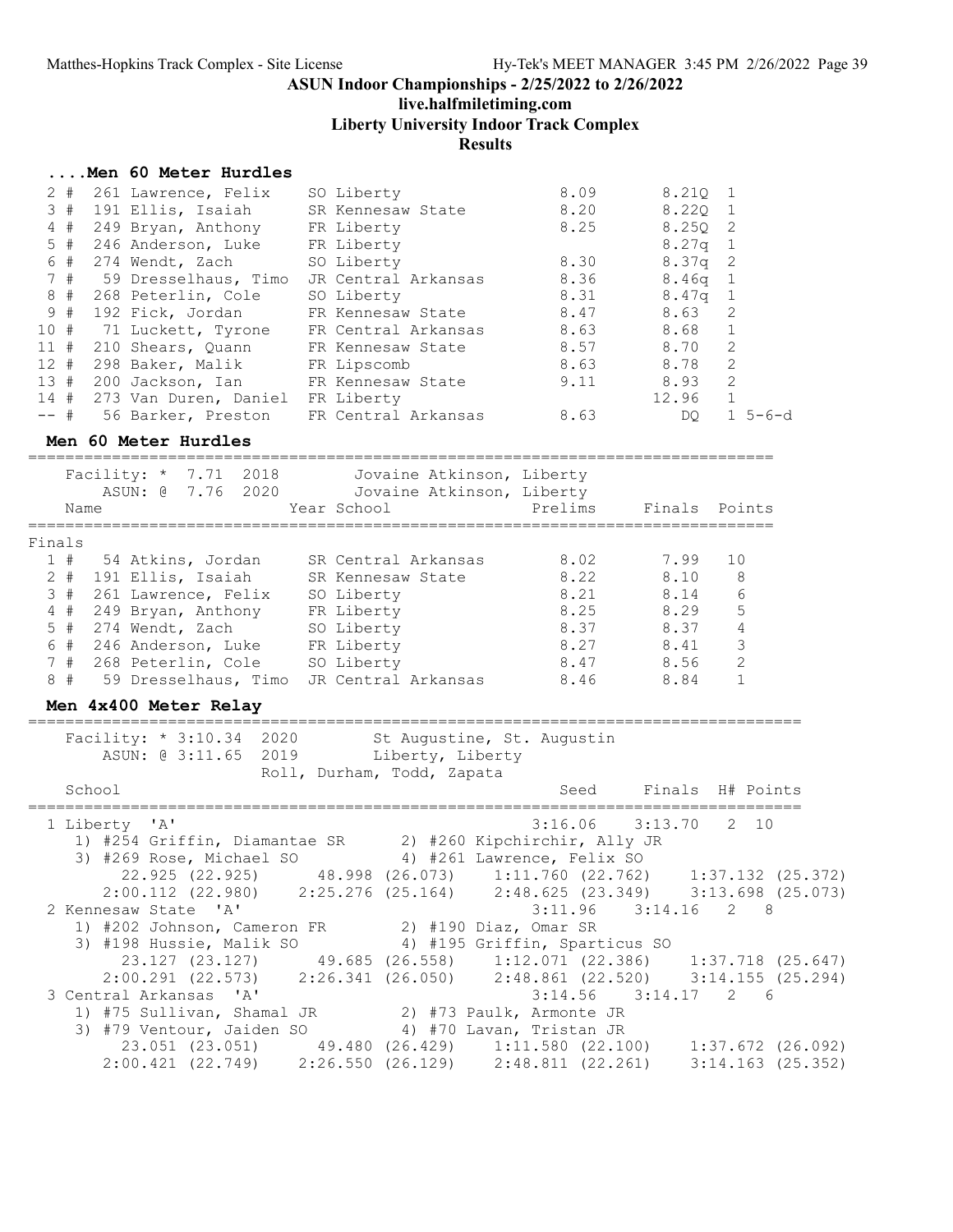# ASUN Indoor Championships - 2/25/2022 to 2/26/2022

## live.halfmiletiming.com

## Liberty University Indoor Track Complex

## Results

### ....Men 60 Meter Hurdles

| Place | Name | Year School | Prelims | Finals | H# |
|---|---|---|---|---|---|
| 2 # | 261 Lawrence, Felix | SO Liberty | 8.09 | 8.21Q | 1 |
| 3 # | 191 Ellis, Isaiah | SR Kennesaw State | 8.20 | 8.22Q | 1 |
| 4 # | 249 Bryan, Anthony | FR Liberty | 8.25 | 8.25Q | 2 |
| 5 # | 246 Anderson, Luke | FR Liberty | | 8.27q | 1 |
| 6 # | 274 Wendt, Zach | SO Liberty | 8.30 | 8.37q | 2 |
| 7 # | 59 Dresselhaus, Timo | JR Central Arkansas | 8.36 | 8.46q | 1 |
| 8 # | 268 Peterlin, Cole | SO Liberty | 8.31 | 8.47q | 1 |
| 9 # | 192 Fick, Jordan | FR Kennesaw State | 8.47 | 8.63 | 2 |
| 10 # | 71 Luckett, Tyrone | FR Central Arkansas | 8.63 | 8.68 | 1 |
| 11 # | 210 Shears, Quann | FR Kennesaw State | 8.57 | 8.70 | 2 |
| 12 # | 298 Baker, Malik | FR Lipscomb | 8.63 | 8.78 | 2 |
| 13 # | 200 Jackson, Ian | FR Kennesaw State | 9.11 | 8.93 | 2 |
| 14 # | 273 Van Duren, Daniel | FR Liberty | | 12.96 | 1 |
| -- # | 56 Barker, Preston | FR Central Arkansas | 8.63 | DQ | 1 5-6-d |

### Men 60 Meter Hurdles

Facility: * 7.71 2018 Jovaine Atkinson, Liberty
ASUN: @ 7.76 2020 Jovaine Atkinson, Liberty

**Finals**

| Place | Name | Year School | Prelims | Finals | Points |
|---|---|---|---|---|---|
| 1 # | 54 Atkins, Jordan | SR Central Arkansas | 8.02 | 7.99 | 10 |
| 2 # | 191 Ellis, Isaiah | SR Kennesaw State | 8.22 | 8.10 | 8 |
| 3 # | 261 Lawrence, Felix | SO Liberty | 8.21 | 8.14 | 6 |
| 4 # | 249 Bryan, Anthony | FR Liberty | 8.25 | 8.29 | 5 |
| 5 # | 274 Wendt, Zach | SO Liberty | 8.37 | 8.37 | 4 |
| 6 # | 246 Anderson, Luke | FR Liberty | 8.27 | 8.41 | 3 |
| 7 # | 268 Peterlin, Cole | SO Liberty | 8.47 | 8.56 | 2 |
| 8 # | 59 Dresselhaus, Timo | JR Central Arkansas | 8.46 | 8.84 | 1 |

### Men 4x400 Meter Relay

Facility: * 3:10.34 2020 St Augustine, St. Augustin
ASUN: @ 3:11.65 2019 Liberty, Liberty
Roll, Durham, Todd, Zapata

| Place | School | Seed | Finals | H# | Points |
|---|---|---|---|---|---|
| 1 | Liberty 'A' | 3:16.06 | 3:13.70 | 2 | 10 |
| 2 | Kennesaw State 'A' | 3:11.96 | 3:14.16 | 2 | 8 |
| 3 | Central Arkansas 'A' | 3:14.56 | 3:14.17 | 2 | 6 |

**1 Liberty 'A'**
1) #254 Griffin, Diamantae SR 2) #260 Kipchirchir, Ally JR
3) #269 Rose, Michael SO 4) #261 Lawrence, Felix SO
22.925 (22.925) 48.998 (26.073) 1:11.760 (22.762) 1:37.132 (25.372)
2:00.112 (22.980) 2:25.276 (25.164) 2:48.625 (23.349) 3:13.698 (25.073)

**2 Kennesaw State 'A'**
1) #202 Johnson, Cameron FR 2) #190 Diaz, Omar SR
3) #198 Hussie, Malik SO 4) #195 Griffin, Sparticus SO
23.127 (23.127) 49.685 (26.558) 1:12.071 (22.386) 1:37.718 (25.647)
2:00.291 (22.573) 2:26.341 (26.050) 2:48.861 (22.520) 3:14.155 (25.294)

**3 Central Arkansas 'A'**
1) #75 Sullivan, Shamal JR 2) #73 Paulk, Armonte JR
3) #79 Ventour, Jaiden SO 4) #70 Lavan, Tristan JR
23.051 (23.051) 49.480 (26.429) 1:11.580 (22.100) 1:37.672 (26.092)
2:00.421 (22.749) 2:26.550 (26.129) 2:48.811 (22.261) 3:14.163 (25.352)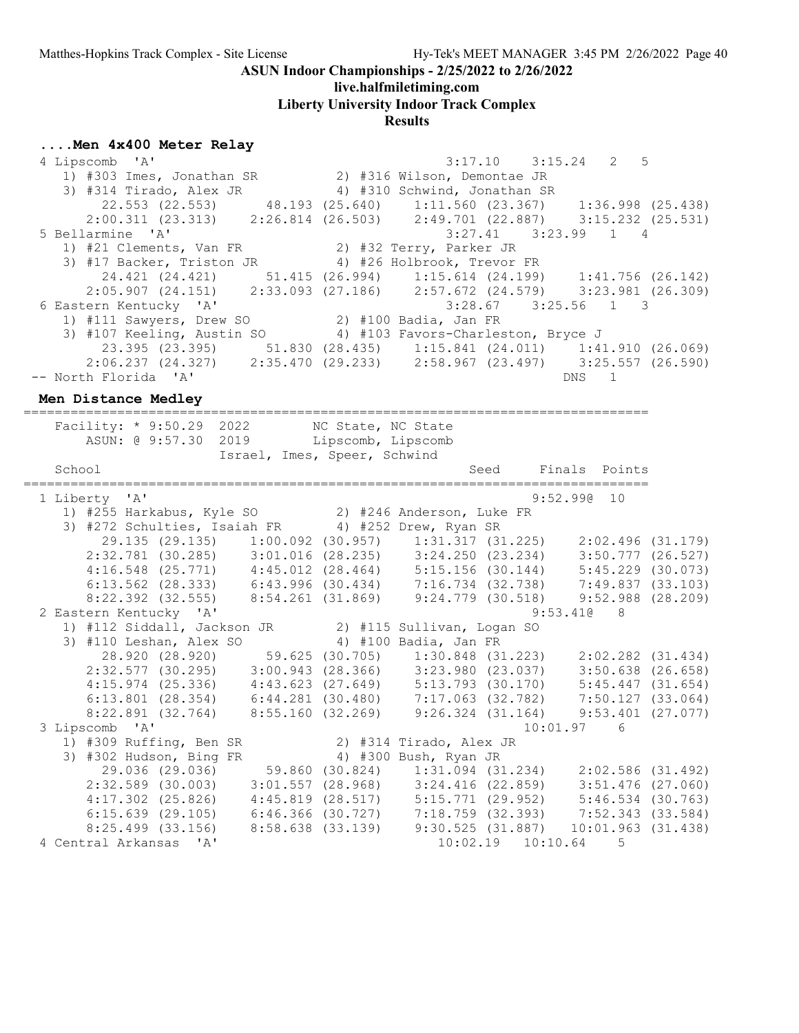ASUN Indoor Championships - 2/25/2022 to 2/26/2022
live.halfmiletiming.com
Liberty University Indoor Track Complex
Results

### ....Men 4x400 Meter Relay

```
  4 Lipscomb  'A'                                       3:17.10    3:15.24   2   5 
     1) #303 Imes, Jonathan SR          2) #316 Wilson, Demontae JR       
     3) #314 Tirado, Alex JR            4) #310 Schwind, Jonathan SR      
          22.553 (22.553)      48.193 (25.640)    1:11.560 (23.367)    1:36.998 (25.438)
        2:00.311 (23.313)    2:26.814 (26.503)    2:49.701 (22.887)    3:15.232 (25.531)
  5 Bellarmine  'A'                                     3:27.41    3:23.99   1   4 
     1) #21 Clements, Van FR            2) #32 Terry, Parker JR           
     3) #17 Backer, Triston JR          4) #26 Holbrook, Trevor FR        
          24.421 (24.421)      51.415 (26.994)    1:15.614 (24.199)    1:41.756 (26.142)
        2:05.907 (24.151)    2:33.093 (27.186)    2:57.672 (24.579)    3:23.981 (26.309)
  6 Eastern Kentucky  'A'                               3:28.67    3:25.56   1   3 
     1) #111 Sawyers, Drew SO           2) #100 Badia, Jan FR             
     3) #107 Keeling, Austin SO         4) #103 Favors-Charleston, Bryce J
          23.395 (23.395)      51.830 (28.435)    1:15.841 (24.011)    1:41.910 (26.069)
        2:06.237 (24.327)    2:35.470 (29.233)    2:58.967 (23.497)    3:25.557 (26.590)
 -- North Florida  'A'                                                 DNS   1 
```

### Men Distance Medley

```
================================================================================
    Facility: * 9:50.29  2022        NC State, NC State                         
        ASUN: @ 9:57.30  2019        Lipscomb, Lipscomb                         
                      Israel, Imes, Speer, Schwind                              
    School                                           Seed     Finals  Points 
================================================================================
  1 Liberty  'A'                                              9:52.99@  10   
     1) #255 Harkabus, Kyle SO          2) #246 Anderson, Luke FR         
     3) #272 Schulties, Isaiah FR       4) #252 Drew, Ryan SR             
          29.135 (29.135)    1:00.092 (30.957)    1:31.317 (31.225)    2:02.496 (31.179)
        2:32.781 (30.285)    3:01.016 (28.235)    3:24.250 (23.234)    3:50.777 (26.527)
        4:16.548 (25.771)    4:45.012 (28.464)    5:15.156 (30.144)    5:45.229 (30.073)
        6:13.562 (28.333)    6:43.996 (30.434)    7:16.734 (32.738)    7:49.837 (33.103)
        8:22.392 (32.555)    8:54.261 (31.869)    9:24.779 (30.518)    9:52.988 (28.209)
  2 Eastern Kentucky  'A'                                     9:53.41@   8   
     1) #112 Siddall, Jackson JR        2) #115 Sullivan, Logan SO        
     3) #110 Leshan, Alex SO            4) #100 Badia, Jan FR             
          28.920 (28.920)      59.625 (30.705)    1:30.848 (31.223)    2:02.282 (31.434)
        2:32.577 (30.295)    3:00.943 (28.366)    3:23.980 (23.037)    3:50.638 (26.658)
        4:15.974 (25.336)    4:43.623 (27.649)    5:13.793 (30.170)    5:45.447 (31.654)
        6:13.801 (28.354)    6:44.281 (30.480)    7:17.063 (32.782)    7:50.127 (33.064)
        8:22.891 (32.764)    8:55.160 (32.269)    9:26.324 (31.164)    9:53.401 (27.077)
  3 Lipscomb  'A'                                            10:01.97    6   
     1) #309 Ruffing, Ben SR            2) #314 Tirado, Alex JR           
     3) #302 Hudson, Bing FR            4) #300 Bush, Ryan JR             
          29.036 (29.036)      59.860 (30.824)    1:31.094 (31.234)    2:02.586 (31.492)
        2:32.589 (30.003)    3:01.557 (28.968)    3:24.416 (22.859)    3:51.476 (27.060)
        4:17.302 (25.826)    4:45.819 (28.517)    5:15.771 (29.952)    5:46.534 (30.763)
        6:15.639 (29.105)    6:46.366 (30.727)    7:18.759 (32.393)    7:52.343 (33.584)
        8:25.499 (33.156)    8:58.638 (33.139)    9:30.525 (31.887)   10:01.963 (31.438)
  4 Central Arkansas  'A'                          10:02.19   10:10.64    5   
```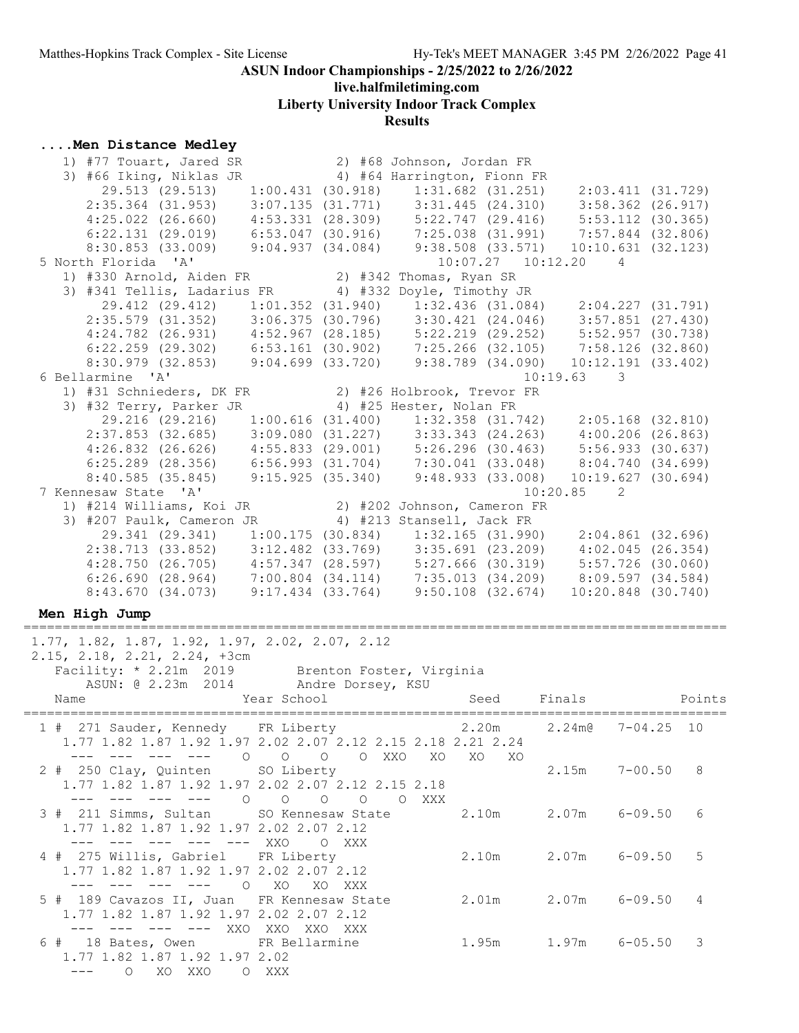## ASUN Indoor Championships - 2/25/2022 to 2/26/2022

**live.halfmiletiming.com**

**Liberty University Indoor Track Complex**

**Results**

### ....Men Distance Medley

```
   1) #77 Touart, Jared SR            2) #68 Johnson, Jordan FR
   3) #66 Iking, Niklas JR            4) #64 Harrington, Fionn FR
        29.513 (29.513)    1:00.431 (30.918)    1:31.682 (31.251)    2:03.411 (31.729)
      2:35.364 (31.953)    3:07.135 (31.771)    3:31.445 (24.310)    3:58.362 (26.917)
      4:25.022 (26.660)    4:53.331 (28.309)    5:22.747 (29.416)    5:53.112 (30.365)
      6:22.131 (29.019)    6:53.047 (30.916)    7:25.038 (31.991)    7:57.844 (32.806)
      8:30.853 (33.009)    9:04.937 (34.084)    9:38.508 (33.571)   10:10.631 (32.123)
  5 North Florida  'A'                               10:07.27   10:12.20    4
   1) #330 Arnold, Aiden FR           2) #342 Thomas, Ryan SR
   3) #341 Tellis, Ladarius FR        4) #332 Doyle, Timothy JR
        29.412 (29.412)    1:01.352 (31.940)    1:32.436 (31.084)    2:04.227 (31.791)
      2:35.579 (31.352)    3:06.375 (30.796)    3:30.421 (24.046)    3:57.851 (27.430)
      4:24.782 (26.931)    4:52.967 (28.185)    5:22.219 (29.252)    5:52.957 (30.738)
      6:22.259 (29.302)    6:53.161 (30.902)    7:25.266 (32.105)    7:58.126 (32.860)
      8:30.979 (32.853)    9:04.699 (33.720)    9:38.789 (34.090)   10:12.191 (33.402)
  6 Bellarmine  'A'                                             10:19.63    3
   1) #31 Schnieders, DK FR           2) #26 Holbrook, Trevor FR
   3) #32 Terry, Parker JR            4) #25 Hester, Nolan FR
        29.216 (29.216)    1:00.616 (31.400)    1:32.358 (31.742)    2:05.168 (32.810)
      2:37.853 (32.685)    3:09.080 (31.227)    3:33.343 (24.263)    4:00.206 (26.863)
      4:26.832 (26.626)    4:55.833 (29.001)    5:26.296 (30.463)    5:56.933 (30.637)
      6:25.289 (28.356)    6:56.993 (31.704)    7:30.041 (33.048)    8:04.740 (34.699)
      8:40.585 (35.845)    9:15.925 (35.340)    9:48.933 (33.008)   10:19.627 (30.694)
  7 Kennesaw State  'A'                                         10:20.85    2
   1) #214 Williams, Koi JR           2) #202 Johnson, Cameron FR
   3) #207 Paulk, Cameron JR          4) #213 Stansell, Jack FR
        29.341 (29.341)    1:00.175 (30.834)    1:32.165 (31.990)    2:04.861 (32.696)
      2:38.713 (33.852)    3:12.482 (33.769)    3:35.691 (23.209)    4:02.045 (26.354)
      4:28.750 (26.705)    4:57.347 (28.597)    5:27.666 (30.319)    5:57.726 (30.060)
      6:26.690 (28.964)    7:00.804 (34.114)    7:35.013 (34.209)    8:09.597 (34.584)
      8:43.670 (34.073)    9:17.434 (33.764)    9:50.108 (32.674)   10:20.848 (30.740)
```

### Men High Jump

```
=============================================================================================
 1.77, 1.82, 1.87, 1.92, 1.97, 2.02, 2.07, 2.12
 2.15, 2.18, 2.21, 2.24, +3cm
    Facility: * 2.21m  2019        Brenton Foster, Virginia
       ASUN: @ 2.23m  2014        Andre Dorsey, KSU
    Name                    Year School                   Seed     Finals              Points
=============================================================================================
  1 #  271 Sauder, Kennedy    FR Liberty                  2.20m     2.24m@   7-04.25  10
     1.77 1.82 1.87 1.92 1.97 2.02 2.07 2.12 2.15 2.18 2.21 2.24
      ---  ---  ---  ---    O    O    O    O  XXO   XO   XO   XO
  2 #  250 Clay, Quinten      SO Liberty                            2.15m    7-00.50   8
     1.77 1.82 1.87 1.92 1.97 2.02 2.07 2.12 2.15 2.18
      ---  ---  ---  ---    O    O    O    O    O  XXX
  3 #  211 Simms, Sultan      SO Kennesaw State           2.10m     2.07m    6-09.50   6
     1.77 1.82 1.87 1.92 1.97 2.02 2.07 2.12
      ---  ---  ---  ---  ---  XXO    O  XXX
  4 #  275 Willis, Gabriel    FR Liberty                  2.10m     2.07m    6-09.50   5
     1.77 1.82 1.87 1.92 1.97 2.02 2.07 2.12
      ---  ---  ---  ---    O   XO   XO  XXX
  5 #  189 Cavazos II, Juan   FR Kennesaw State           2.01m     2.07m    6-09.50   4
     1.77 1.82 1.87 1.92 1.97 2.02 2.07 2.12
      ---  ---  ---  ---  XXO  XXO  XXO  XXX
  6 #   18 Bates, Owen        FR Bellarmine               1.95m     1.97m    6-05.50   3
     1.77 1.82 1.87 1.92 1.97 2.02
      ---    O   XO  XXO    O  XXX
```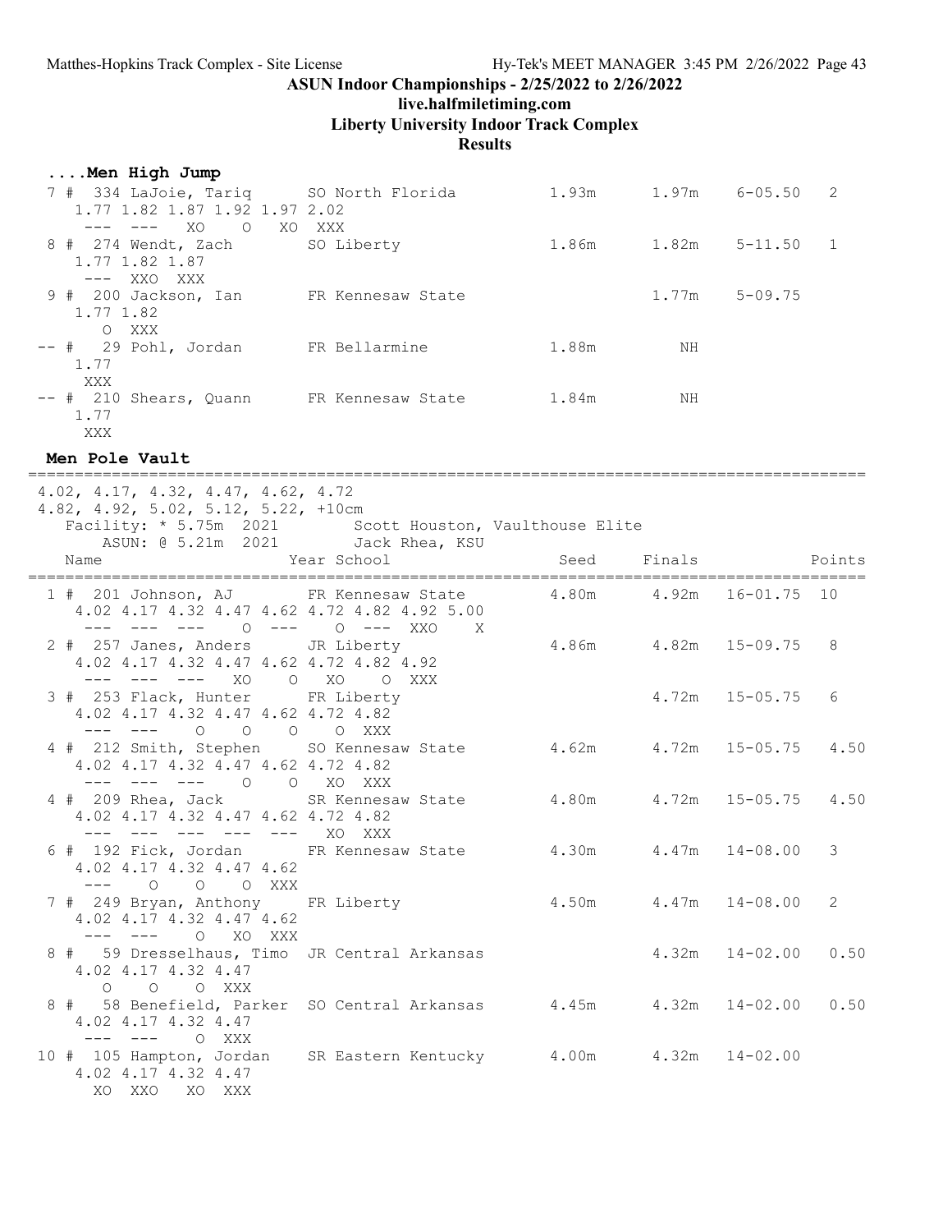ASUN Indoor Championships - 2/25/2022 to 2/26/2022
live.halfmiletiming.com
Liberty University Indoor Track Complex
Results

### ....Men High Jump

```
  7 #  334 LaJoie, Tariq      SO North Florida          1.93m      1.97m    6-05.50   2
     1.77 1.82 1.87 1.92 1.97 2.02
      ---  ---   XO    O   XO  XXX
  8 #  274 Wendt, Zach        SO Liberty                1.86m      1.82m    5-11.50   1
     1.77 1.82 1.87
      ---  XXO  XXX
  9 #  200 Jackson, Ian       FR Kennesaw State                    1.77m    5-09.75
     1.77 1.82
        O  XXX
 -- #   29 Pohl, Jordan       FR Bellarmine             1.88m         NH
     1.77
      XXX
 -- #  210 Shears, Quann      FR Kennesaw State         1.84m         NH
     1.77
      XXX
```

### Men Pole Vault

```
4.02, 4.17, 4.32, 4.47, 4.62, 4.72
4.82, 4.92, 5.02, 5.12, 5.22, +10cm
   Facility: * 5.75m  2021        Scott Houston, Vaulthouse Elite
       ASUN: @ 5.21m  2021        Jack Rhea, KSU
   Name                    Year School                 Seed     Finals              Points
===========================================================================================
  1 #  201 Johnson, AJ        FR Kennesaw State         4.80m      4.92m   16-01.75  10
     4.02 4.17 4.32 4.47 4.62 4.72 4.82 4.92 5.00
      ---  ---  ---    O  ---    O  ---  XXO    X
  2 #  257 Janes, Anders      JR Liberty                4.86m      4.82m   15-09.75   8
     4.02 4.17 4.32 4.47 4.62 4.72 4.82 4.92
      ---  ---  ---   XO    O   XO    O  XXX
  3 #  253 Flack, Hunter      FR Liberty                           4.72m   15-05.75   6
     4.02 4.17 4.32 4.47 4.62 4.72 4.82
      ---  ---    O    O    O    O  XXX
  4 #  212 Smith, Stephen     SO Kennesaw State         4.62m      4.72m   15-05.75   4.50
     4.02 4.17 4.32 4.47 4.62 4.72 4.82
      ---  ---  ---    O    O   XO  XXX
  4 #  209 Rhea, Jack         SR Kennesaw State         4.80m      4.72m   15-05.75   4.50
     4.02 4.17 4.32 4.47 4.62 4.72 4.82
      ---  ---  ---  ---  ---   XO  XXX
  6 #  192 Fick, Jordan       FR Kennesaw State         4.30m      4.47m   14-08.00   3
     4.02 4.17 4.32 4.47 4.62
      ---    O    O    O  XXX
  7 #  249 Bryan, Anthony     FR Liberty                4.50m      4.47m   14-08.00   2
     4.02 4.17 4.32 4.47 4.62
      ---  ---    O   XO  XXX
  8 #   59 Dresselhaus, Timo  JR Central Arkansas                  4.32m   14-02.00   0.50
     4.02 4.17 4.32 4.47
        O    O    O  XXX
  8 #   58 Benefield, Parker  SO Central Arkansas       4.45m      4.32m   14-02.00   0.50
     4.02 4.17 4.32 4.47
      ---  ---    O  XXX
 10 #  105 Hampton, Jordan    SR Eastern Kentucky       4.00m      4.32m   14-02.00
     4.02 4.17 4.32 4.47
       XO  XXO   XO  XXX
```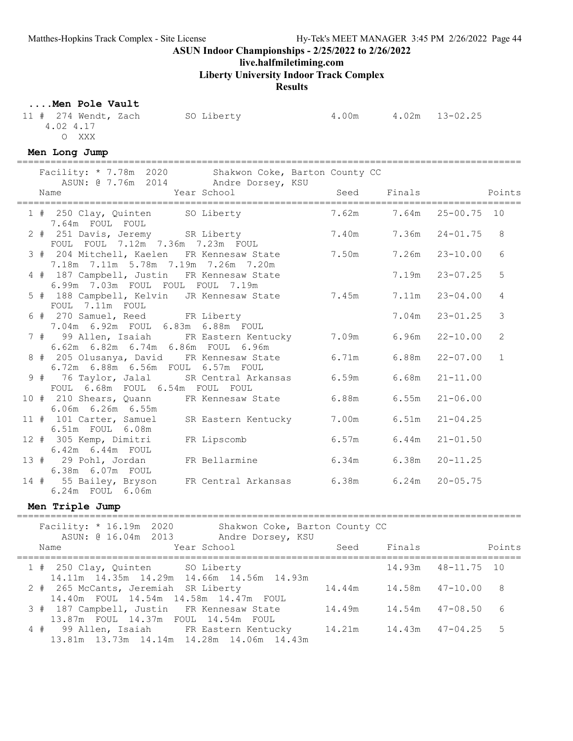ASUN Indoor Championships - 2/25/2022 to 2/26/2022
live.halfmiletiming.com
Liberty University Indoor Track Complex
**Results**

### ....Men Pole Vault

```
 11 # 274 Wendt, Zach         SO Liberty                4.00m      4.02m  13-02.25
      4.02 4.17
         O  XXX
```

### Men Long Jump

```
==========================================================================================
   Facility: * 7.78m  2020         Shakwon Coke, Barton County CC
       ASUN: @ 7.76m  2014         Andre Dorsey, KSU
    Name                    Year School                  Seed     Finals            Points
==========================================================================================
  1 # 250 Clay, Quinten      SO Liberty                7.62m      7.64m  25-00.75  10
      7.64m  FOUL  FOUL
  2 # 251 Davis, Jeremy      SR Liberty                7.40m      7.36m  24-01.75   8
      FOUL  FOUL  7.12m  7.36m  7.23m  FOUL
  3 # 204 Mitchell, Kaelen   FR Kennesaw State         7.50m      7.26m  23-10.00   6
      7.18m  7.11m  5.78m  7.19m  7.26m  7.20m
  4 # 187 Campbell, Justin   FR Kennesaw State                    7.19m  23-07.25   5
      6.99m  7.03m  FOUL  FOUL  FOUL  7.19m
  5 # 188 Campbell, Kelvin   JR Kennesaw State         7.45m      7.11m  23-04.00   4
      FOUL  7.11m  FOUL
  6 # 270 Samuel, Reed       FR Liberty                           7.04m  23-01.25   3
      7.04m  6.92m  FOUL  6.83m  6.88m  FOUL
  7 #  99 Allen, Isaiah      FR Eastern Kentucky       7.09m      6.96m  22-10.00   2
      6.62m  6.82m  6.74m  6.86m  FOUL  6.96m
  8 # 205 Olusanya, David    FR Kennesaw State         6.71m      6.88m  22-07.00   1
      6.72m  6.88m  6.56m  FOUL  6.57m  FOUL
  9 #  76 Taylor, Jalal      SR Central Arkansas       6.59m      6.68m  21-11.00
      FOUL  6.68m  FOUL  6.54m  FOUL  FOUL
 10 # 210 Shears, Quann      FR Kennesaw State         6.88m      6.55m  21-06.00
      6.06m  6.26m  6.55m
 11 # 101 Carter, Samuel     SR Eastern Kentucky       7.00m      6.51m  21-04.25
      6.51m  FOUL  6.08m
 12 # 305 Kemp, Dimitri      FR Lipscomb               6.57m      6.44m  21-01.50
      6.42m  6.44m  FOUL
 13 #  29 Pohl, Jordan       FR Bellarmine             6.34m      6.38m  20-11.25
      6.38m  6.07m  FOUL
 14 #  55 Bailey, Bryson     FR Central Arkansas       6.38m      6.24m  20-05.75
      6.24m  FOUL  6.06m
```

### Men Triple Jump

```
==========================================================================================
   Facility: * 16.19m  2020        Shakwon Coke, Barton County CC
       ASUN: @ 16.04m  2013        Andre Dorsey, KSU
    Name                    Year School                  Seed     Finals            Points
==========================================================================================
  1 # 250 Clay, Quinten      SO Liberty                          14.93m  48-11.75  10
      14.11m  14.35m  14.29m  14.66m  14.56m  14.93m
  2 # 265 McCants, Jeremiah  SR Liberty               14.44m     14.58m  47-10.00   8
      14.40m  FOUL  14.54m  14.58m  14.47m  FOUL
  3 # 187 Campbell, Justin   FR Kennesaw State        14.49m     14.54m  47-08.50   6
      13.87m  FOUL  14.37m  FOUL  14.54m  FOUL
  4 #  99 Allen, Isaiah      FR Eastern Kentucky      14.21m     14.43m  47-04.25   5
      13.81m  13.73m  14.14m  14.28m  14.06m  14.43m
```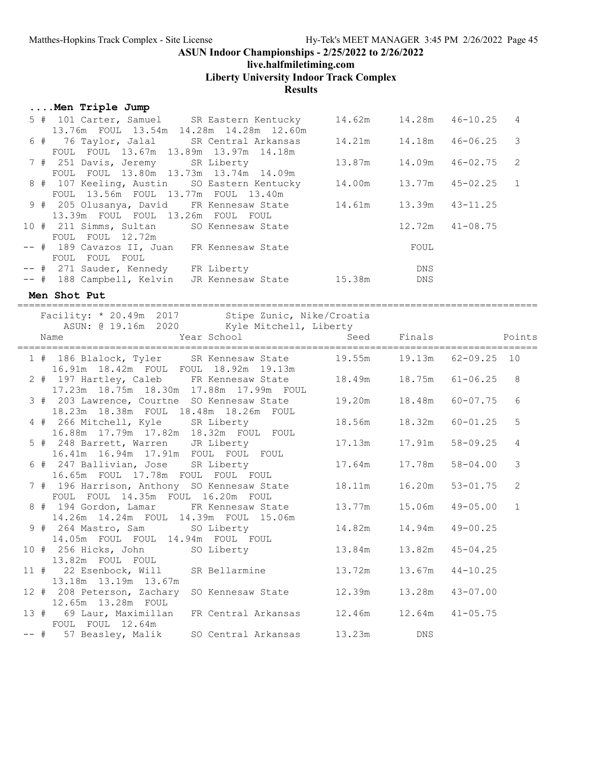# ASUN Indoor Championships - 2/25/2022 to 2/26/2022

## live.halfmiletiming.com

## Liberty University Indoor Track Complex

## Results

### ....Men Triple Jump

| Place | Name | Year | School | Seed | Finals | | Points |
|---|---|---|---|---|---|---|---|
| 5 # | 101 Carter, Samuel | SR | Eastern Kentucky | 14.62m | 14.28m | 46-10.25 | 4 |
| | 13.76m FOUL 13.54m 14.28m 14.28m 12.60m | | | | | | |
| 6 # | 76 Taylor, Jalal | SR | Central Arkansas | 14.21m | 14.18m | 46-06.25 | 3 |
| | FOUL FOUL 13.67m 13.89m 13.97m 14.18m | | | | | | |
| 7 # | 251 Davis, Jeremy | SR | Liberty | 13.87m | 14.09m | 46-02.75 | 2 |
| | FOUL FOUL 13.80m 13.73m 13.74m 14.09m | | | | | | |
| 8 # | 107 Keeling, Austin | SO | Eastern Kentucky | 14.00m | 13.77m | 45-02.25 | 1 |
| | FOUL 13.56m FOUL 13.77m FOUL 13.40m | | | | | | |
| 9 # | 205 Olusanya, David | FR | Kennesaw State | 14.61m | 13.39m | 43-11.25 | |
| | 13.39m FOUL FOUL 13.26m FOUL FOUL | | | | | | |
| 10 # | 211 Simms, Sultan | SO | Kennesaw State | | 12.72m | 41-08.75 | |
| | FOUL FOUL 12.72m | | | | | | |
| -- # | 189 Cavazos II, Juan | FR | Kennesaw State | | FOUL | | |
| | FOUL FOUL FOUL | | | | | | |
| -- # | 271 Sauder, Kennedy | FR | Liberty | | DNS | | |
| -- # | 188 Campbell, Kelvin | JR | Kennesaw State | 15.38m | DNS | | |

### Men Shot Put

Facility: * 20.49m 2017 Stipe Zunic, Nike/Croatia
ASUN: @ 19.16m 2020 Kyle Mitchell, Liberty

| Place | Name | Year | School | Seed | Finals | | Points |
|---|---|---|---|---|---|---|---|
| 1 # | 186 Blalock, Tyler | SR | Kennesaw State | 19.55m | 19.13m | 62-09.25 | 10 |
| | 16.91m 18.42m FOUL FOUL 18.92m 19.13m | | | | | | |
| 2 # | 197 Hartley, Caleb | FR | Kennesaw State | 18.49m | 18.75m | 61-06.25 | 8 |
| | 17.23m 18.75m 18.30m 17.88m 17.99m FOUL | | | | | | |
| 3 # | 203 Lawrence, Courtne | SO | Kennesaw State | 19.20m | 18.48m | 60-07.75 | 6 |
| | 18.23m 18.38m FOUL 18.48m 18.26m FOUL | | | | | | |
| 4 # | 266 Mitchell, Kyle | SR | Liberty | 18.56m | 18.32m | 60-01.25 | 5 |
| | 16.88m 17.79m 17.82m 18.32m FOUL FOUL | | | | | | |
| 5 # | 248 Barrett, Warren | JR | Liberty | 17.13m | 17.91m | 58-09.25 | 4 |
| | 16.41m 16.94m 17.91m FOUL FOUL FOUL | | | | | | |
| 6 # | 247 Ballivian, Jose | SR | Liberty | 17.64m | 17.78m | 58-04.00 | 3 |
| | 16.65m FOUL 17.78m FOUL FOUL FOUL | | | | | | |
| 7 # | 196 Harrison, Anthony | SO | Kennesaw State | 18.11m | 16.20m | 53-01.75 | 2 |
| | FOUL FOUL 14.35m FOUL 16.20m FOUL | | | | | | |
| 8 # | 194 Gordon, Lamar | FR | Kennesaw State | 13.77m | 15.06m | 49-05.00 | 1 |
| | 14.26m 14.24m FOUL 14.39m FOUL 15.06m | | | | | | |
| 9 # | 264 Mastro, Sam | SO | Liberty | 14.82m | 14.94m | 49-00.25 | |
| | 14.05m FOUL FOUL 14.94m FOUL FOUL | | | | | | |
| 10 # | 256 Hicks, John | SO | Liberty | 13.84m | 13.82m | 45-04.25 | |
| | 13.82m FOUL FOUL | | | | | | |
| 11 # | 22 Esenbock, Will | SR | Bellarmine | 13.72m | 13.67m | 44-10.25 | |
| | 13.18m 13.19m 13.67m | | | | | | |
| 12 # | 208 Peterson, Zachary | SO | Kennesaw State | 12.39m | 13.28m | 43-07.00 | |
| | 12.65m 13.28m FOUL | | | | | | |
| 13 # | 69 Laur, Maximillan | FR | Central Arkansas | 12.46m | 12.64m | 41-05.75 | |
| | FOUL FOUL 12.64m | | | | | | |
| -- # | 57 Beasley, Malik | SO | Central Arkansas | 13.23m | DNS | | |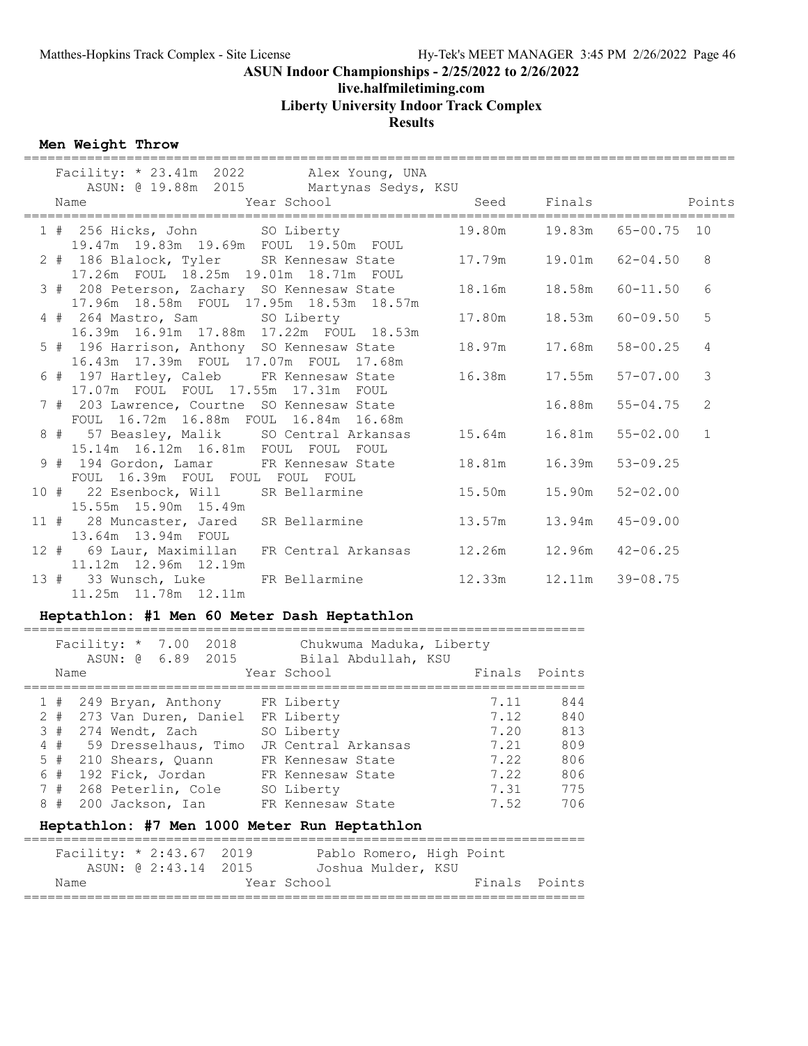## ASUN Indoor Championships - 2/25/2022 to 2/26/2022

### live.halfmiletiming.com

### Liberty University Indoor Track Complex

### Results

### Men Weight Throw

Facility: * 23.41m 2022 Alex Young, UNA
ASUN: @ 19.88m 2015 Martynas Sedys, KSU

| Place | Name | Year | School | Seed | Finals | | Points |
|---|---|---|---|---|---|---|---|
| 1 # | 256 Hicks, John | SO | Liberty | 19.80m | 19.83m | 65-00.75 | 10 |
| | 19.47m 19.83m 19.69m FOUL 19.50m FOUL | | | | | | |
| 2 # | 186 Blalock, Tyler | SR | Kennesaw State | 17.79m | 19.01m | 62-04.50 | 8 |
| | 17.26m FOUL 18.25m 19.01m 18.71m FOUL | | | | | | |
| 3 # | 208 Peterson, Zachary | SO | Kennesaw State | 18.16m | 18.58m | 60-11.50 | 6 |
| | 17.96m 18.58m FOUL 17.95m 18.53m 18.57m | | | | | | |
| 4 # | 264 Mastro, Sam | SO | Liberty | 17.80m | 18.53m | 60-09.50 | 5 |
| | 16.39m 16.91m 17.88m 17.22m FOUL 18.53m | | | | | | |
| 5 # | 196 Harrison, Anthony | SO | Kennesaw State | 18.97m | 17.68m | 58-00.25 | 4 |
| | 16.43m 17.39m FOUL 17.07m FOUL 17.68m | | | | | | |
| 6 # | 197 Hartley, Caleb | FR | Kennesaw State | 16.38m | 17.55m | 57-07.00 | 3 |
| | 17.07m FOUL FOUL 17.55m 17.31m FOUL | | | | | | |
| 7 # | 203 Lawrence, Courtne | SO | Kennesaw State | | 16.88m | 55-04.75 | 2 |
| | FOUL 16.72m 16.88m FOUL 16.84m 16.68m | | | | | | |
| 8 # | 57 Beasley, Malik | SO | Central Arkansas | 15.64m | 16.81m | 55-02.00 | 1 |
| | 15.14m 16.12m 16.81m FOUL FOUL FOUL | | | | | | |
| 9 # | 194 Gordon, Lamar | FR | Kennesaw State | 18.81m | 16.39m | 53-09.25 | |
| | FOUL 16.39m FOUL FOUL FOUL FOUL | | | | | | |
| 10 # | 22 Esenbock, Will | SR | Bellarmine | 15.50m | 15.90m | 52-02.00 | |
| | 15.55m 15.90m 15.49m | | | | | | |
| 11 # | 28 Muncaster, Jared | SR | Bellarmine | 13.57m | 13.94m | 45-09.00 | |
| | 13.64m 13.94m FOUL | | | | | | |
| 12 # | 69 Laur, Maximillan | FR | Central Arkansas | 12.26m | 12.96m | 42-06.25 | |
| | 11.12m 12.96m 12.19m | | | | | | |
| 13 # | 33 Wunsch, Luke | FR | Bellarmine | 12.33m | 12.11m | 39-08.75 | |
| | 11.25m 11.78m 12.11m | | | | | | |

### Heptathlon: #1 Men 60 Meter Dash Heptathlon

Facility: * 7.00 2018 Chukwuma Maduka, Liberty
ASUN: @ 6.89 2015 Bilal Abdullah, KSU

| Place | Name | Year | School | Finals | Points |
|---|---|---|---|---|---|
| 1 # | 249 Bryan, Anthony | FR | Liberty | 7.11 | 844 |
| 2 # | 273 Van Duren, Daniel | FR | Liberty | 7.12 | 840 |
| 3 # | 274 Wendt, Zach | SO | Liberty | 7.20 | 813 |
| 4 # | 59 Dresselhaus, Timo | JR | Central Arkansas | 7.21 | 809 |
| 5 # | 210 Shears, Quann | FR | Kennesaw State | 7.22 | 806 |
| 6 # | 192 Fick, Jordan | FR | Kennesaw State | 7.22 | 806 |
| 7 # | 268 Peterlin, Cole | SO | Liberty | 7.31 | 775 |
| 8 # | 200 Jackson, Ian | FR | Kennesaw State | 7.52 | 706 |

### Heptathlon: #7 Men 1000 Meter Run Heptathlon

Facility: * 2:43.67 2019 Pablo Romero, High Point
ASUN: @ 2:43.14 2015 Joshua Mulder, KSU

| Name | Year | School | Finals | Points |
|---|---|---|---|---|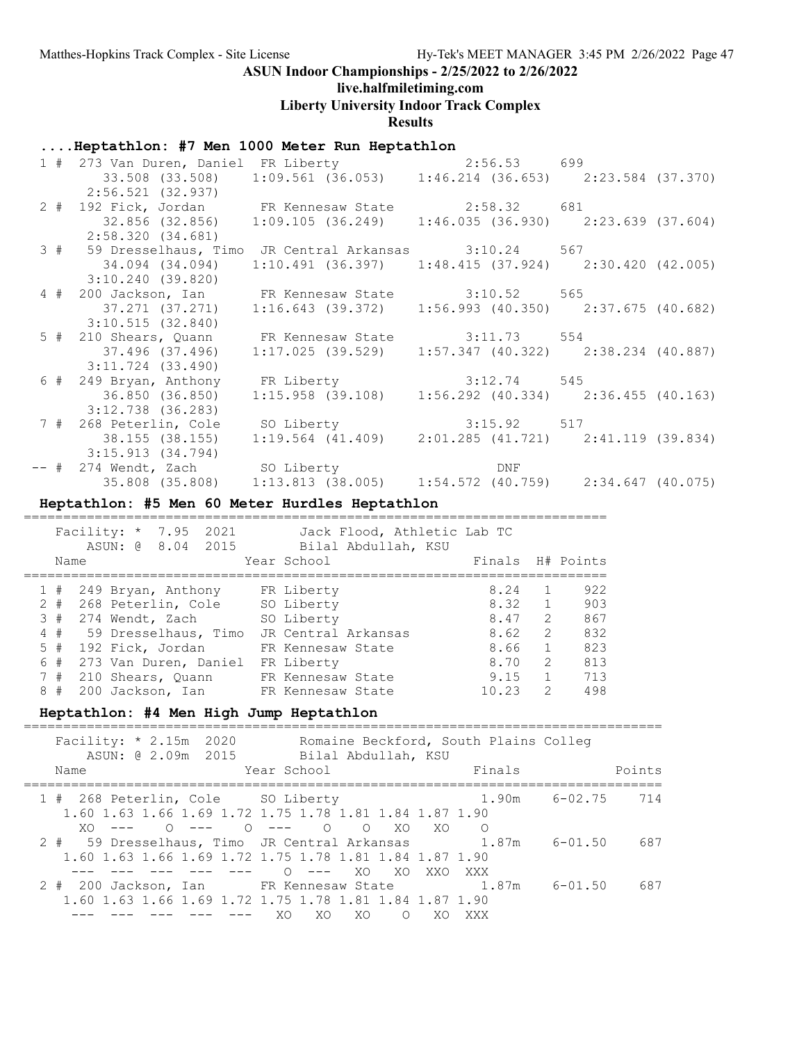# ASUN Indoor Championships - 2/25/2022 to 2/26/2022

**live.halfmiletiming.com**

**Liberty University Indoor Track Complex**

**Results**

## ....Heptathlon: #7 Men 1000 Meter Run Heptathlon

| Place | Name | Year | School | Finals | Points |
|---|---|---|---|---|---|
| 1 # | 273 Van Duren, Daniel | FR | Liberty | 2:56.53 | 699 |
| | 33.508 (33.508) | 1:09.561 (36.053) | 1:46.214 (36.653) | 2:23.584 (37.370) | 2:56.521 (32.937) |
| 2 # | 192 Fick, Jordan | FR | Kennesaw State | 2:58.32 | 681 |
| | 32.856 (32.856) | 1:09.105 (36.249) | 1:46.035 (36.930) | 2:23.639 (37.604) | 2:58.320 (34.681) |
| 3 # | 59 Dresselhaus, Timo | JR | Central Arkansas | 3:10.24 | 567 |
| | 34.094 (34.094) | 1:10.491 (36.397) | 1:48.415 (37.924) | 2:30.420 (42.005) | 3:10.240 (39.820) |
| 4 # | 200 Jackson, Ian | FR | Kennesaw State | 3:10.52 | 565 |
| | 37.271 (37.271) | 1:16.643 (39.372) | 1:56.993 (40.350) | 2:37.675 (40.682) | 3:10.515 (32.840) |
| 5 # | 210 Shears, Quann | FR | Kennesaw State | 3:11.73 | 554 |
| | 37.496 (37.496) | 1:17.025 (39.529) | 1:57.347 (40.322) | 2:38.234 (40.887) | 3:11.724 (33.490) |
| 6 # | 249 Bryan, Anthony | FR | Liberty | 3:12.74 | 545 |
| | 36.850 (36.850) | 1:15.958 (39.108) | 1:56.292 (40.334) | 2:36.455 (40.163) | 3:12.738 (36.283) |
| 7 # | 268 Peterlin, Cole | SO | Liberty | 3:15.92 | 517 |
| | 38.155 (38.155) | 1:19.564 (41.409) | 2:01.285 (41.721) | 2:41.119 (39.834) | 3:15.913 (34.794) |
| -- # | 274 Wendt, Zach | SO | Liberty | DNF | |
| | 35.808 (35.808) | 1:13.813 (38.005) | 1:54.572 (40.759) | 2:34.647 (40.075) | |

## Heptathlon: #5 Men 60 Meter Hurdles Heptathlon

Facility: * 7.95 2021 Jack Flood, Athletic Lab TC
ASUN: @ 8.04 2015 Bilal Abdullah, KSU

| Place | Name | Year | School | Finals | H# | Points |
|---|---|---|---|---|---|---|
| 1 # | 249 Bryan, Anthony | FR | Liberty | 8.24 | 1 | 922 |
| 2 # | 268 Peterlin, Cole | SO | Liberty | 8.32 | 1 | 903 |
| 3 # | 274 Wendt, Zach | SO | Liberty | 8.47 | 2 | 867 |
| 4 # | 59 Dresselhaus, Timo | JR | Central Arkansas | 8.62 | 2 | 832 |
| 5 # | 192 Fick, Jordan | FR | Kennesaw State | 8.66 | 1 | 823 |
| 6 # | 273 Van Duren, Daniel | FR | Liberty | 8.70 | 2 | 813 |
| 7 # | 210 Shears, Quann | FR | Kennesaw State | 9.15 | 1 | 713 |
| 8 # | 200 Jackson, Ian | FR | Kennesaw State | 10.23 | 2 | 498 |

## Heptathlon: #4 Men High Jump Heptathlon

Facility: * 2.15m 2020 Romaine Beckford, South Plains Colleg
ASUN: @ 2.09m 2015 Bilal Abdullah, KSU

| Place | Name | Year | School | Finals | | Points |
|---|---|---|---|---|---|---|
| 1 # | 268 Peterlin, Cole | SO | Liberty | 1.90m | 6-02.75 | 714 |
| 2 # | 59 Dresselhaus, Timo | JR | Central Arkansas | 1.87m | 6-01.50 | 687 |
| 2 # | 200 Jackson, Ian | FR | Kennesaw State | 1.87m | 6-01.50 | 687 |

| Name | 1.60 | 1.63 | 1.66 | 1.69 | 1.72 | 1.75 | 1.78 | 1.81 | 1.84 | 1.87 | 1.90 |
|---|---|---|---|---|---|---|---|---|---|---|---|
| Peterlin, Cole | XO | --- | O | --- | O | --- | O | O | XO | XO | O |
| Dresselhaus, Timo | --- | --- | --- | --- | --- | O | --- | XO | XO | XXO | XXX |
| Jackson, Ian | --- | --- | --- | --- | --- | XO | XO | XO | O | XO | XXX |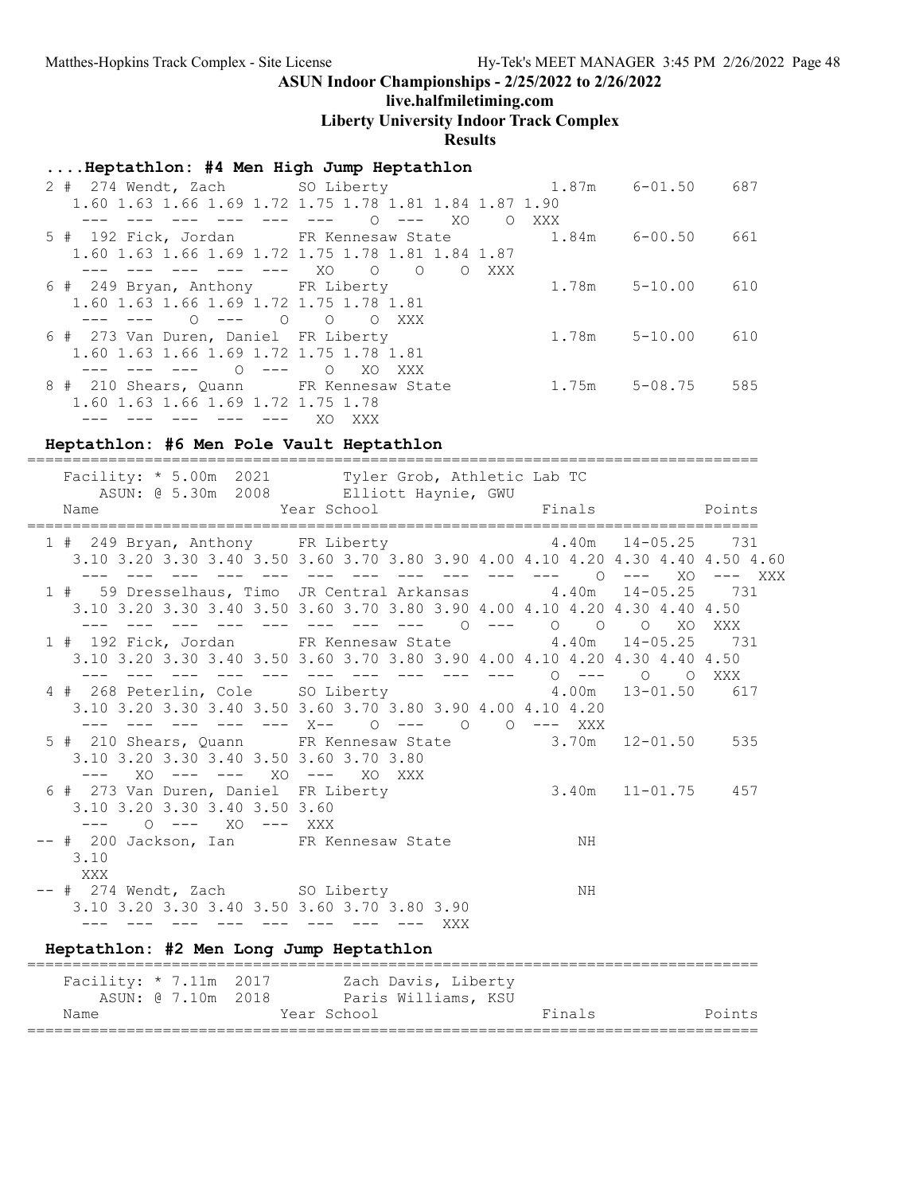ASUN Indoor Championships - 2/25/2022 to 2/26/2022

live.halfmiletiming.com

Liberty University Indoor Track Complex

Results

### ....Heptathlon: #4 Men High Jump Heptathlon

```
  2 #  274 Wendt, Zach         SO Liberty                      1.87m    6-01.50    687
     1.60 1.63 1.66 1.69 1.72 1.75 1.78 1.81 1.84 1.87 1.90
      ---  ---  ---  ---  ---  ---    O  ---   XO    O  XXX
  5 #  192 Fick, Jordan        FR Kennesaw State               1.84m    6-00.50    661
     1.60 1.63 1.66 1.69 1.72 1.75 1.78 1.81 1.84 1.87
      ---  ---  ---  ---  ---   XO    O    O    O  XXX
  6 #  249 Bryan, Anthony      FR Liberty                      1.78m    5-10.00    610
     1.60 1.63 1.66 1.69 1.72 1.75 1.78 1.81
      ---  ---    O  ---    O    O    O  XXX
  6 #  273 Van Duren, Daniel   FR Liberty                      1.78m    5-10.00    610
     1.60 1.63 1.66 1.69 1.72 1.75 1.78 1.81
      ---  ---  ---    O  ---    O   XO  XXX
  8 #  210 Shears, Quann       FR Kennesaw State               1.75m    5-08.75    585
     1.60 1.63 1.66 1.69 1.72 1.75 1.78
      ---  ---  ---  ---  ---   XO  XXX
```

### Heptathlon: #6 Men Pole Vault Heptathlon

```
=====================================================================================
    Facility: * 5.00m  2021        Tyler Grob, Athletic Lab TC
        ASUN: @ 5.30m  2008        Elliott Haynie, GWU
    Name                    Year School                   Finals              Points
=====================================================================================
  1 #  249 Bryan, Anthony      FR Liberty                      4.40m   14-05.25    731
     3.10 3.20 3.30 3.40 3.50 3.60 3.70 3.80 3.90 4.00 4.10 4.20 4.30 4.40 4.50 4.60
      ---  ---  ---  ---  ---  ---  ---  ---  ---  ---  ---    O  ---   XO  ---  XXX
  1 #   59 Dresselhaus, Timo   JR Central Arkansas             4.40m   14-05.25    731
     3.10 3.20 3.30 3.40 3.50 3.60 3.70 3.80 3.90 4.00 4.10 4.20 4.30 4.40 4.50
      ---  ---  ---  ---  ---  ---  ---  ---    O  ---    O    O    O   XO  XXX
  1 #  192 Fick, Jordan        FR Kennesaw State               4.40m   14-05.25    731
     3.10 3.20 3.30 3.40 3.50 3.60 3.70 3.80 3.90 4.00 4.10 4.20 4.30 4.40 4.50
      ---  ---  ---  ---  ---  ---  ---  ---  ---  ---    O  ---    O    O  XXX
  4 #  268 Peterlin, Cole      SO Liberty                      4.00m   13-01.50    617
     3.10 3.20 3.30 3.40 3.50 3.60 3.70 3.80 3.90 4.00 4.10 4.20
      ---  ---  ---  ---  ---  X--    O  ---    O    O  ---  XXX
  5 #  210 Shears, Quann       FR Kennesaw State               3.70m   12-01.50    535
     3.10 3.20 3.30 3.40 3.50 3.60 3.70 3.80
      ---   XO  ---  ---   XO  ---   XO  XXX
  6 #  273 Van Duren, Daniel   FR Liberty                      3.40m   11-01.75    457
     3.10 3.20 3.30 3.40 3.50 3.60
      ---    O  ---   XO  ---  XXX
 -- #  200 Jackson, Ian        FR Kennesaw State                  NH
     3.10
      XXX
 -- #  274 Wendt, Zach         SO Liberty                         NH
     3.10 3.20 3.30 3.40 3.50 3.60 3.70 3.80 3.90
      ---  ---  ---  ---  ---  ---  ---  ---  XXX
```

### Heptathlon: #2 Men Long Jump Heptathlon

```
=====================================================================================
    Facility: * 7.11m  2017        Zach Davis, Liberty
        ASUN: @ 7.10m  2018        Paris Williams, KSU
    Name                    Year School                   Finals              Points
=====================================================================================
```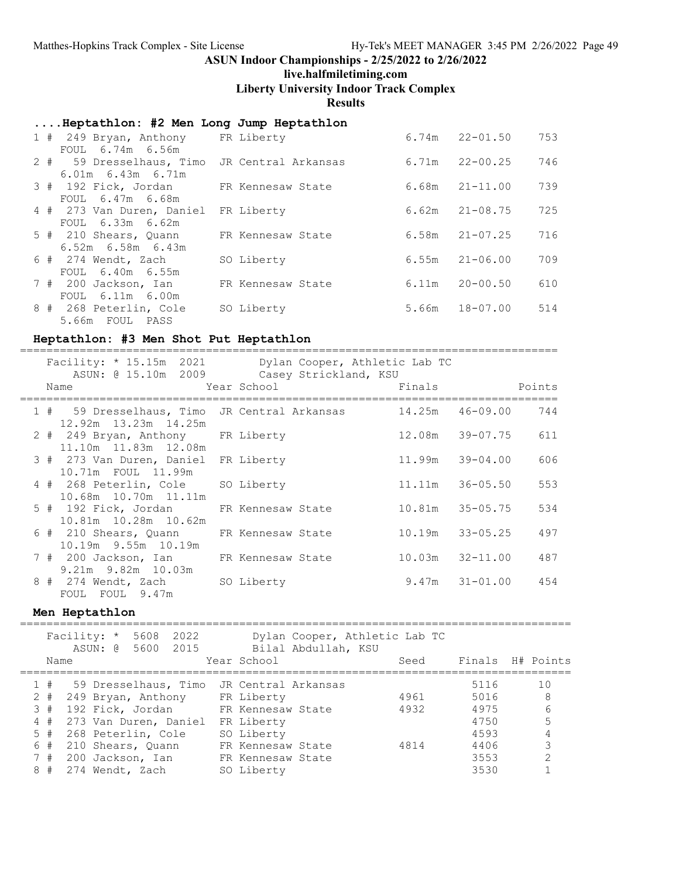## ASUN Indoor Championships - 2/25/2022 to 2/26/2022

**live.halfmiletiming.com**

**Liberty University Indoor Track Complex**

**Results**

### ....Heptathlon: #2 Men Long Jump Heptathlon

| Place | # | Name | Year | School | Finals | | Points |
|---|---|---|---|---|---|---|---|
| 1 # | 249 | Bryan, Anthony | FR | Liberty | 6.74m | 22-01.50 | 753 |
| | | FOUL 6.74m 6.56m | | | | | |
| 2 # | 59 | Dresselhaus, Timo | JR | Central Arkansas | 6.71m | 22-00.25 | 746 |
| | | 6.01m 6.43m 6.71m | | | | | |
| 3 # | 192 | Fick, Jordan | FR | Kennesaw State | 6.68m | 21-11.00 | 739 |
| | | FOUL 6.47m 6.68m | | | | | |
| 4 # | 273 | Van Duren, Daniel | FR | Liberty | 6.62m | 21-08.75 | 725 |
| | | FOUL 6.33m 6.62m | | | | | |
| 5 # | 210 | Shears, Quann | FR | Kennesaw State | 6.58m | 21-07.25 | 716 |
| | | 6.52m 6.58m 6.43m | | | | | |
| 6 # | 274 | Wendt, Zach | SO | Liberty | 6.55m | 21-06.00 | 709 |
| | | FOUL 6.40m 6.55m | | | | | |
| 7 # | 200 | Jackson, Ian | FR | Kennesaw State | 6.11m | 20-00.50 | 610 |
| | | FOUL 6.11m 6.00m | | | | | |
| 8 # | 268 | Peterlin, Cole | SO | Liberty | 5.66m | 18-07.00 | 514 |
| | | 5.66m FOUL PASS | | | | | |

### Heptathlon: #3 Men Shot Put Heptathlon

Facility: * 15.15m 2021 Dylan Cooper, Athletic Lab TC
ASUN: @ 15.10m 2009 Casey Strickland, KSU

| Place | # | Name | Year | School | Finals | | Points |
|---|---|---|---|---|---|---|---|
| 1 # | 59 | Dresselhaus, Timo | JR | Central Arkansas | 14.25m | 46-09.00 | 744 |
| | | 12.92m 13.23m 14.25m | | | | | |
| 2 # | 249 | Bryan, Anthony | FR | Liberty | 12.08m | 39-07.75 | 611 |
| | | 11.10m 11.83m 12.08m | | | | | |
| 3 # | 273 | Van Duren, Daniel | FR | Liberty | 11.99m | 39-04.00 | 606 |
| | | 10.71m FOUL 11.99m | | | | | |
| 4 # | 268 | Peterlin, Cole | SO | Liberty | 11.11m | 36-05.50 | 553 |
| | | 10.68m 10.70m 11.11m | | | | | |
| 5 # | 192 | Fick, Jordan | FR | Kennesaw State | 10.81m | 35-05.75 | 534 |
| | | 10.81m 10.28m 10.62m | | | | | |
| 6 # | 210 | Shears, Quann | FR | Kennesaw State | 10.19m | 33-05.25 | 497 |
| | | 10.19m 9.55m 10.19m | | | | | |
| 7 # | 200 | Jackson, Ian | FR | Kennesaw State | 10.03m | 32-11.00 | 487 |
| | | 9.21m 9.82m 10.03m | | | | | |
| 8 # | 274 | Wendt, Zach | SO | Liberty | 9.47m | 31-01.00 | 454 |
| | | FOUL FOUL 9.47m | | | | | |

### Men Heptathlon

Facility: * 5608 2022 Dylan Cooper, Athletic Lab TC
ASUN: @ 5600 2015 Bilal Abdullah, KSU

| Place | # | Name | Year | School | Seed | Finals | H# | Points |
|---|---|---|---|---|---|---|---|---|
| 1 # | 59 | Dresselhaus, Timo | JR | Central Arkansas | | 5116 | | 10 |
| 2 # | 249 | Bryan, Anthony | FR | Liberty | 4961 | 5016 | | 8 |
| 3 # | 192 | Fick, Jordan | FR | Kennesaw State | 4932 | 4975 | | 6 |
| 4 # | 273 | Van Duren, Daniel | FR | Liberty | | 4750 | | 5 |
| 5 # | 268 | Peterlin, Cole | SO | Liberty | | 4593 | | 4 |
| 6 # | 210 | Shears, Quann | FR | Kennesaw State | 4814 | 4406 | | 3 |
| 7 # | 200 | Jackson, Ian | FR | Kennesaw State | | 3553 | | 2 |
| 8 # | 274 | Wendt, Zach | SO | Liberty | | 3530 | | 1 |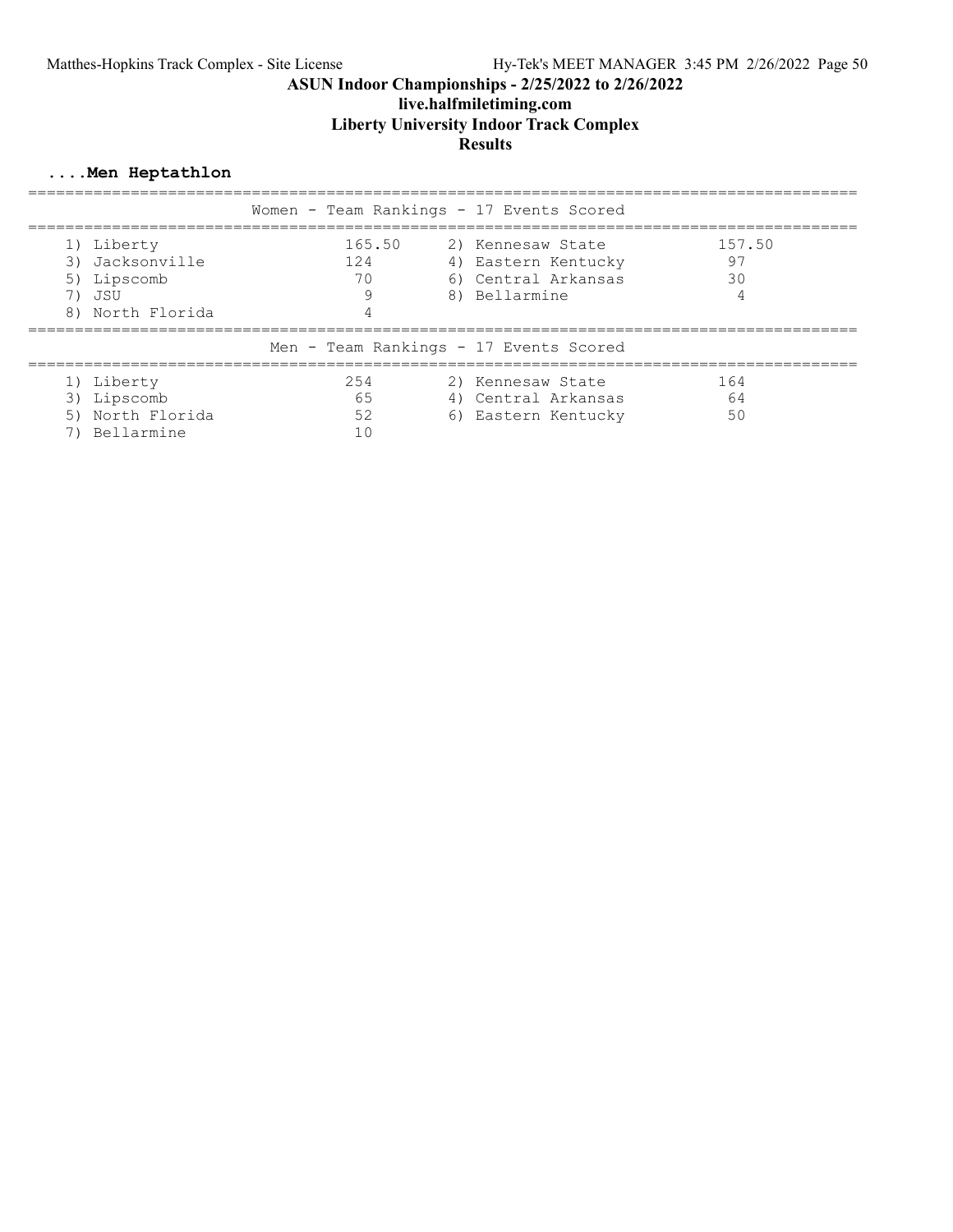# ASUN Indoor Championships - 2/25/2022 to 2/26/2022

## live.halfmiletiming.com

## Liberty University Indoor Track Complex

## Results

### ....Men Heptathlon

**Women - Team Rankings - 17 Events Scored**

| | | | |
|---|---|---|---|
| 1) Liberty | 165.50 | 2) Kennesaw State | 157.50 |
| 3) Jacksonville | 124 | 4) Eastern Kentucky | 97 |
| 5) Lipscomb | 70 | 6) Central Arkansas | 30 |
| 7) JSU | 9 | 8) Bellarmine | 4 |
| 8) North Florida | 4 | | |

**Men - Team Rankings - 17 Events Scored**

| | | | |
|---|---|---|---|
| 1) Liberty | 254 | 2) Kennesaw State | 164 |
| 3) Lipscomb | 65 | 4) Central Arkansas | 64 |
| 5) North Florida | 52 | 6) Eastern Kentucky | 50 |
| 7) Bellarmine | 10 | | |